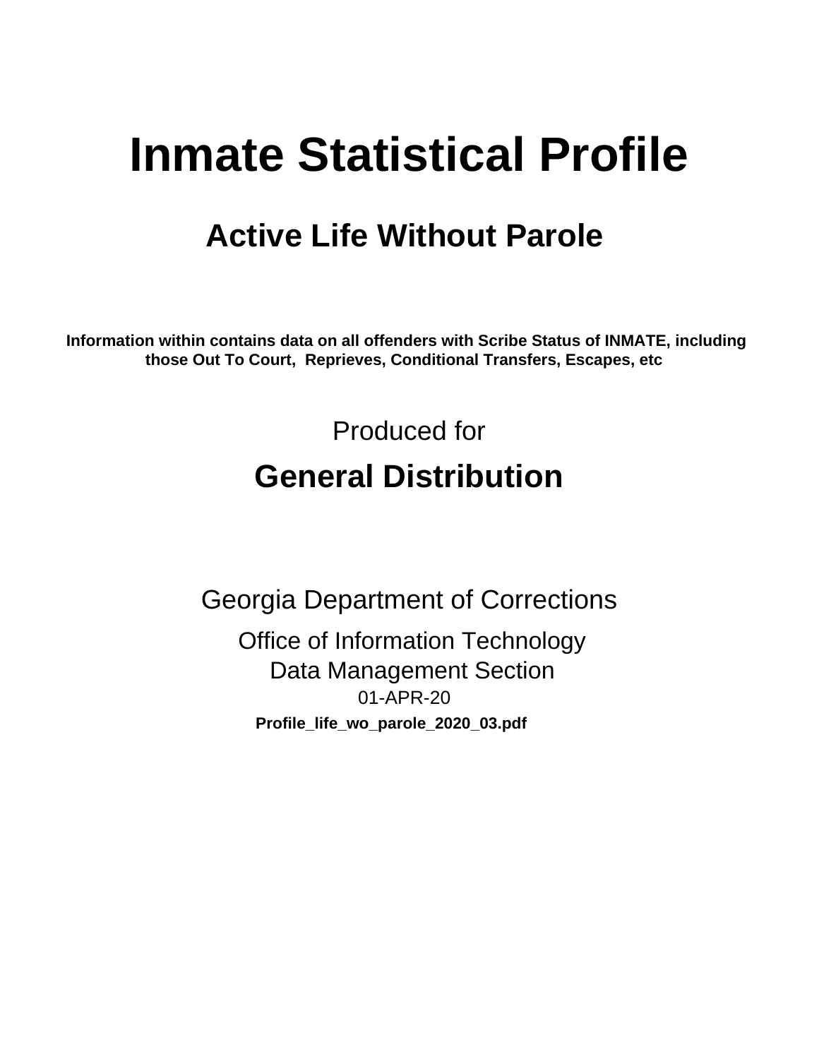# Inmate Statistical Profile

## Active Life Without Parole

**Information within contains data on all offenders with Scribe Status of INMATE, including those Out To Court, Reprieves, Conditional Transfers, Escapes, etc**

Produced for

## General Distribution

Georgia Department of Corrections

Office of Information Technology

Data Management Section

01-APR-20

**Profile_life_wo_parole_2020_03.pdf**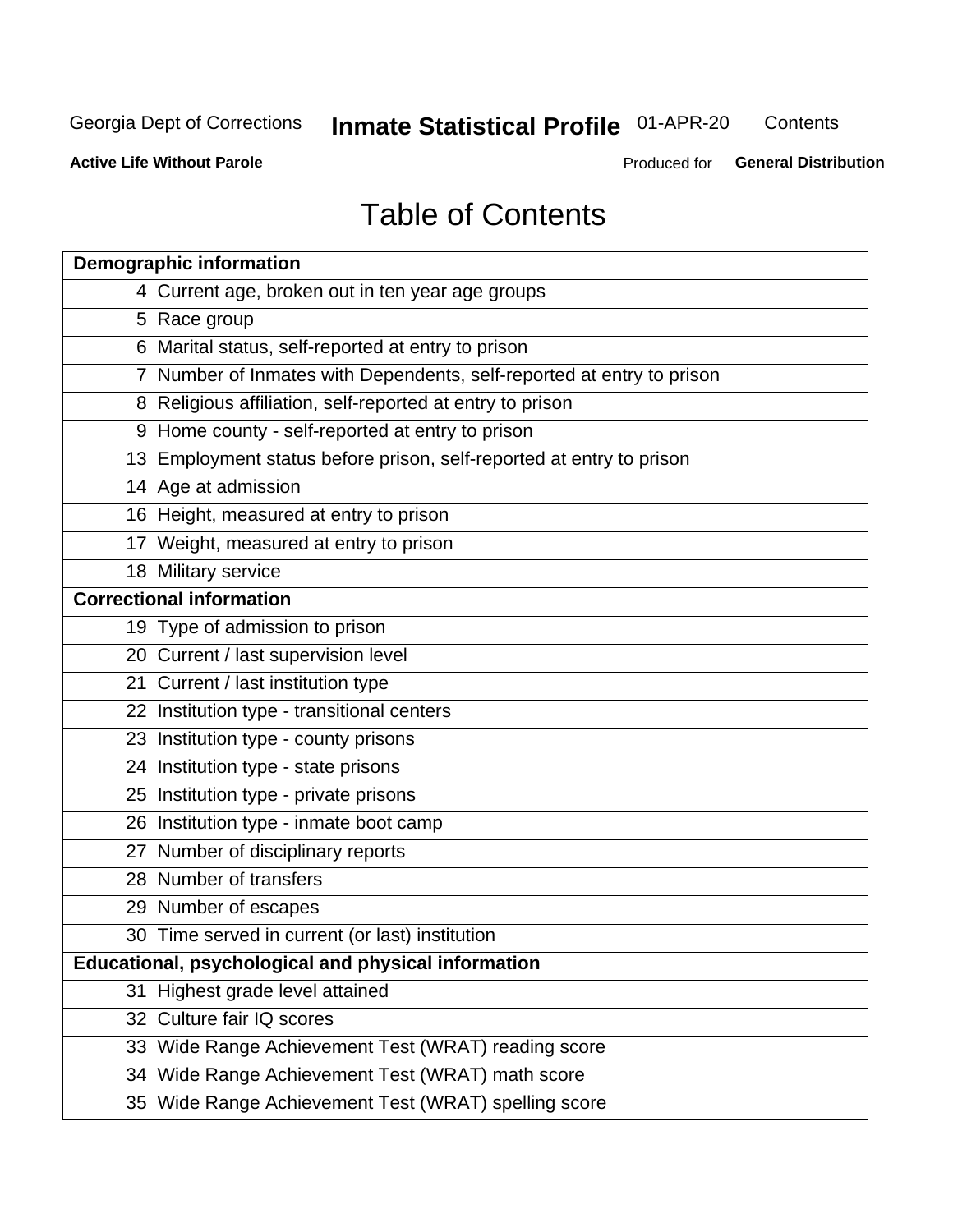Georgia Dept of Corrections **Inmate Statistical Profile** 01-APR-20 Contents

**Active Life Without Parole** Produced for **General Distribution**

# Table of Contents

| **Demographic information** | |
|---|---|
| 4 | Current age, broken out in ten year age groups |
| 5 | Race group |
| 6 | Marital status, self-reported at entry to prison |
| 7 | Number of Inmates with Dependents, self-reported at entry to prison |
| 8 | Religious affiliation, self-reported at entry to prison |
| 9 | Home county - self-reported at entry to prison |
| 13 | Employment status before prison, self-reported at entry to prison |
| 14 | Age at admission |
| 16 | Height, measured at entry to prison |
| 17 | Weight, measured at entry to prison |
| 18 | Military service |
| **Correctional information** | |
| 19 | Type of admission to prison |
| 20 | Current / last supervision level |
| 21 | Current / last institution type |
| 22 | Institution type - transitional centers |
| 23 | Institution type - county prisons |
| 24 | Institution type - state prisons |
| 25 | Institution type - private prisons |
| 26 | Institution type - inmate boot camp |
| 27 | Number of disciplinary reports |
| 28 | Number of transfers |
| 29 | Number of escapes |
| 30 | Time served in current (or last) institution |
| **Educational, psychological and physical information** | |
| 31 | Highest grade level attained |
| 32 | Culture fair IQ scores |
| 33 | Wide Range Achievement Test (WRAT) reading score |
| 34 | Wide Range Achievement Test (WRAT) math score |
| 35 | Wide Range Achievement Test (WRAT) spelling score |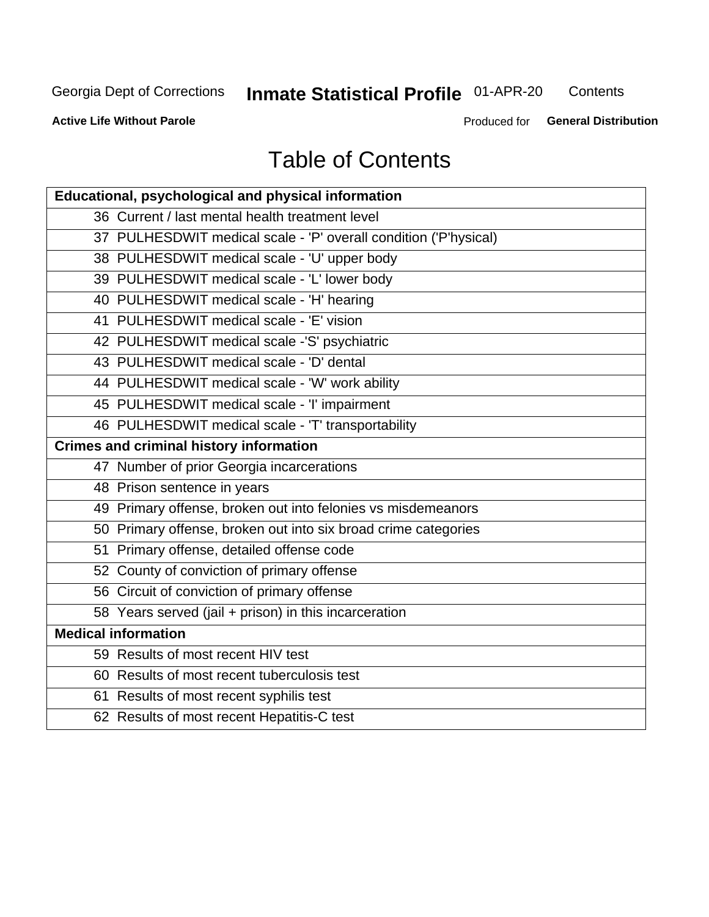# Table of Contents

| Educational, psychological and physical information |
|---|
| 36 Current / last mental health treatment level |
| 37 PULHESDWIT medical scale - 'P' overall condition ('P'hysical) |
| 38 PULHESDWIT medical scale - 'U' upper body |
| 39 PULHESDWIT medical scale - 'L' lower body |
| 40 PULHESDWIT medical scale - 'H' hearing |
| 41 PULHESDWIT medical scale - 'E' vision |
| 42 PULHESDWIT medical scale -'S' psychiatric |
| 43 PULHESDWIT medical scale - 'D' dental |
| 44 PULHESDWIT medical scale - 'W' work ability |
| 45 PULHESDWIT medical scale - 'I' impairment |
| 46 PULHESDWIT medical scale - 'T' transportability |
| **Crimes and criminal history information** |
| 47 Number of prior Georgia incarcerations |
| 48 Prison sentence in years |
| 49 Primary offense, broken out into felonies vs misdemeanors |
| 50 Primary offense, broken out into six broad crime categories |
| 51 Primary offense, detailed offense code |
| 52 County of conviction of primary offense |
| 56 Circuit of conviction of primary offense |
| 58 Years served (jail + prison) in this incarceration |
| **Medical information** |
| 59 Results of most recent HIV test |
| 60 Results of most recent tuberculosis test |
| 61 Results of most recent syphilis test |
| 62 Results of most recent Hepatitis-C test |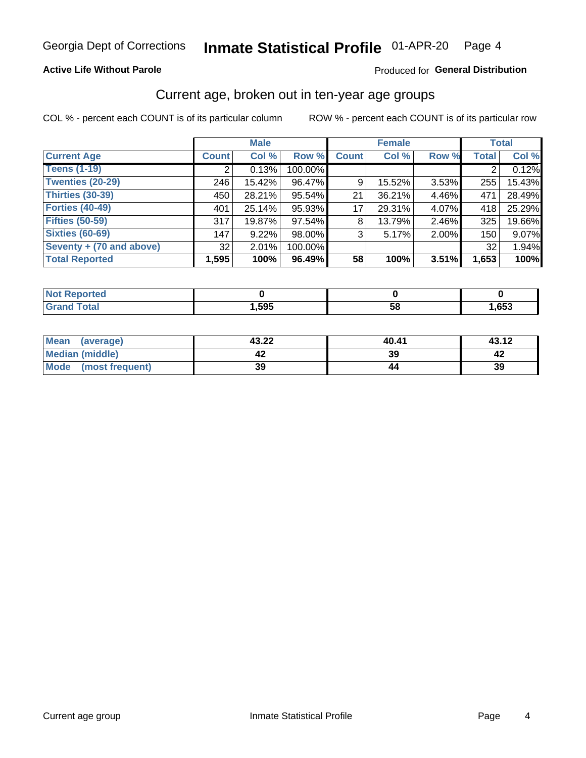Georgia Dept of Corrections **Inmate Statistical Profile** 01-APR-20 Page 4

**Active Life Without Parole**

Produced for **General Distribution**

## Current age, broken out in ten-year age groups

COL % - percent each COUNT is of its particular column

ROW % - percent each COUNT is of its particular row

| | Male | | | Female | | | Total | |
|---|---|---|---|---|---|---|---|---|
| **Current Age** | **Count** | **Col %** | **Row %** | **Count** | **Col %** | **Row %** | **Total** | **Col %** |
| **Teens (1-19)** | 2 | 0.13% | 100.00% | | | | 2 | 0.12% |
| **Twenties (20-29)** | 246 | 15.42% | 96.47% | 9 | 15.52% | 3.53% | 255 | 15.43% |
| **Thirties (30-39)** | 450 | 28.21% | 95.54% | 21 | 36.21% | 4.46% | 471 | 28.49% |
| **Forties (40-49)** | 401 | 25.14% | 95.93% | 17 | 29.31% | 4.07% | 418 | 25.29% |
| **Fifties (50-59)** | 317 | 19.87% | 97.54% | 8 | 13.79% | 2.46% | 325 | 19.66% |
| **Sixties (60-69)** | 147 | 9.22% | 98.00% | 3 | 5.17% | 2.00% | 150 | 9.07% |
| **Seventy + (70 and above)** | 32 | 2.01% | 100.00% | | | | 32 | 1.94% |
| **Total Reported** | **1,595** | **100%** | **96.49%** | **58** | **100%** | **3.51%** | **1,653** | **100%** |

| | Male | Female | Total |
|---|---|---|---|
| **Not Reported** | **0** | **0** | **0** |
| **Grand Total** | **1,595** | **58** | **1,653** |

| | Male | Female | Total |
|---|---|---|---|
| **Mean (average)** | **43.22** | **40.41** | **43.12** |
| **Median (middle)** | **42** | **39** | **42** |
| **Mode (most frequent)** | **39** | **44** | **39** |

Current age group Inmate Statistical Profile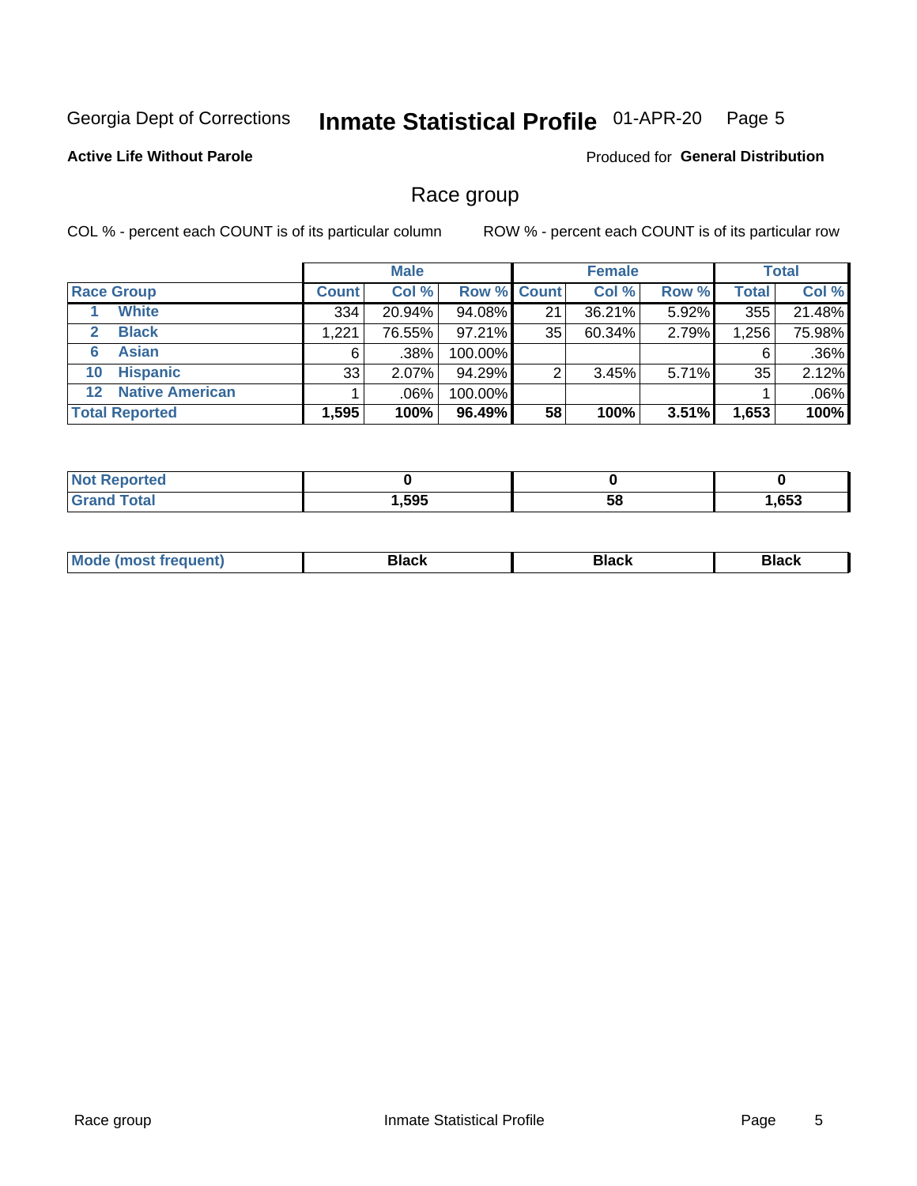Georgia Dept of Corrections **Inmate Statistical Profile** 01-APR-20 Page 5

**Active Life Without Parole**

Produced for **General Distribution**

## Race group

COL % - percent each COUNT is of its particular column ROW % - percent each COUNT is of its particular row

| | Male | | | Female | | | Total | |
|---|---|---|---|---|---|---|---|---|
| **Race Group** | **Count** | **Col %** | **Row %** | **Count** | **Col %** | **Row %** | **Total** | **Col %** |
| 1 **White** | 334 | 20.94% | 94.08% | 21 | 36.21% | 5.92% | 355 | 21.48% |
| 2 **Black** | 1,221 | 76.55% | 97.21% | 35 | 60.34% | 2.79% | 1,256 | 75.98% |
| 6 **Asian** | 6 | .38% | 100.00% | | | | 6 | .36% |
| 10 **Hispanic** | 33 | 2.07% | 94.29% | 2 | 3.45% | 5.71% | 35 | 2.12% |
| 12 **Native American** | 1 | .06% | 100.00% | | | | 1 | .06% |
| **Total Reported** | **1,595** | **100%** | **96.49%** | **58** | **100%** | **3.51%** | **1,653** | **100%** |

| | Male | Female | Total |
|---|---|---|---|
| **Not Reported** | **0** | **0** | **0** |
| **Grand Total** | **1,595** | **58** | **1,653** |

| | Male | Female | Total |
|---|---|---|---|
| **Mode (most frequent)** | **Black** | **Black** | **Black** |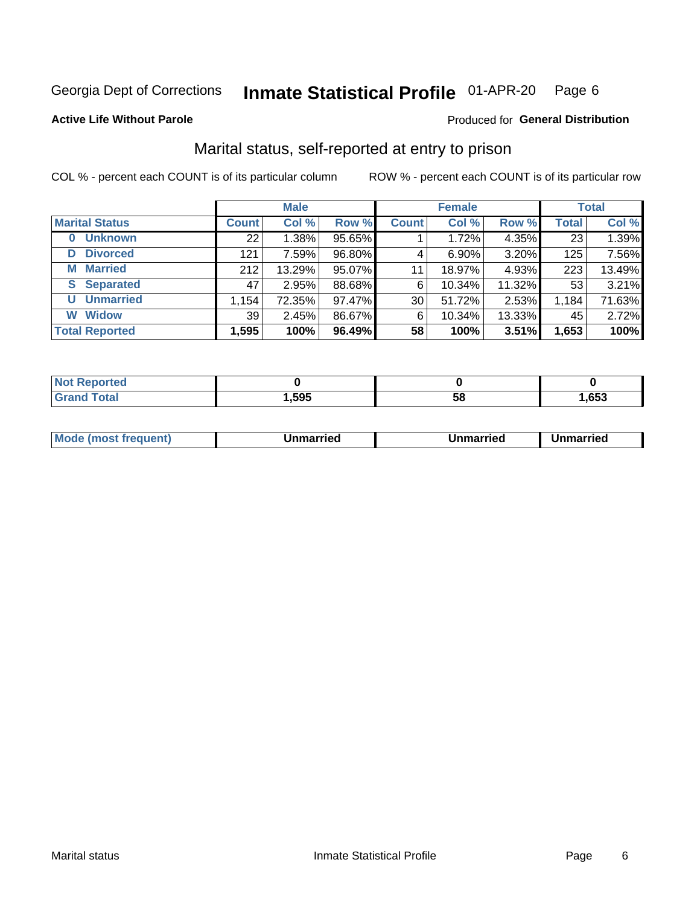Georgia Dept of Corrections **Inmate Statistical Profile** 01-APR-20 Page 6

**Active Life Without Parole**

Produced for **General Distribution**

## Marital status, self-reported at entry to prison

COL % - percent each COUNT is of its particular column

ROW % - percent each COUNT is of its particular row

| | Male | | | Female | | | Total | |
|---|---|---|---|---|---|---|---|---|
| **Marital Status** | **Count** | **Col %** | **Row %** | **Count** | **Col %** | **Row %** | **Total** | **Col %** |
| **0 Unknown** | 22 | 1.38% | 95.65% | 1 | 1.72% | 4.35% | 23 | 1.39% |
| **D Divorced** | 121 | 7.59% | 96.80% | 4 | 6.90% | 3.20% | 125 | 7.56% |
| **M Married** | 212 | 13.29% | 95.07% | 11 | 18.97% | 4.93% | 223 | 13.49% |
| **S Separated** | 47 | 2.95% | 88.68% | 6 | 10.34% | 11.32% | 53 | 3.21% |
| **U Unmarried** | 1,154 | 72.35% | 97.47% | 30 | 51.72% | 2.53% | 1,184 | 71.63% |
| **W Widow** | 39 | 2.45% | 86.67% | 6 | 10.34% | 13.33% | 45 | 2.72% |
| **Total Reported** | **1,595** | **100%** | **96.49%** | **58** | **100%** | **3.51%** | **1,653** | **100%** |

| | Male | Female | Total |
|---|---|---|---|
| **Not Reported** | **0** | **0** | **0** |
| **Grand Total** | **1,595** | **58** | **1,653** |

| | Male | Female | Total |
|---|---|---|---|
| **Mode (most frequent)** | **Unmarried** | **Unmarried** | **Unmarried** |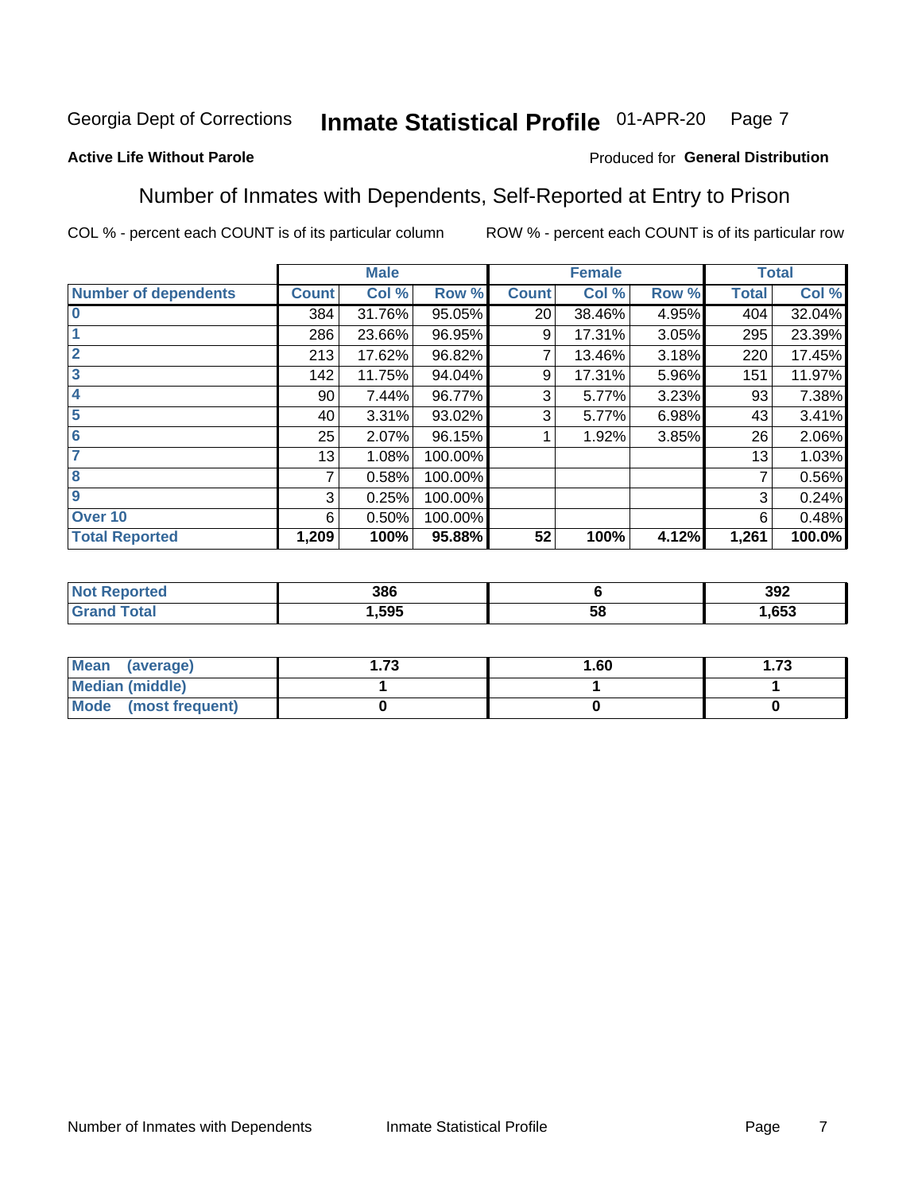Georgia Dept of Corrections **Inmate Statistical Profile** 01-APR-20

**Active Life Without Parole**

Produced for **General Distribution**

## Number of Inmates with Dependents, Self-Reported at Entry to Prison

COL % - percent each COUNT is of its particular column

ROW % - percent each COUNT is of its particular row

| | Male | | | Female | | | Total | |
|---|---|---|---|---|---|---|---|---|
| **Number of dependents** | **Count** | **Col %** | **Row %** | **Count** | **Col %** | **Row %** | **Total** | **Col %** |
| **0** | 384 | 31.76% | 95.05% | 20 | 38.46% | 4.95% | 404 | 32.04% |
| **1** | 286 | 23.66% | 96.95% | 9 | 17.31% | 3.05% | 295 | 23.39% |
| **2** | 213 | 17.62% | 96.82% | 7 | 13.46% | 3.18% | 220 | 17.45% |
| **3** | 142 | 11.75% | 94.04% | 9 | 17.31% | 5.96% | 151 | 11.97% |
| **4** | 90 | 7.44% | 96.77% | 3 | 5.77% | 3.23% | 93 | 7.38% |
| **5** | 40 | 3.31% | 93.02% | 3 | 5.77% | 6.98% | 43 | 3.41% |
| **6** | 25 | 2.07% | 96.15% | 1 | 1.92% | 3.85% | 26 | 2.06% |
| **7** | 13 | 1.08% | 100.00% | | | | 13 | 1.03% |
| **8** | 7 | 0.58% | 100.00% | | | | 7 | 0.56% |
| **9** | 3 | 0.25% | 100.00% | | | | 3 | 0.24% |
| **Over 10** | 6 | 0.50% | 100.00% | | | | 6 | 0.48% |
| **Total Reported** | **1,209** | **100%** | **95.88%** | **52** | **100%** | **4.12%** | **1,261** | **100.0%** |

| | Male | Female | Total |
|---|---|---|---|
| **Not Reported** | **386** | **6** | **392** |
| **Grand Total** | **1,595** | **58** | **1,653** |

| | Male | Female | Total |
|---|---|---|---|
| **Mean (average)** | **1.73** | **1.60** | **1.73** |
| **Median (middle)** | **1** | **1** | **1** |
| **Mode (most frequent)** | **0** | **0** | **0** |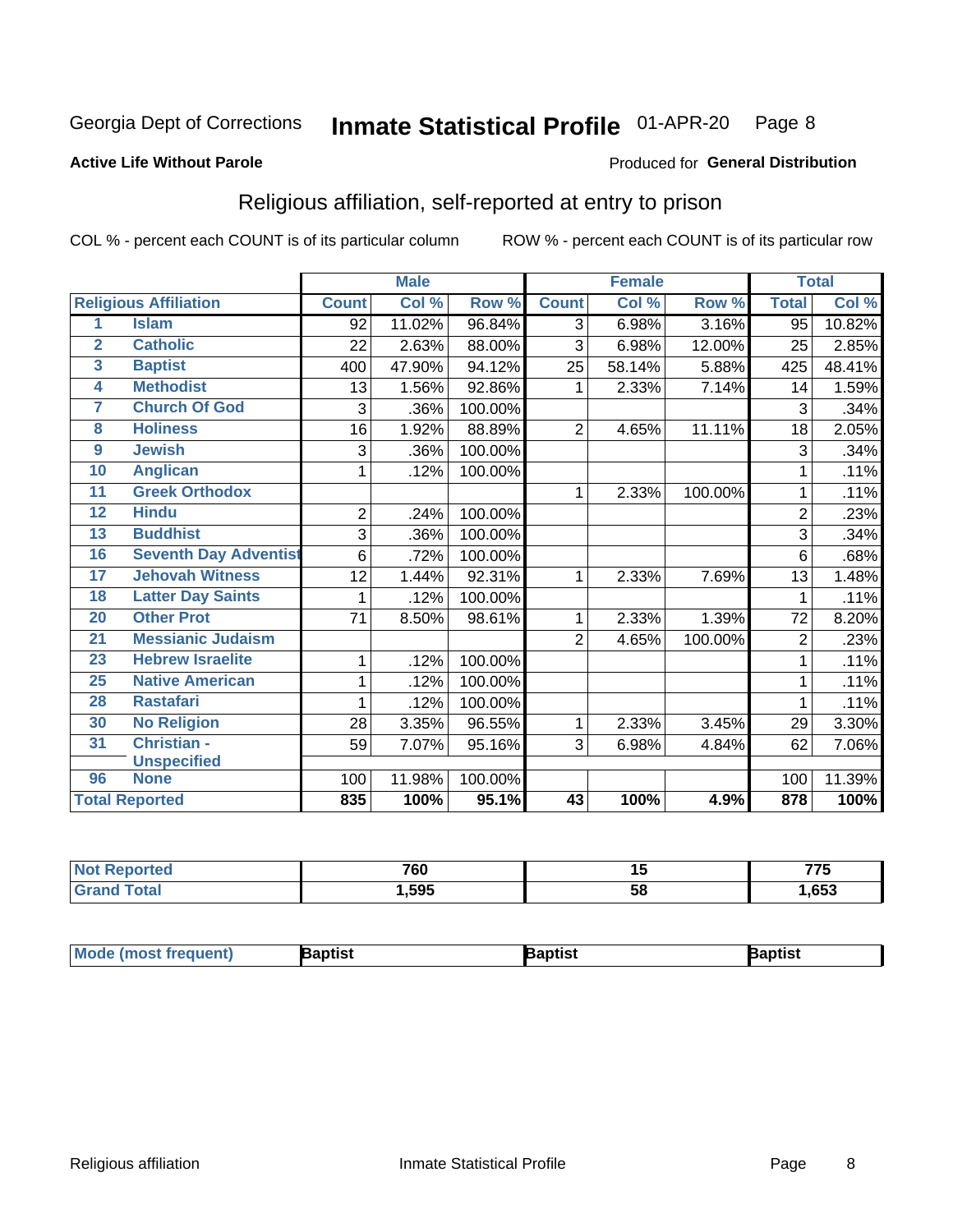Georgia Dept of Corrections **Inmate Statistical Profile** 01-APR-20

**Active Life Without Parole**

Produced for **General Distribution**

## Religious affiliation, self-reported at entry to prison

COL % - percent each COUNT is of its particular column  ROW % - percent each COUNT is of its particular row

| Religious Affiliation | | Male | | | Female | | | Total | |
|---|---|---|---|---|---|---|---|---|---|
| | | Count | Col % | Row % | Count | Col % | Row % | Total | Col % |
| 1 | Islam | 92 | 11.02% | 96.84% | 3 | 6.98% | 3.16% | 95 | 10.82% |
| 2 | Catholic | 22 | 2.63% | 88.00% | 3 | 6.98% | 12.00% | 25 | 2.85% |
| 3 | Baptist | 400 | 47.90% | 94.12% | 25 | 58.14% | 5.88% | 425 | 48.41% |
| 4 | Methodist | 13 | 1.56% | 92.86% | 1 | 2.33% | 7.14% | 14 | 1.59% |
| 7 | Church Of God | 3 | .36% | 100.00% | | | | 3 | .34% |
| 8 | Holiness | 16 | 1.92% | 88.89% | 2 | 4.65% | 11.11% | 18 | 2.05% |
| 9 | Jewish | 3 | .36% | 100.00% | | | | 3 | .34% |
| 10 | Anglican | 1 | .12% | 100.00% | | | | 1 | .11% |
| 11 | Greek Orthodox | | | | 1 | 2.33% | 100.00% | 1 | .11% |
| 12 | Hindu | 2 | .24% | 100.00% | | | | 2 | .23% |
| 13 | Buddhist | 3 | .36% | 100.00% | | | | 3 | .34% |
| 16 | Seventh Day Adventist | 6 | .72% | 100.00% | | | | 6 | .68% |
| 17 | Jehovah Witness | 12 | 1.44% | 92.31% | 1 | 2.33% | 7.69% | 13 | 1.48% |
| 18 | Latter Day Saints | 1 | .12% | 100.00% | | | | 1 | .11% |
| 20 | Other Prot | 71 | 8.50% | 98.61% | 1 | 2.33% | 1.39% | 72 | 8.20% |
| 21 | Messianic Judaism | | | | 2 | 4.65% | 100.00% | 2 | .23% |
| 23 | Hebrew Israelite | 1 | .12% | 100.00% | | | | 1 | .11% |
| 25 | Native American | 1 | .12% | 100.00% | | | | 1 | .11% |
| 28 | Rastafari | 1 | .12% | 100.00% | | | | 1 | .11% |
| 30 | No Religion | 28 | 3.35% | 96.55% | 1 | 2.33% | 3.45% | 29 | 3.30% |
| 31 | Christian - Unspecified | 59 | 7.07% | 95.16% | 3 | 6.98% | 4.84% | 62 | 7.06% |
| 96 | None | 100 | 11.98% | 100.00% | | | | 100 | 11.39% |
| **Total Reported** | | **835** | **100%** | **95.1%** | **43** | **100%** | **4.9%** | **878** | **100%** |

| | Male | Female | Total |
|---|---|---|---|
| Not Reported | 760 | 15 | 775 |
| Grand Total | 1,595 | 58 | 1,653 |

| | Male | Female | Total |
|---|---|---|---|
| Mode (most frequent) | Baptist | Baptist | Baptist |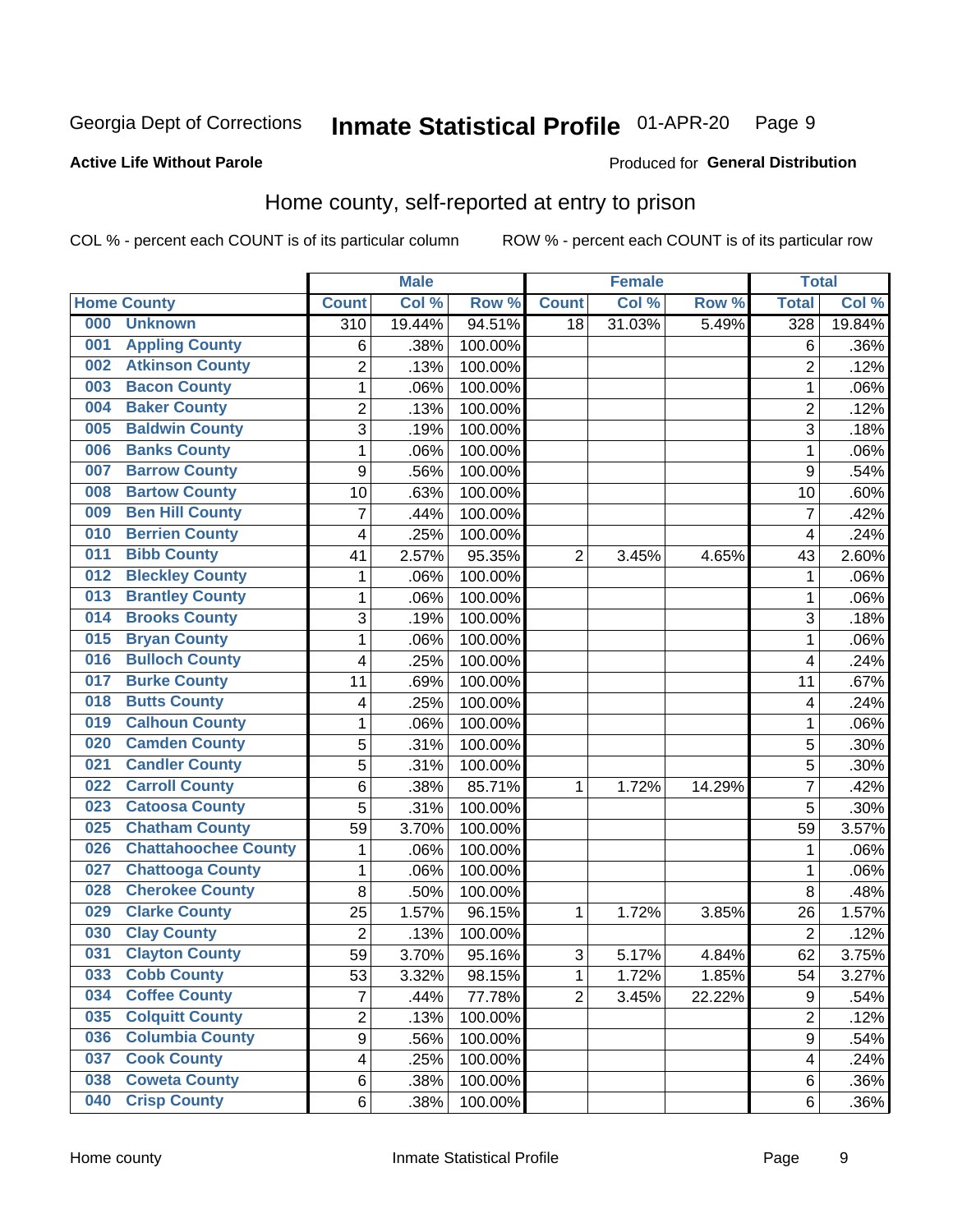Georgia Dept of Corrections **Inmate Statistical Profile** 01-APR-20

**Active Life Without Parole**

Produced for **General Distribution**

## Home county, self-reported at entry to prison

COL % - percent each COUNT is of its particular column ROW % - percent each COUNT is of its particular row

| Home County | Male | | | Female | | | Total | |
|---|---|---|---|---|---|---|---|---|
| | Count | Col % | Row % | Count | Col % | Row % | Total | Col % |
| 000 Unknown | 310 | 19.44% | 94.51% | 18 | 31.03% | 5.49% | 328 | 19.84% |
| 001 Appling County | 6 | .38% | 100.00% | | | | 6 | .36% |
| 002 Atkinson County | 2 | .13% | 100.00% | | | | 2 | .12% |
| 003 Bacon County | 1 | .06% | 100.00% | | | | 1 | .06% |
| 004 Baker County | 2 | .13% | 100.00% | | | | 2 | .12% |
| 005 Baldwin County | 3 | .19% | 100.00% | | | | 3 | .18% |
| 006 Banks County | 1 | .06% | 100.00% | | | | 1 | .06% |
| 007 Barrow County | 9 | .56% | 100.00% | | | | 9 | .54% |
| 008 Bartow County | 10 | .63% | 100.00% | | | | 10 | .60% |
| 009 Ben Hill County | 7 | .44% | 100.00% | | | | 7 | .42% |
| 010 Berrien County | 4 | .25% | 100.00% | | | | 4 | .24% |
| 011 Bibb County | 41 | 2.57% | 95.35% | 2 | 3.45% | 4.65% | 43 | 2.60% |
| 012 Bleckley County | 1 | .06% | 100.00% | | | | 1 | .06% |
| 013 Brantley County | 1 | .06% | 100.00% | | | | 1 | .06% |
| 014 Brooks County | 3 | .19% | 100.00% | | | | 3 | .18% |
| 015 Bryan County | 1 | .06% | 100.00% | | | | 1 | .06% |
| 016 Bulloch County | 4 | .25% | 100.00% | | | | 4 | .24% |
| 017 Burke County | 11 | .69% | 100.00% | | | | 11 | .67% |
| 018 Butts County | 4 | .25% | 100.00% | | | | 4 | .24% |
| 019 Calhoun County | 1 | .06% | 100.00% | | | | 1 | .06% |
| 020 Camden County | 5 | .31% | 100.00% | | | | 5 | .30% |
| 021 Candler County | 5 | .31% | 100.00% | | | | 5 | .30% |
| 022 Carroll County | 6 | .38% | 85.71% | 1 | 1.72% | 14.29% | 7 | .42% |
| 023 Catoosa County | 5 | .31% | 100.00% | | | | 5 | .30% |
| 025 Chatham County | 59 | 3.70% | 100.00% | | | | 59 | 3.57% |
| 026 Chattahoochee County | 1 | .06% | 100.00% | | | | 1 | .06% |
| 027 Chattooga County | 1 | .06% | 100.00% | | | | 1 | .06% |
| 028 Cherokee County | 8 | .50% | 100.00% | | | | 8 | .48% |
| 029 Clarke County | 25 | 1.57% | 96.15% | 1 | 1.72% | 3.85% | 26 | 1.57% |
| 030 Clay County | 2 | .13% | 100.00% | | | | 2 | .12% |
| 031 Clayton County | 59 | 3.70% | 95.16% | 3 | 5.17% | 4.84% | 62 | 3.75% |
| 033 Cobb County | 53 | 3.32% | 98.15% | 1 | 1.72% | 1.85% | 54 | 3.27% |
| 034 Coffee County | 7 | .44% | 77.78% | 2 | 3.45% | 22.22% | 9 | .54% |
| 035 Colquitt County | 2 | .13% | 100.00% | | | | 2 | .12% |
| 036 Columbia County | 9 | .56% | 100.00% | | | | 9 | .54% |
| 037 Cook County | 4 | .25% | 100.00% | | | | 4 | .24% |
| 038 Coweta County | 6 | .38% | 100.00% | | | | 6 | .36% |
| 040 Crisp County | 6 | .38% | 100.00% | | | | 6 | .36% |

Home county Inmate Statistical Profile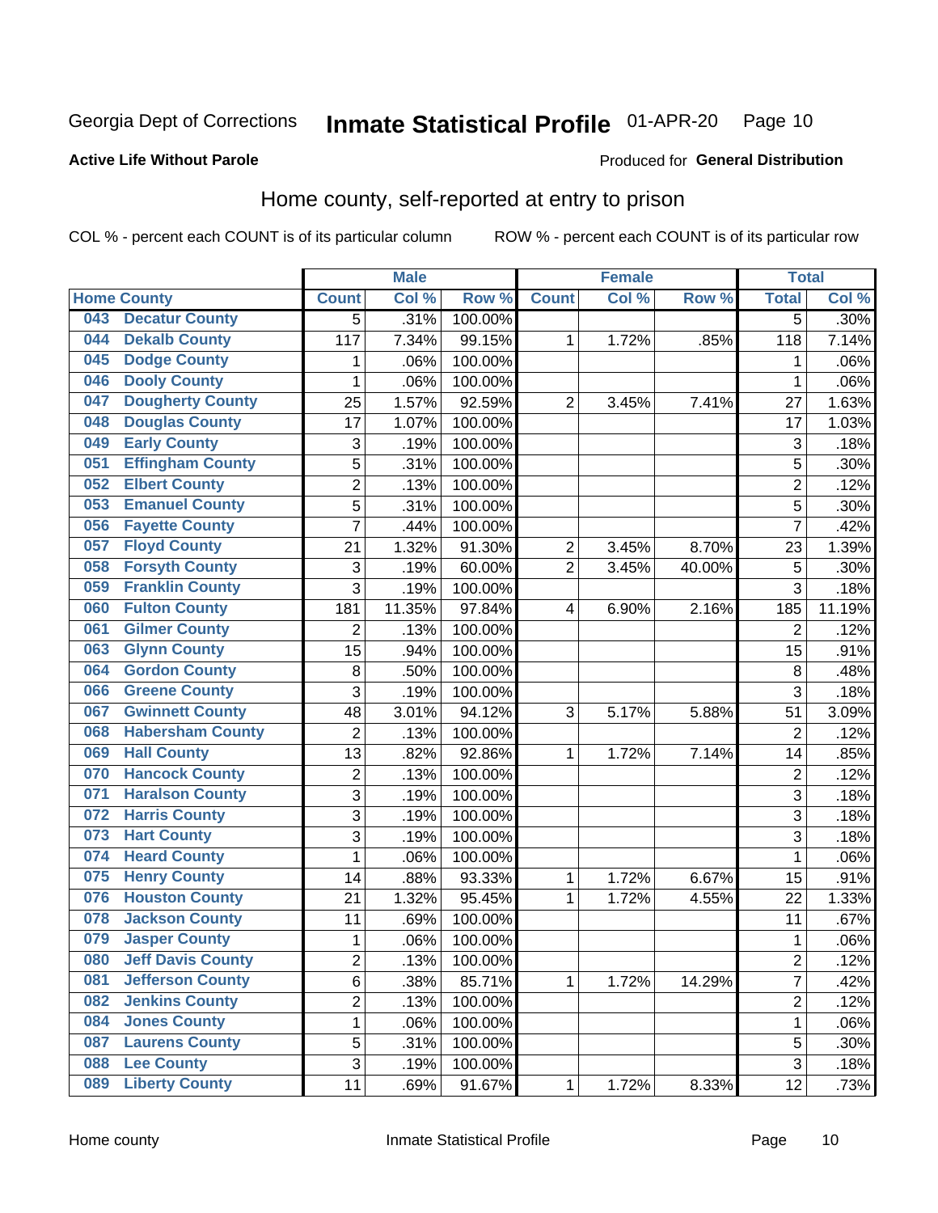Georgia Dept of Corrections **Inmate Statistical Profile** 01-APR-20

**Active Life Without Parole**

Produced for **General Distribution**

## Home county, self-reported at entry to prison

COL % - percent each COUNT is of its particular column ROW % - percent each COUNT is of its particular row

| Home County | | Male | | | Female | | | Total | |
|---|---|---|---|---|---|---|---|---|---|
| | | Count | Col % | Row % | Count | Col % | Row % | Total | Col % |
| 043 | Decatur County | 5 | .31% | 100.00% | | | | 5 | .30% |
| 044 | Dekalb County | 117 | 7.34% | 99.15% | 1 | 1.72% | .85% | 118 | 7.14% |
| 045 | Dodge County | 1 | .06% | 100.00% | | | | 1 | .06% |
| 046 | Dooly County | 1 | .06% | 100.00% | | | | 1 | .06% |
| 047 | Dougherty County | 25 | 1.57% | 92.59% | 2 | 3.45% | 7.41% | 27 | 1.63% |
| 048 | Douglas County | 17 | 1.07% | 100.00% | | | | 17 | 1.03% |
| 049 | Early County | 3 | .19% | 100.00% | | | | 3 | .18% |
| 051 | Effingham County | 5 | .31% | 100.00% | | | | 5 | .30% |
| 052 | Elbert County | 2 | .13% | 100.00% | | | | 2 | .12% |
| 053 | Emanuel County | 5 | .31% | 100.00% | | | | 5 | .30% |
| 056 | Fayette County | 7 | .44% | 100.00% | | | | 7 | .42% |
| 057 | Floyd County | 21 | 1.32% | 91.30% | 2 | 3.45% | 8.70% | 23 | 1.39% |
| 058 | Forsyth County | 3 | .19% | 60.00% | 2 | 3.45% | 40.00% | 5 | .30% |
| 059 | Franklin County | 3 | .19% | 100.00% | | | | 3 | .18% |
| 060 | Fulton County | 181 | 11.35% | 97.84% | 4 | 6.90% | 2.16% | 185 | 11.19% |
| 061 | Gilmer County | 2 | .13% | 100.00% | | | | 2 | .12% |
| 063 | Glynn County | 15 | .94% | 100.00% | | | | 15 | .91% |
| 064 | Gordon County | 8 | .50% | 100.00% | | | | 8 | .48% |
| 066 | Greene County | 3 | .19% | 100.00% | | | | 3 | .18% |
| 067 | Gwinnett County | 48 | 3.01% | 94.12% | 3 | 5.17% | 5.88% | 51 | 3.09% |
| 068 | Habersham County | 2 | .13% | 100.00% | | | | 2 | .12% |
| 069 | Hall County | 13 | .82% | 92.86% | 1 | 1.72% | 7.14% | 14 | .85% |
| 070 | Hancock County | 2 | .13% | 100.00% | | | | 2 | .12% |
| 071 | Haralson County | 3 | .19% | 100.00% | | | | 3 | .18% |
| 072 | Harris County | 3 | .19% | 100.00% | | | | 3 | .18% |
| 073 | Hart County | 3 | .19% | 100.00% | | | | 3 | .18% |
| 074 | Heard County | 1 | .06% | 100.00% | | | | 1 | .06% |
| 075 | Henry County | 14 | .88% | 93.33% | 1 | 1.72% | 6.67% | 15 | .91% |
| 076 | Houston County | 21 | 1.32% | 95.45% | 1 | 1.72% | 4.55% | 22 | 1.33% |
| 078 | Jackson County | 11 | .69% | 100.00% | | | | 11 | .67% |
| 079 | Jasper County | 1 | .06% | 100.00% | | | | 1 | .06% |
| 080 | Jeff Davis County | 2 | .13% | 100.00% | | | | 2 | .12% |
| 081 | Jefferson County | 6 | .38% | 85.71% | 1 | 1.72% | 14.29% | 7 | .42% |
| 082 | Jenkins County | 2 | .13% | 100.00% | | | | 2 | .12% |
| 084 | Jones County | 1 | .06% | 100.00% | | | | 1 | .06% |
| 087 | Laurens County | 5 | .31% | 100.00% | | | | 5 | .30% |
| 088 | Lee County | 3 | .19% | 100.00% | | | | 3 | .18% |
| 089 | Liberty County | 11 | .69% | 91.67% | 1 | 1.72% | 8.33% | 12 | .73% |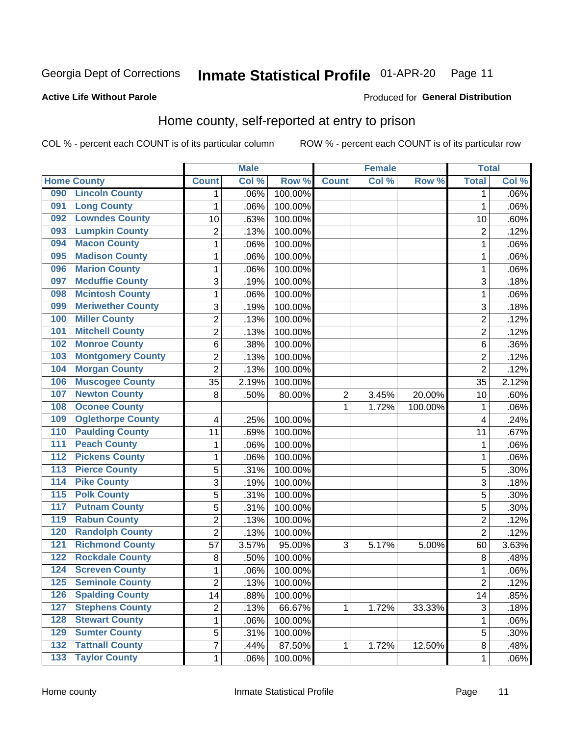Georgia Dept of Corrections **Inmate Statistical Profile** 01-APR-20

**Active Life Without Parole**

Produced for **General Distribution**

## Home county, self-reported at entry to prison

COL % - percent each COUNT is of its particular column    ROW % - percent each COUNT is of its particular row

| | | Male | | | Female | | | Total | |
|---|---|---|---|---|---|---|---|---|---|
| Home County | | Count | Col % | Row % | Count | Col % | Row % | Total | Col % |
| 090 | Lincoln County | 1 | .06% | 100.00% | | | | 1 | .06% |
| 091 | Long County | 1 | .06% | 100.00% | | | | 1 | .06% |
| 092 | Lowndes County | 10 | .63% | 100.00% | | | | 10 | .60% |
| 093 | Lumpkin County | 2 | .13% | 100.00% | | | | 2 | .12% |
| 094 | Macon County | 1 | .06% | 100.00% | | | | 1 | .06% |
| 095 | Madison County | 1 | .06% | 100.00% | | | | 1 | .06% |
| 096 | Marion County | 1 | .06% | 100.00% | | | | 1 | .06% |
| 097 | Mcduffie County | 3 | .19% | 100.00% | | | | 3 | .18% |
| 098 | Mcintosh County | 1 | .06% | 100.00% | | | | 1 | .06% |
| 099 | Meriwether County | 3 | .19% | 100.00% | | | | 3 | .18% |
| 100 | Miller County | 2 | .13% | 100.00% | | | | 2 | .12% |
| 101 | Mitchell County | 2 | .13% | 100.00% | | | | 2 | .12% |
| 102 | Monroe County | 6 | .38% | 100.00% | | | | 6 | .36% |
| 103 | Montgomery County | 2 | .13% | 100.00% | | | | 2 | .12% |
| 104 | Morgan County | 2 | .13% | 100.00% | | | | 2 | .12% |
| 106 | Muscogee County | 35 | 2.19% | 100.00% | | | | 35 | 2.12% |
| 107 | Newton County | 8 | .50% | 80.00% | 2 | 3.45% | 20.00% | 10 | .60% |
| 108 | Oconee County | | | | 1 | 1.72% | 100.00% | 1 | .06% |
| 109 | Oglethorpe County | 4 | .25% | 100.00% | | | | 4 | .24% |
| 110 | Paulding County | 11 | .69% | 100.00% | | | | 11 | .67% |
| 111 | Peach County | 1 | .06% | 100.00% | | | | 1 | .06% |
| 112 | Pickens County | 1 | .06% | 100.00% | | | | 1 | .06% |
| 113 | Pierce County | 5 | .31% | 100.00% | | | | 5 | .30% |
| 114 | Pike County | 3 | .19% | 100.00% | | | | 3 | .18% |
| 115 | Polk County | 5 | .31% | 100.00% | | | | 5 | .30% |
| 117 | Putnam County | 5 | .31% | 100.00% | | | | 5 | .30% |
| 119 | Rabun County | 2 | .13% | 100.00% | | | | 2 | .12% |
| 120 | Randolph County | 2 | .13% | 100.00% | | | | 2 | .12% |
| 121 | Richmond County | 57 | 3.57% | 95.00% | 3 | 5.17% | 5.00% | 60 | 3.63% |
| 122 | Rockdale County | 8 | .50% | 100.00% | | | | 8 | .48% |
| 124 | Screven County | 1 | .06% | 100.00% | | | | 1 | .06% |
| 125 | Seminole County | 2 | .13% | 100.00% | | | | 2 | .12% |
| 126 | Spalding County | 14 | .88% | 100.00% | | | | 14 | .85% |
| 127 | Stephens County | 2 | .13% | 66.67% | 1 | 1.72% | 33.33% | 3 | .18% |
| 128 | Stewart County | 1 | .06% | 100.00% | | | | 1 | .06% |
| 129 | Sumter County | 5 | .31% | 100.00% | | | | 5 | .30% |
| 132 | Tattnall County | 7 | .44% | 87.50% | 1 | 1.72% | 12.50% | 8 | .48% |
| 133 | Taylor County | 1 | .06% | 100.00% | | | | 1 | .06% |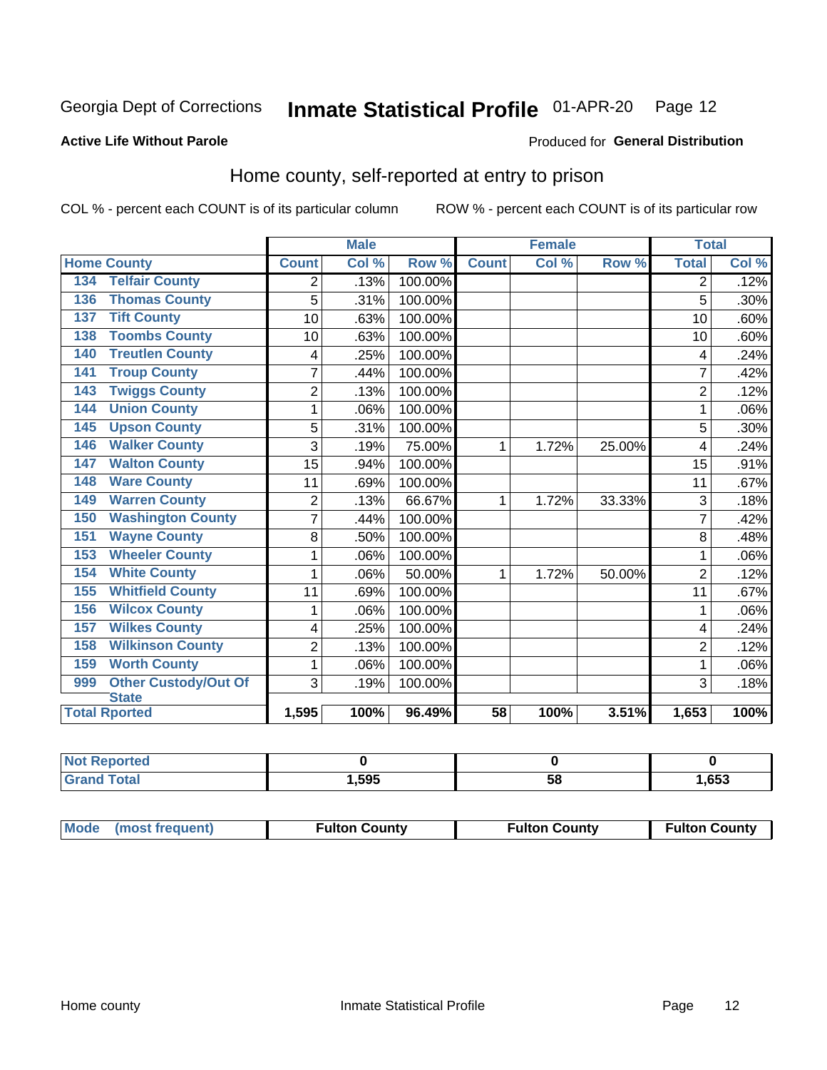Georgia Dept of Corrections **Inmate Statistical Profile** 01-APR-20

**Active Life Without Parole**

Produced for **General Distribution**

## Home county, self-reported at entry to prison

COL % - percent each COUNT is of its particular column ROW % - percent each COUNT is of its particular row

| Home County | | Male | | | Female | | | Total | |
|---|---|---|---|---|---|---|---|---|---|
| | | Count | Col % | Row % | Count | Col % | Row % | Total | Col % |
| 134 | Telfair County | 2 | .13% | 100.00% | | | | 2 | .12% |
| 136 | Thomas County | 5 | .31% | 100.00% | | | | 5 | .30% |
| 137 | Tift County | 10 | .63% | 100.00% | | | | 10 | .60% |
| 138 | Toombs County | 10 | .63% | 100.00% | | | | 10 | .60% |
| 140 | Treutlen County | 4 | .25% | 100.00% | | | | 4 | .24% |
| 141 | Troup County | 7 | .44% | 100.00% | | | | 7 | .42% |
| 143 | Twiggs County | 2 | .13% | 100.00% | | | | 2 | .12% |
| 144 | Union County | 1 | .06% | 100.00% | | | | 1 | .06% |
| 145 | Upson County | 5 | .31% | 100.00% | | | | 5 | .30% |
| 146 | Walker County | 3 | .19% | 75.00% | 1 | 1.72% | 25.00% | 4 | .24% |
| 147 | Walton County | 15 | .94% | 100.00% | | | | 15 | .91% |
| 148 | Ware County | 11 | .69% | 100.00% | | | | 11 | .67% |
| 149 | Warren County | 2 | .13% | 66.67% | 1 | 1.72% | 33.33% | 3 | .18% |
| 150 | Washington County | 7 | .44% | 100.00% | | | | 7 | .42% |
| 151 | Wayne County | 8 | .50% | 100.00% | | | | 8 | .48% |
| 153 | Wheeler County | 1 | .06% | 100.00% | | | | 1 | .06% |
| 154 | White County | 1 | .06% | 50.00% | 1 | 1.72% | 50.00% | 2 | .12% |
| 155 | Whitfield County | 11 | .69% | 100.00% | | | | 11 | .67% |
| 156 | Wilcox County | 1 | .06% | 100.00% | | | | 1 | .06% |
| 157 | Wilkes County | 4 | .25% | 100.00% | | | | 4 | .24% |
| 158 | Wilkinson County | 2 | .13% | 100.00% | | | | 2 | .12% |
| 159 | Worth County | 1 | .06% | 100.00% | | | | 1 | .06% |
| 999 | Other Custody/Out Of State | 3 | .19% | 100.00% | | | | 3 | .18% |
| Total Rported | | 1,595 | 100% | 96.49% | 58 | 100% | 3.51% | 1,653 | 100% |

| | Male | Female | Total |
|---|---|---|---|
| Not Reported | 0 | 0 | 0 |
| Grand Total | 1,595 | 58 | 1,653 |

| Mode (most frequent) | Fulton County | Fulton County | Fulton County |
|---|---|---|---|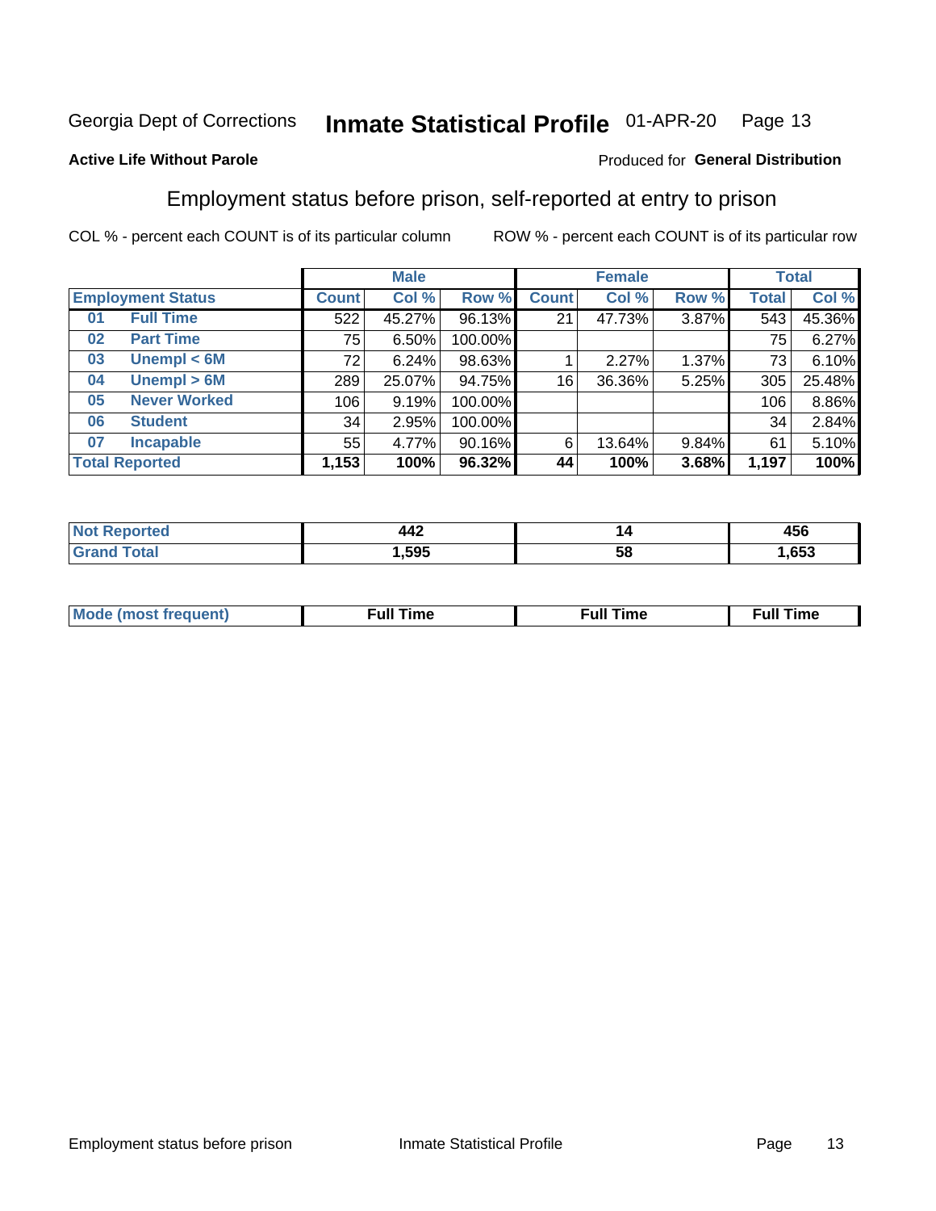Georgia Dept of Corrections **Inmate Statistical Profile** 01-APR-20

**Active Life Without Parole**

Produced for **General Distribution**

## Employment status before prison, self-reported at entry to prison

COL % - percent each COUNT is of its particular column ROW % - percent each COUNT is of its particular row

| | | Male | | | Female | | | Total | |
|---|---|---|---|---|---|---|---|---|---|
| **Employment Status** | | **Count** | **Col %** | **Row %** | **Count** | **Col %** | **Row %** | **Total** | **Col %** |
| 01 | Full Time | 522 | 45.27% | 96.13% | 21 | 47.73% | 3.87% | 543 | 45.36% |
| 02 | Part Time | 75 | 6.50% | 100.00% | | | | 75 | 6.27% |
| 03 | Unempl < 6M | 72 | 6.24% | 98.63% | 1 | 2.27% | 1.37% | 73 | 6.10% |
| 04 | Unempl > 6M | 289 | 25.07% | 94.75% | 16 | 36.36% | 5.25% | 305 | 25.48% |
| 05 | Never Worked | 106 | 9.19% | 100.00% | | | | 106 | 8.86% |
| 06 | Student | 34 | 2.95% | 100.00% | | | | 34 | 2.84% |
| 07 | Incapable | 55 | 4.77% | 90.16% | 6 | 13.64% | 9.84% | 61 | 5.10% |
| **Total Reported** | | **1,153** | **100%** | **96.32%** | **44** | **100%** | **3.68%** | **1,197** | **100%** |

| | Male | Female | Total |
|---|---|---|---|
| Not Reported | 442 | 14 | 456 |
| Grand Total | 1,595 | 58 | 1,653 |

| | Male | Female | Total |
|---|---|---|---|
| Mode (most frequent) | Full Time | Full Time | Full Time |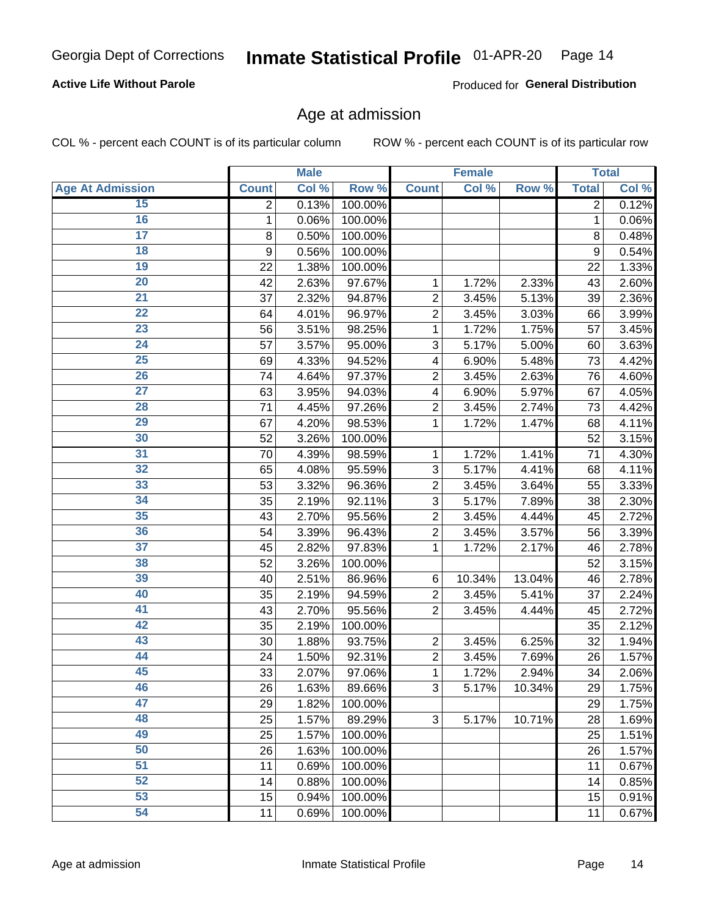Georgia Dept of Corrections **Inmate Statistical Profile** 01-APR-20

**Active Life Without Parole**

Produced for **General Distribution**

## Age at admission

COL % - percent each COUNT is of its particular column ROW % - percent each COUNT is of its particular row

| | Male | | | Female | | | Total | |
|---|---|---|---|---|---|---|---|---|
| **Age At Admission** | **Count** | **Col %** | **Row %** | **Count** | **Col %** | **Row %** | **Total** | **Col %** |
| 15 | 2 | 0.13% | 100.00% | | | | 2 | 0.12% |
| 16 | 1 | 0.06% | 100.00% | | | | 1 | 0.06% |
| 17 | 8 | 0.50% | 100.00% | | | | 8 | 0.48% |
| 18 | 9 | 0.56% | 100.00% | | | | 9 | 0.54% |
| 19 | 22 | 1.38% | 100.00% | | | | 22 | 1.33% |
| 20 | 42 | 2.63% | 97.67% | 1 | 1.72% | 2.33% | 43 | 2.60% |
| 21 | 37 | 2.32% | 94.87% | 2 | 3.45% | 5.13% | 39 | 2.36% |
| 22 | 64 | 4.01% | 96.97% | 2 | 3.45% | 3.03% | 66 | 3.99% |
| 23 | 56 | 3.51% | 98.25% | 1 | 1.72% | 1.75% | 57 | 3.45% |
| 24 | 57 | 3.57% | 95.00% | 3 | 5.17% | 5.00% | 60 | 3.63% |
| 25 | 69 | 4.33% | 94.52% | 4 | 6.90% | 5.48% | 73 | 4.42% |
| 26 | 74 | 4.64% | 97.37% | 2 | 3.45% | 2.63% | 76 | 4.60% |
| 27 | 63 | 3.95% | 94.03% | 4 | 6.90% | 5.97% | 67 | 4.05% |
| 28 | 71 | 4.45% | 97.26% | 2 | 3.45% | 2.74% | 73 | 4.42% |
| 29 | 67 | 4.20% | 98.53% | 1 | 1.72% | 1.47% | 68 | 4.11% |
| 30 | 52 | 3.26% | 100.00% | | | | 52 | 3.15% |
| 31 | 70 | 4.39% | 98.59% | 1 | 1.72% | 1.41% | 71 | 4.30% |
| 32 | 65 | 4.08% | 95.59% | 3 | 5.17% | 4.41% | 68 | 4.11% |
| 33 | 53 | 3.32% | 96.36% | 2 | 3.45% | 3.64% | 55 | 3.33% |
| 34 | 35 | 2.19% | 92.11% | 3 | 5.17% | 7.89% | 38 | 2.30% |
| 35 | 43 | 2.70% | 95.56% | 2 | 3.45% | 4.44% | 45 | 2.72% |
| 36 | 54 | 3.39% | 96.43% | 2 | 3.45% | 3.57% | 56 | 3.39% |
| 37 | 45 | 2.82% | 97.83% | 1 | 1.72% | 2.17% | 46 | 2.78% |
| 38 | 52 | 3.26% | 100.00% | | | | 52 | 3.15% |
| 39 | 40 | 2.51% | 86.96% | 6 | 10.34% | 13.04% | 46 | 2.78% |
| 40 | 35 | 2.19% | 94.59% | 2 | 3.45% | 5.41% | 37 | 2.24% |
| 41 | 43 | 2.70% | 95.56% | 2 | 3.45% | 4.44% | 45 | 2.72% |
| 42 | 35 | 2.19% | 100.00% | | | | 35 | 2.12% |
| 43 | 30 | 1.88% | 93.75% | 2 | 3.45% | 6.25% | 32 | 1.94% |
| 44 | 24 | 1.50% | 92.31% | 2 | 3.45% | 7.69% | 26 | 1.57% |
| 45 | 33 | 2.07% | 97.06% | 1 | 1.72% | 2.94% | 34 | 2.06% |
| 46 | 26 | 1.63% | 89.66% | 3 | 5.17% | 10.34% | 29 | 1.75% |
| 47 | 29 | 1.82% | 100.00% | | | | 29 | 1.75% |
| 48 | 25 | 1.57% | 89.29% | 3 | 5.17% | 10.71% | 28 | 1.69% |
| 49 | 25 | 1.57% | 100.00% | | | | 25 | 1.51% |
| 50 | 26 | 1.63% | 100.00% | | | | 26 | 1.57% |
| 51 | 11 | 0.69% | 100.00% | | | | 11 | 0.67% |
| 52 | 14 | 0.88% | 100.00% | | | | 14 | 0.85% |
| 53 | 15 | 0.94% | 100.00% | | | | 15 | 0.91% |
| 54 | 11 | 0.69% | 100.00% | | | | 11 | 0.67% |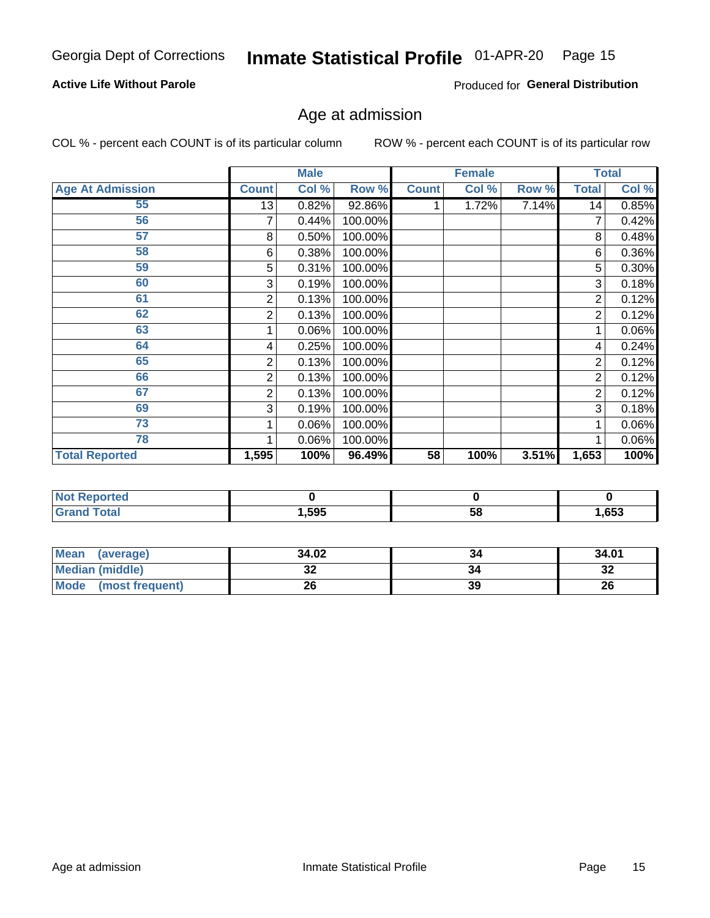Georgia Dept of Corrections **Inmate Statistical Profile** 01-APR-20

**Active Life Without Parole**

Produced for **General Distribution**

## Age at admission

COL % - percent each COUNT is of its particular column    ROW % - percent each COUNT is of its particular row

| | Male | | | Female | | | Total | |
|---|---|---|---|---|---|---|---|---|
| **Age At Admission** | **Count** | **Col %** | **Row %** | **Count** | **Col %** | **Row %** | **Total** | **Col %** |
| 55 | 13 | 0.82% | 92.86% | 1 | 1.72% | 7.14% | 14 | 0.85% |
| 56 | 7 | 0.44% | 100.00% | | | | 7 | 0.42% |
| 57 | 8 | 0.50% | 100.00% | | | | 8 | 0.48% |
| 58 | 6 | 0.38% | 100.00% | | | | 6 | 0.36% |
| 59 | 5 | 0.31% | 100.00% | | | | 5 | 0.30% |
| 60 | 3 | 0.19% | 100.00% | | | | 3 | 0.18% |
| 61 | 2 | 0.13% | 100.00% | | | | 2 | 0.12% |
| 62 | 2 | 0.13% | 100.00% | | | | 2 | 0.12% |
| 63 | 1 | 0.06% | 100.00% | | | | 1 | 0.06% |
| 64 | 4 | 0.25% | 100.00% | | | | 4 | 0.24% |
| 65 | 2 | 0.13% | 100.00% | | | | 2 | 0.12% |
| 66 | 2 | 0.13% | 100.00% | | | | 2 | 0.12% |
| 67 | 2 | 0.13% | 100.00% | | | | 2 | 0.12% |
| 69 | 3 | 0.19% | 100.00% | | | | 3 | 0.18% |
| 73 | 1 | 0.06% | 100.00% | | | | 1 | 0.06% |
| 78 | 1 | 0.06% | 100.00% | | | | 1 | 0.06% |
| **Total Reported** | **1,595** | **100%** | **96.49%** | **58** | **100%** | **3.51%** | **1,653** | **100%** |

| | Male | Female | Total |
|---|---|---|---|
| **Not Reported** | **0** | **0** | **0** |
| **Grand Total** | **1,595** | **58** | **1,653** |

| | Male | Female | Total |
|---|---|---|---|
| **Mean (average)** | **34.02** | **34** | **34.01** |
| **Median (middle)** | **32** | **34** | **32** |
| **Mode (most frequent)** | **26** | **39** | **26** |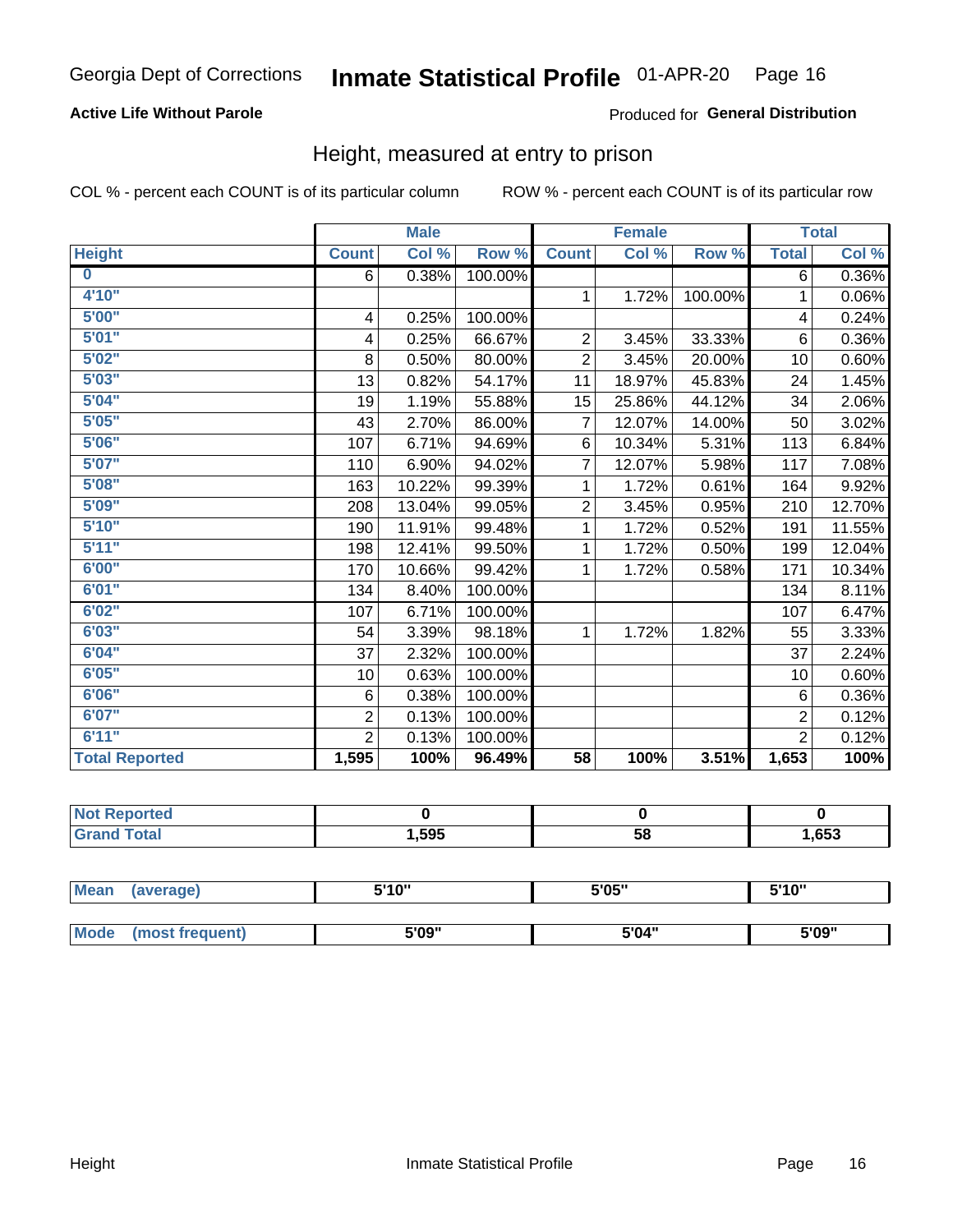Georgia Dept of Corrections **Inmate Statistical Profile** 01-APR-20

**Active Life Without Parole**

Produced for **General Distribution**

## Height, measured at entry to prison

COL % - percent each COUNT is of its particular column

ROW % - percent each COUNT is of its particular row

| | Male | | | Female | | | Total | |
|---|---|---|---|---|---|---|---|---|
| Height | Count | Col % | Row % | Count | Col % | Row % | Total | Col % |
| 0 | 6 | 0.38% | 100.00% | | | | 6 | 0.36% |
| 4'10" | | | | 1 | 1.72% | 100.00% | 1 | 0.06% |
| 5'00" | 4 | 0.25% | 100.00% | | | | 4 | 0.24% |
| 5'01" | 4 | 0.25% | 66.67% | 2 | 3.45% | 33.33% | 6 | 0.36% |
| 5'02" | 8 | 0.50% | 80.00% | 2 | 3.45% | 20.00% | 10 | 0.60% |
| 5'03" | 13 | 0.82% | 54.17% | 11 | 18.97% | 45.83% | 24 | 1.45% |
| 5'04" | 19 | 1.19% | 55.88% | 15 | 25.86% | 44.12% | 34 | 2.06% |
| 5'05" | 43 | 2.70% | 86.00% | 7 | 12.07% | 14.00% | 50 | 3.02% |
| 5'06" | 107 | 6.71% | 94.69% | 6 | 10.34% | 5.31% | 113 | 6.84% |
| 5'07" | 110 | 6.90% | 94.02% | 7 | 12.07% | 5.98% | 117 | 7.08% |
| 5'08" | 163 | 10.22% | 99.39% | 1 | 1.72% | 0.61% | 164 | 9.92% |
| 5'09" | 208 | 13.04% | 99.05% | 2 | 3.45% | 0.95% | 210 | 12.70% |
| 5'10" | 190 | 11.91% | 99.48% | 1 | 1.72% | 0.52% | 191 | 11.55% |
| 5'11" | 198 | 12.41% | 99.50% | 1 | 1.72% | 0.50% | 199 | 12.04% |
| 6'00" | 170 | 10.66% | 99.42% | 1 | 1.72% | 0.58% | 171 | 10.34% |
| 6'01" | 134 | 8.40% | 100.00% | | | | 134 | 8.11% |
| 6'02" | 107 | 6.71% | 100.00% | | | | 107 | 6.47% |
| 6'03" | 54 | 3.39% | 98.18% | 1 | 1.72% | 1.82% | 55 | 3.33% |
| 6'04" | 37 | 2.32% | 100.00% | | | | 37 | 2.24% |
| 6'05" | 10 | 0.63% | 100.00% | | | | 10 | 0.60% |
| 6'06" | 6 | 0.38% | 100.00% | | | | 6 | 0.36% |
| 6'07" | 2 | 0.13% | 100.00% | | | | 2 | 0.12% |
| 6'11" | 2 | 0.13% | 100.00% | | | | 2 | 0.12% |
| **Total Reported** | **1,595** | **100%** | **96.49%** | **58** | **100%** | **3.51%** | **1,653** | **100%** |

| | Male | Female | Total |
|---|---|---|---|
| Not Reported | 0 | 0 | 0 |
| Grand Total | 1,595 | 58 | 1,653 |

| | Male | Female | Total |
|---|---|---|---|
| Mean (average) | 5'10" | 5'05" | 5'10" |
| Mode (most frequent) | 5'09" | 5'04" | 5'09" |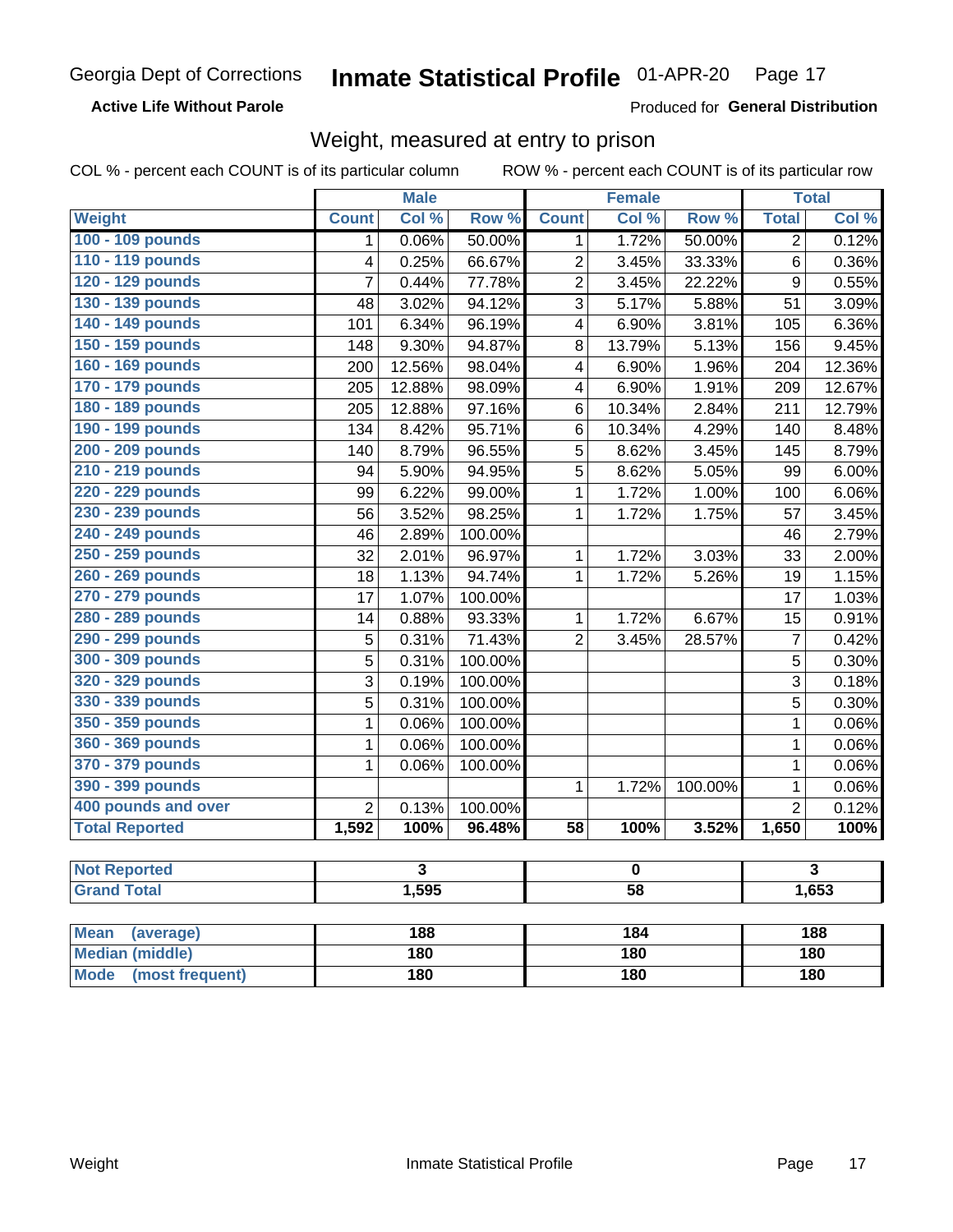Georgia Dept of Corrections **Inmate Statistical Profile** 01-APR-20

**Active Life Without Parole**

Produced for **General Distribution**

## Weight, measured at entry to prison

COL % - percent each COUNT is of its particular column ROW % - percent each COUNT is of its particular row

| | Male | | | Female | | | Total | |
|---|---|---|---|---|---|---|---|---|
| **Weight** | **Count** | **Col %** | **Row %** | **Count** | **Col %** | **Row %** | **Total** | **Col %** |
| **100 - 109 pounds** | 1 | 0.06% | 50.00% | 1 | 1.72% | 50.00% | 2 | 0.12% |
| **110 - 119 pounds** | 4 | 0.25% | 66.67% | 2 | 3.45% | 33.33% | 6 | 0.36% |
| **120 - 129 pounds** | 7 | 0.44% | 77.78% | 2 | 3.45% | 22.22% | 9 | 0.55% |
| **130 - 139 pounds** | 48 | 3.02% | 94.12% | 3 | 5.17% | 5.88% | 51 | 3.09% |
| **140 - 149 pounds** | 101 | 6.34% | 96.19% | 4 | 6.90% | 3.81% | 105 | 6.36% |
| **150 - 159 pounds** | 148 | 9.30% | 94.87% | 8 | 13.79% | 5.13% | 156 | 9.45% |
| **160 - 169 pounds** | 200 | 12.56% | 98.04% | 4 | 6.90% | 1.96% | 204 | 12.36% |
| **170 - 179 pounds** | 205 | 12.88% | 98.09% | 4 | 6.90% | 1.91% | 209 | 12.67% |
| **180 - 189 pounds** | 205 | 12.88% | 97.16% | 6 | 10.34% | 2.84% | 211 | 12.79% |
| **190 - 199 pounds** | 134 | 8.42% | 95.71% | 6 | 10.34% | 4.29% | 140 | 8.48% |
| **200 - 209 pounds** | 140 | 8.79% | 96.55% | 5 | 8.62% | 3.45% | 145 | 8.79% |
| **210 - 219 pounds** | 94 | 5.90% | 94.95% | 5 | 8.62% | 5.05% | 99 | 6.00% |
| **220 - 229 pounds** | 99 | 6.22% | 99.00% | 1 | 1.72% | 1.00% | 100 | 6.06% |
| **230 - 239 pounds** | 56 | 3.52% | 98.25% | 1 | 1.72% | 1.75% | 57 | 3.45% |
| **240 - 249 pounds** | 46 | 2.89% | 100.00% | | | | 46 | 2.79% |
| **250 - 259 pounds** | 32 | 2.01% | 96.97% | 1 | 1.72% | 3.03% | 33 | 2.00% |
| **260 - 269 pounds** | 18 | 1.13% | 94.74% | 1 | 1.72% | 5.26% | 19 | 1.15% |
| **270 - 279 pounds** | 17 | 1.07% | 100.00% | | | | 17 | 1.03% |
| **280 - 289 pounds** | 14 | 0.88% | 93.33% | 1 | 1.72% | 6.67% | 15 | 0.91% |
| **290 - 299 pounds** | 5 | 0.31% | 71.43% | 2 | 3.45% | 28.57% | 7 | 0.42% |
| **300 - 309 pounds** | 5 | 0.31% | 100.00% | | | | 5 | 0.30% |
| **320 - 329 pounds** | 3 | 0.19% | 100.00% | | | | 3 | 0.18% |
| **330 - 339 pounds** | 5 | 0.31% | 100.00% | | | | 5 | 0.30% |
| **350 - 359 pounds** | 1 | 0.06% | 100.00% | | | | 1 | 0.06% |
| **360 - 369 pounds** | 1 | 0.06% | 100.00% | | | | 1 | 0.06% |
| **370 - 379 pounds** | 1 | 0.06% | 100.00% | | | | 1 | 0.06% |
| **390 - 399 pounds** | | | | 1 | 1.72% | 100.00% | 1 | 0.06% |
| **400 pounds and over** | 2 | 0.13% | 100.00% | | | | 2 | 0.12% |
| **Total Reported** | **1,592** | **100%** | **96.48%** | **58** | **100%** | **3.52%** | **1,650** | **100%** |

| | Male | Female | Total |
|---|---|---|---|
| **Not Reported** | **3** | **0** | **3** |
| **Grand Total** | **1,595** | **58** | **1,653** |

| | Male | Female | Total |
|---|---|---|---|
| **Mean (average)** | **188** | **184** | **188** |
| **Median (middle)** | **180** | **180** | **180** |
| **Mode (most frequent)** | **180** | **180** | **180** |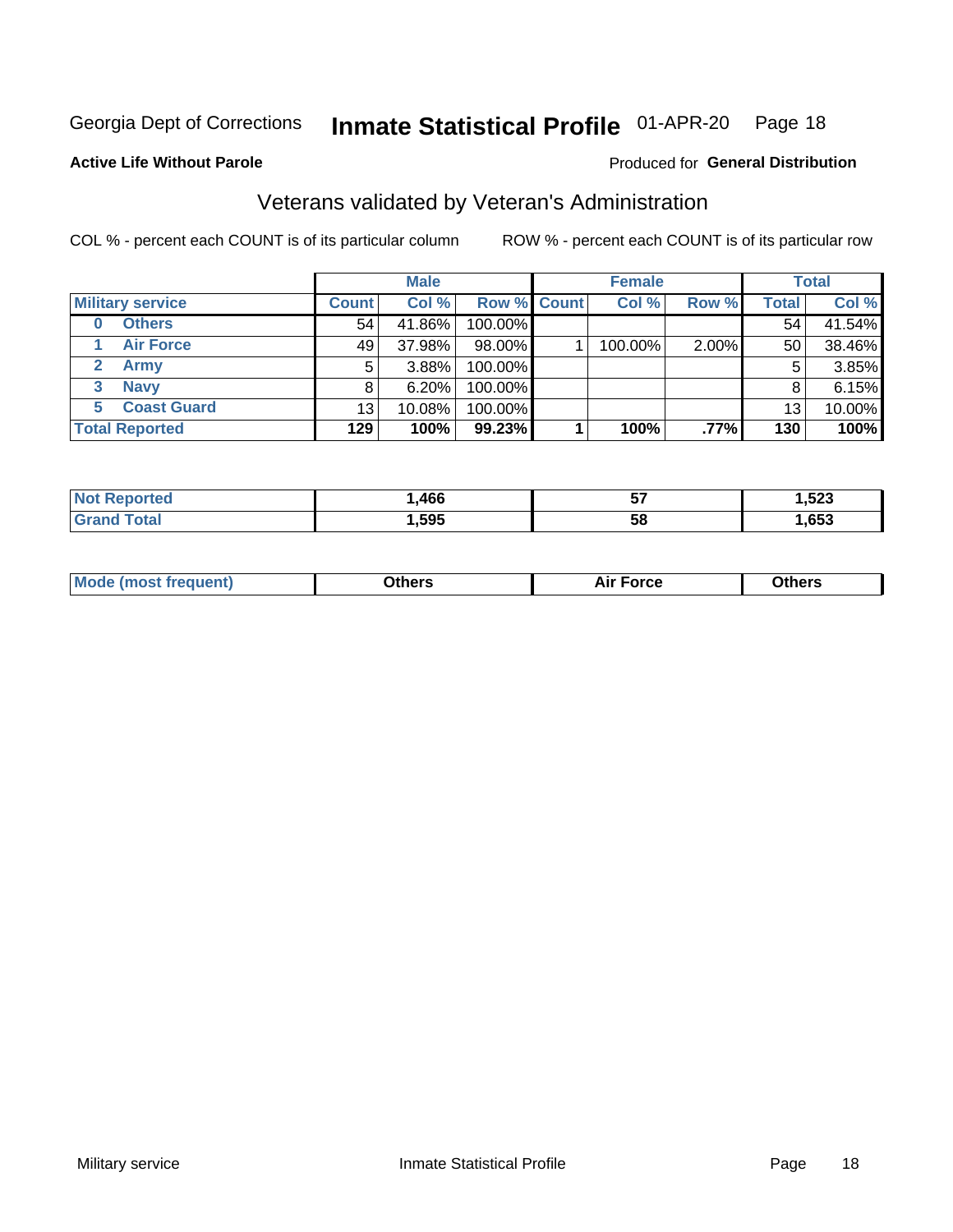Georgia Dept of Corrections **Inmate Statistical Profile** 01-APR-20 Page 18

**Active Life Without Parole**

Produced for **General Distribution**

## Veterans validated by Veteran's Administration

COL % - percent each COUNT is of its particular column

ROW % - percent each COUNT is of its particular row

| | Male | | | Female | | | Total | |
|---|---|---|---|---|---|---|---|---|
| **Military service** | **Count** | **Col %** | **Row %** | **Count** | **Col %** | **Row %** | **Total** | **Col %** |
| **0 Others** | 54 | 41.86% | 100.00% | | | | 54 | 41.54% |
| **1 Air Force** | 49 | 37.98% | 98.00% | 1 | 100.00% | 2.00% | 50 | 38.46% |
| **2 Army** | 5 | 3.88% | 100.00% | | | | 5 | 3.85% |
| **3 Navy** | 8 | 6.20% | 100.00% | | | | 8 | 6.15% |
| **5 Coast Guard** | 13 | 10.08% | 100.00% | | | | 13 | 10.00% |
| **Total Reported** | **129** | **100%** | **99.23%** | **1** | **100%** | **.77%** | **130** | **100%** |

| | Male | Female | Total |
|---|---|---|---|
| **Not Reported** | **1,466** | **57** | **1,523** |
| **Grand Total** | **1,595** | **58** | **1,653** |

| | Male | Female | Total |
|---|---|---|---|
| **Mode (most frequent)** | **Others** | **Air Force** | **Others** |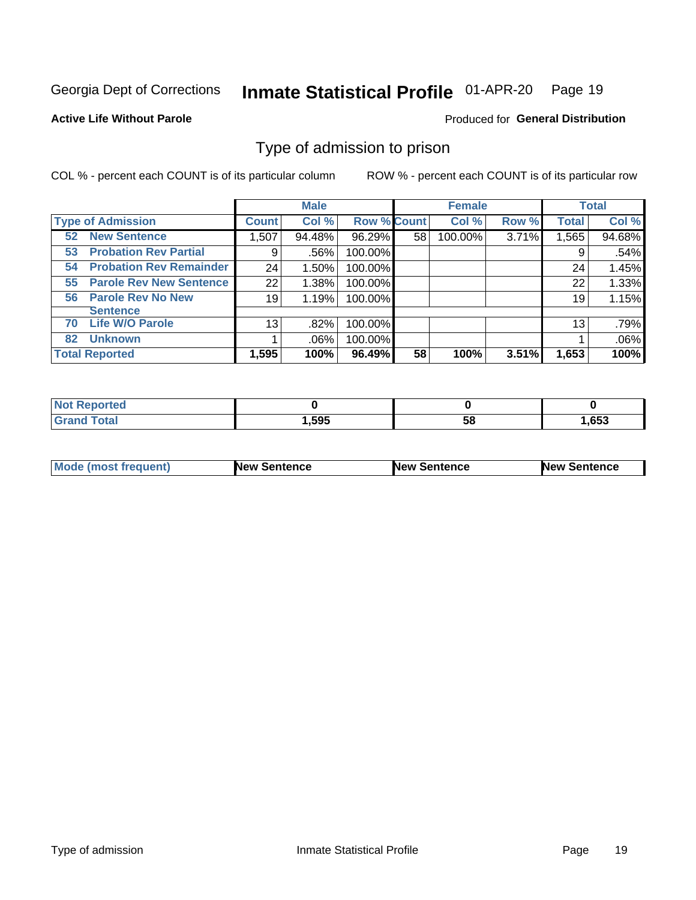Georgia Dept of Corrections **Inmate Statistical Profile** 01-APR-20

**Active Life Without Parole**

Produced for **General Distribution**

## Type of admission to prison

COL % - percent each COUNT is of its particular column

ROW % - percent each COUNT is of its particular row

| | Male | | | Female | | | Total | |
|---|---|---|---|---|---|---|---|---|
| **Type of Admission** | **Count** | **Col %** | **Row %** | **Count** | **Col %** | **Row %** | **Total** | **Col %** |
| **52 New Sentence** | 1,507 | 94.48% | 96.29% | 58 | 100.00% | 3.71% | 1,565 | 94.68% |
| **53 Probation Rev Partial** | 9 | .56% | 100.00% | | | | 9 | .54% |
| **54 Probation Rev Remainder** | 24 | 1.50% | 100.00% | | | | 24 | 1.45% |
| **55 Parole Rev New Sentence** | 22 | 1.38% | 100.00% | | | | 22 | 1.33% |
| **56 Parole Rev No New Sentence** | 19 | 1.19% | 100.00% | | | | 19 | 1.15% |
| **70 Life W/O Parole** | 13 | .82% | 100.00% | | | | 13 | .79% |
| **82 Unknown** | 1 | .06% | 100.00% | | | | 1 | .06% |
| **Total Reported** | **1,595** | **100%** | **96.49%** | **58** | **100%** | **3.51%** | **1,653** | **100%** |

| | Male | Female | Total |
|---|---|---|---|
| **Not Reported** | **0** | **0** | **0** |
| **Grand Total** | **1,595** | **58** | **1,653** |

| | Male | Female | Total |
|---|---|---|---|
| **Mode (most frequent)** | **New Sentence** | **New Sentence** | **New Sentence** |

Type of admission Inmate Statistical Profile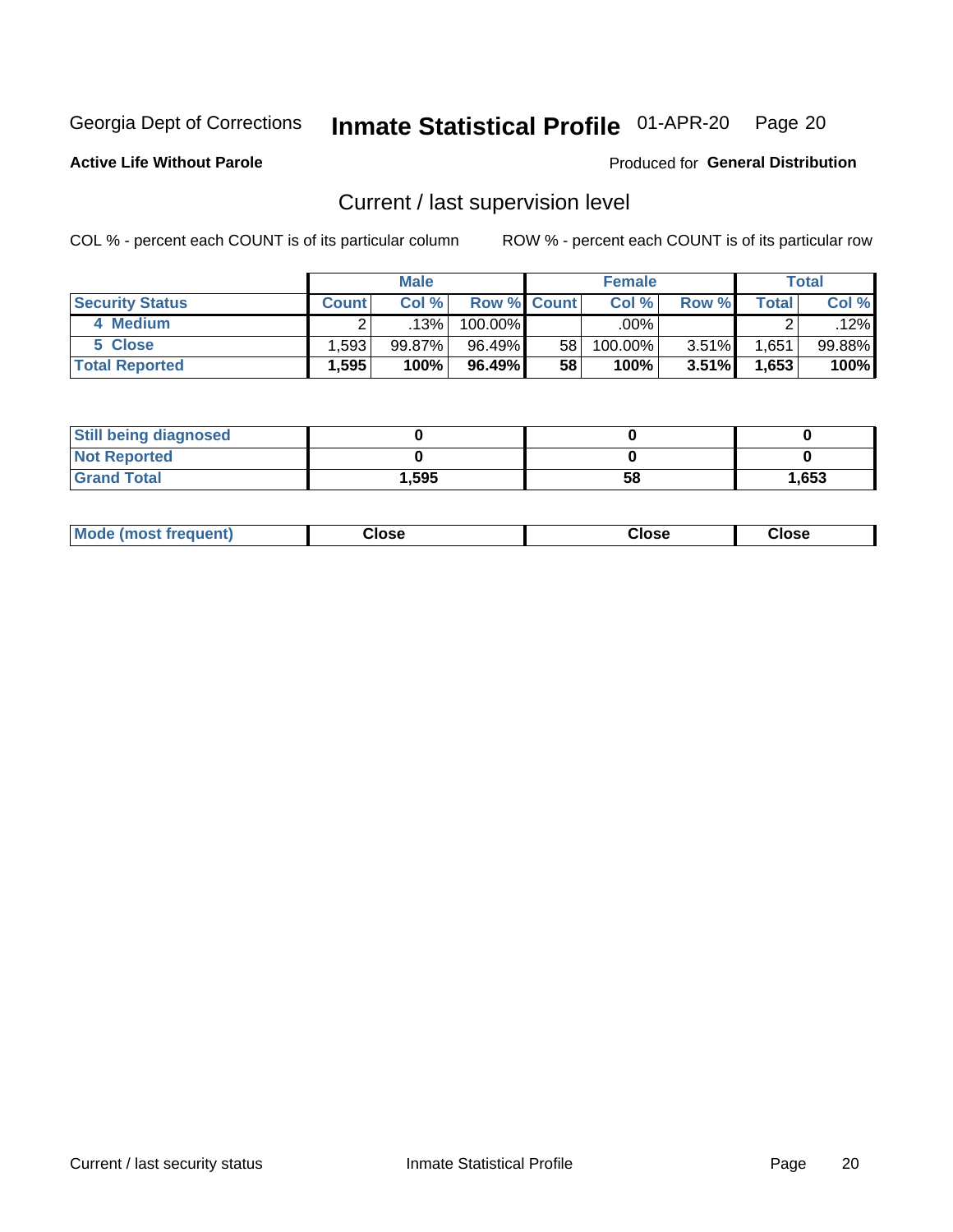Georgia Dept of Corrections **Inmate Statistical Profile** 01-APR-20 Page 20

**Active Life Without Parole**

Produced for **General Distribution**

## Current / last supervision level

COL % - percent each COUNT is of its particular column ROW % - percent each COUNT is of its particular row

| | Male | | | Female | | | Total | |
|---|---|---|---|---|---|---|---|---|
| **Security Status** | **Count** | **Col %** | **Row %** | **Count** | **Col %** | **Row %** | **Total** | **Col %** |
| 4 Medium | 2 | .13% | 100.00% | | .00% | | 2 | .12% |
| 5 Close | 1,593 | 99.87% | 96.49% | 58 | 100.00% | 3.51% | 1,651 | 99.88% |
| **Total Reported** | **1,595** | **100%** | **96.49%** | **58** | **100%** | **3.51%** | **1,653** | **100%** |

| | Male | Female | Total |
|---|---|---|---|
| **Still being diagnosed** | **0** | **0** | **0** |
| **Not Reported** | **0** | **0** | **0** |
| **Grand Total** | **1,595** | **58** | **1,653** |

| | Male | Female | Total |
|---|---|---|---|
| **Mode (most frequent)** | **Close** | **Close** | **Close** |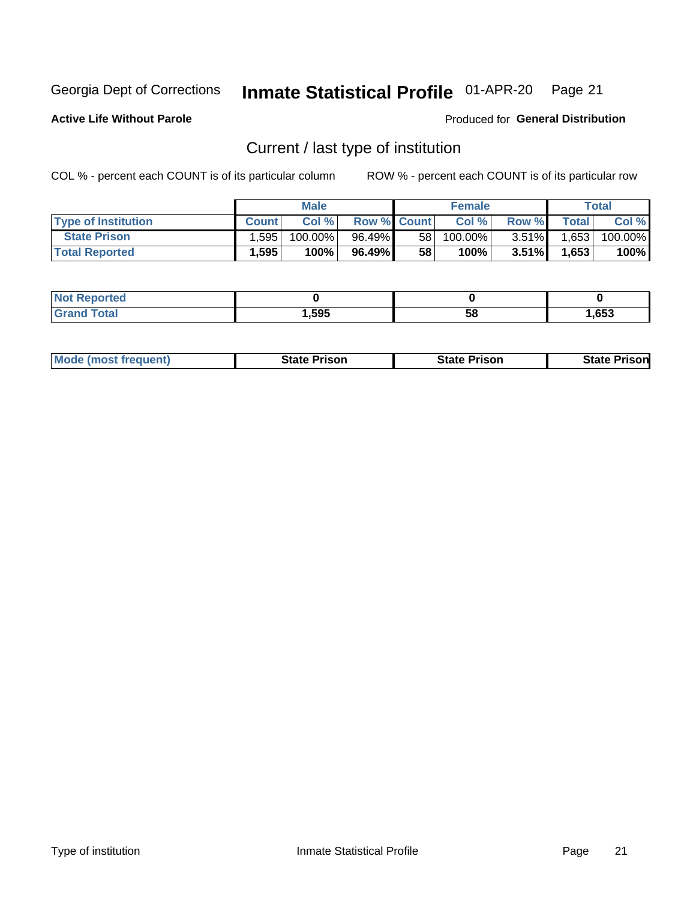Georgia Dept of Corrections **Inmate Statistical Profile** 01-APR-20

**Active Life Without Parole**

Produced for **General Distribution**

## Current / last type of institution

COL % - percent each COUNT is of its particular column ROW % - percent each COUNT is of its particular row

| | Male | | | Female | | | Total | |
|---|---|---|---|---|---|---|---|---|
| **Type of Institution** | **Count** | **Col %** | **Row %** | **Count** | **Col %** | **Row %** | **Total** | **Col %** |
| **State Prison** | 1,595 | 100.00% | 96.49% | 58 | 100.00% | 3.51% | 1,653 | 100.00% |
| **Total Reported** | **1,595** | **100%** | **96.49%** | **58** | **100%** | **3.51%** | **1,653** | **100%** |

| | Male | Female | Total |
|---|---|---|---|
| **Not Reported** | **0** | **0** | **0** |
| **Grand Total** | **1,595** | **58** | **1,653** |

| | Male | Female | Total |
|---|---|---|---|
| **Mode (most frequent)** | **State Prison** | **State Prison** | **State Prison** |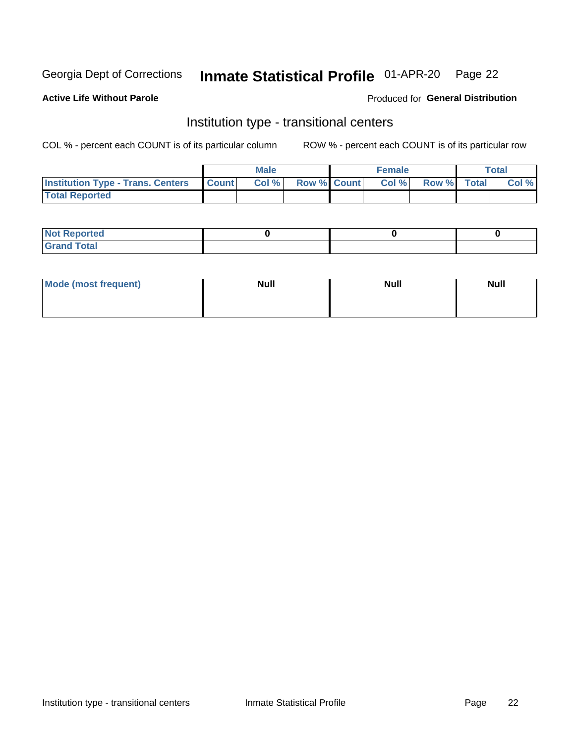Georgia Dept of Corrections **Inmate Statistical Profile** 01-APR-20

**Active Life Without Parole**

Produced for **General Distribution**

## Institution type - transitional centers

COL % - percent each COUNT is of its particular column ROW % - percent each COUNT is of its particular row

| | Male | | | Female | | | Total | |
|---|---|---|---|---|---|---|---|---|
| **Institution Type - Trans. Centers** | **Count** | **Col %** | **Row %** | **Count** | **Col %** | **Row %** | **Total** | **Col %** |
| **Total Reported** | | | | | | | | |

| | Male | Female | Total |
|---|---|---|---|
| **Not Reported** | 0 | 0 | 0 |
| **Grand Total** | | | |

| | Male | Female | Total |
|---|---|---|---|
| **Mode (most frequent)** | Null | Null | Null |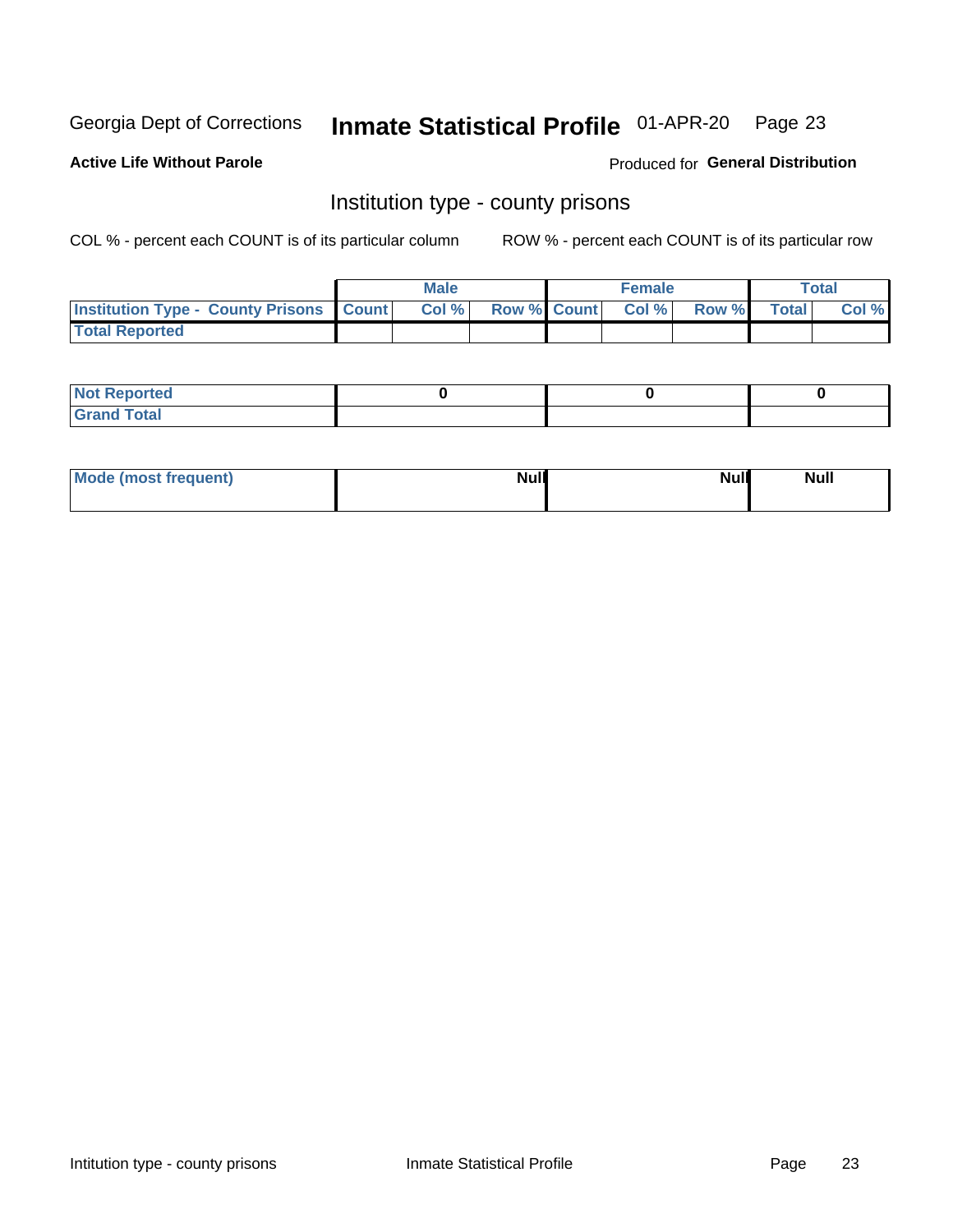Georgia Dept of Corrections **Inmate Statistical Profile** 01-APR-20 Page 23

**Active Life Without Parole**

Produced for **General Distribution**

## Institution type - county prisons

COL % - percent each COUNT is of its particular column ROW % - percent each COUNT is of its particular row

| | Male | | | Female | | | Total | |
|---|---|---|---|---|---|---|---|---|
| **Institution Type - County Prisons** | **Count** | **Col %** | **Row %** | **Count** | **Col %** | **Row %** | **Total** | **Col %** |
| **Total Reported** | | | | | | | | |

| | Male | Female | Total |
|---|---|---|---|
| **Not Reported** | **0** | **0** | **0** |
| **Grand Total** | | | |

| | Male | Female | Total |
|---|---|---|---|
| **Mode (most frequent)** | **Null** | **Null** | **Null** |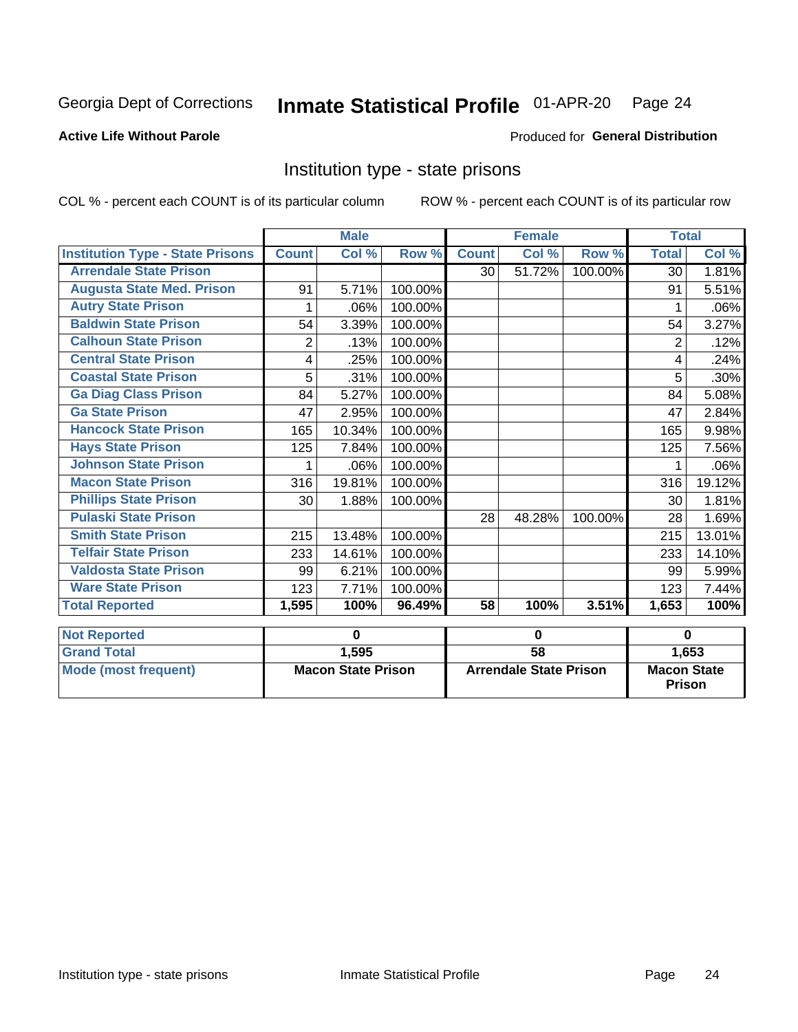Georgia Dept of Corrections **Inmate Statistical Profile** 01-APR-20

**Active Life Without Parole**

Produced for **General Distribution**

## Institution type - state prisons

COL % - percent each COUNT is of its particular column     ROW % - percent each COUNT is of its particular row

| | Male | | | Female | | | Total | |
|---|---|---|---|---|---|---|---|---|
| **Institution Type - State Prisons** | **Count** | **Col %** | **Row %** | **Count** | **Col %** | **Row %** | **Total** | **Col %** |
| **Arrendale State Prison** | | | | 30 | 51.72% | 100.00% | 30 | 1.81% |
| **Augusta State Med. Prison** | 91 | 5.71% | 100.00% | | | | 91 | 5.51% |
| **Autry State Prison** | 1 | .06% | 100.00% | | | | 1 | .06% |
| **Baldwin State Prison** | 54 | 3.39% | 100.00% | | | | 54 | 3.27% |
| **Calhoun State Prison** | 2 | .13% | 100.00% | | | | 2 | .12% |
| **Central State Prison** | 4 | .25% | 100.00% | | | | 4 | .24% |
| **Coastal State Prison** | 5 | .31% | 100.00% | | | | 5 | .30% |
| **Ga Diag Class Prison** | 84 | 5.27% | 100.00% | | | | 84 | 5.08% |
| **Ga State Prison** | 47 | 2.95% | 100.00% | | | | 47 | 2.84% |
| **Hancock State Prison** | 165 | 10.34% | 100.00% | | | | 165 | 9.98% |
| **Hays State Prison** | 125 | 7.84% | 100.00% | | | | 125 | 7.56% |
| **Johnson State Prison** | 1 | .06% | 100.00% | | | | 1 | .06% |
| **Macon State Prison** | 316 | 19.81% | 100.00% | | | | 316 | 19.12% |
| **Phillips State Prison** | 30 | 1.88% | 100.00% | | | | 30 | 1.81% |
| **Pulaski State Prison** | | | | 28 | 48.28% | 100.00% | 28 | 1.69% |
| **Smith State Prison** | 215 | 13.48% | 100.00% | | | | 215 | 13.01% |
| **Telfair State Prison** | 233 | 14.61% | 100.00% | | | | 233 | 14.10% |
| **Valdosta State Prison** | 99 | 6.21% | 100.00% | | | | 99 | 5.99% |
| **Ware State Prison** | 123 | 7.71% | 100.00% | | | | 123 | 7.44% |
| **Total Reported** | **1,595** | **100%** | **96.49%** | **58** | **100%** | **3.51%** | **1,653** | **100%** |

| | Male | Female | Total |
|---|---|---|---|
| **Not Reported** | **0** | **0** | **0** |
| **Grand Total** | **1,595** | **58** | **1,653** |
| **Mode (most frequent)** | **Macon State Prison** | **Arrendale State Prison** | **Macon State Prison** |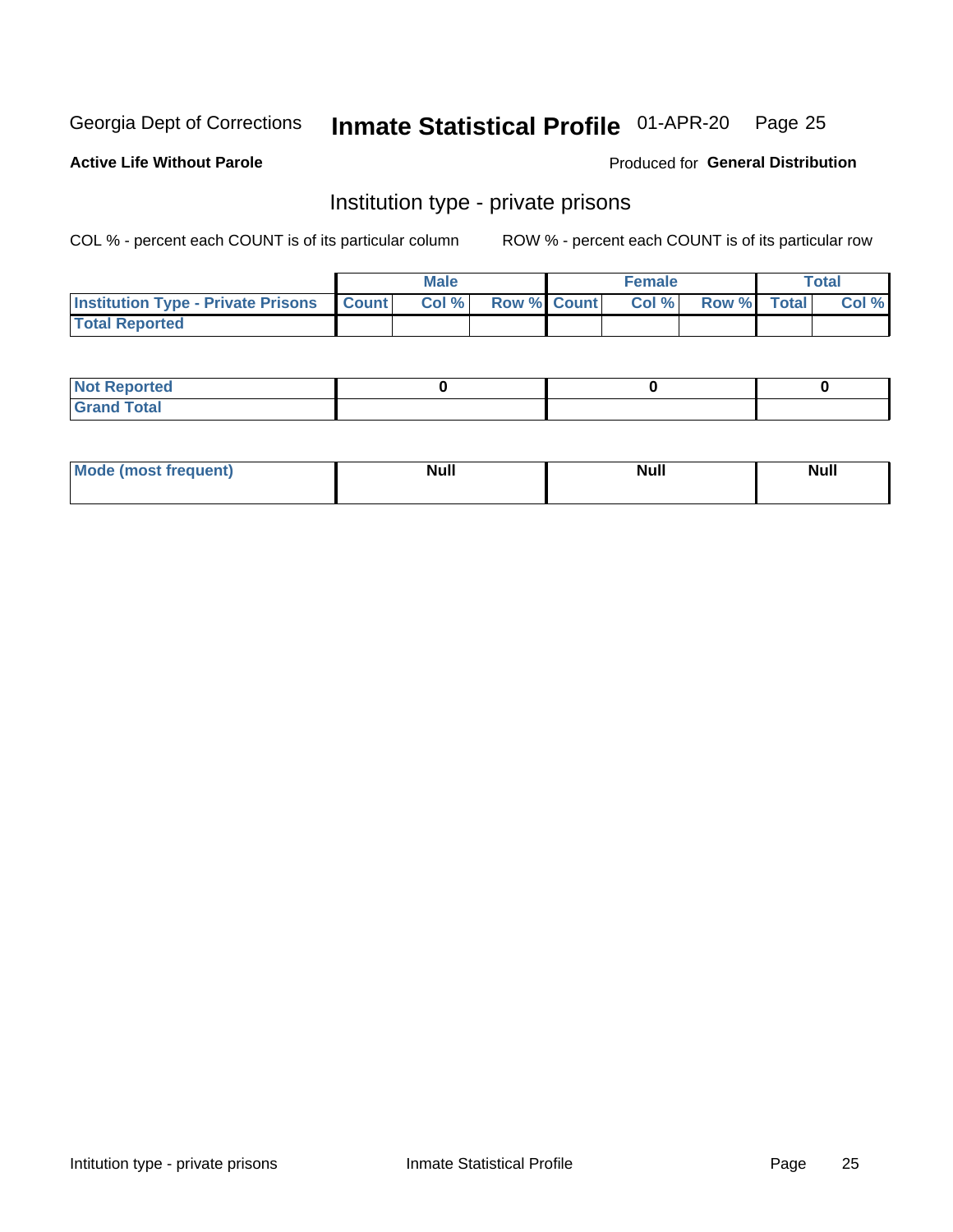Georgia Dept of Corrections **Inmate Statistical Profile** 01-APR-20

**Active Life Without Parole**

Produced for **General Distribution**

## Institution type - private prisons

COL % - percent each COUNT is of its particular column ROW % - percent each COUNT is of its particular row

| | Male | | | Female | | | Total | |
|---|---|---|---|---|---|---|---|---|
| **Institution Type - Private Prisons** | **Count** | **Col %** | **Row %** | **Count** | **Col %** | **Row %** | **Total** | **Col %** |
| **Total Reported** | | | | | | | | |

| | Male | Female | Total |
|---|---|---|---|
| **Not Reported** | 0 | 0 | 0 |
| **Grand Total** | | | |

| | Male | Female | Total |
|---|---|---|---|
| **Mode (most frequent)** | Null | Null | Null |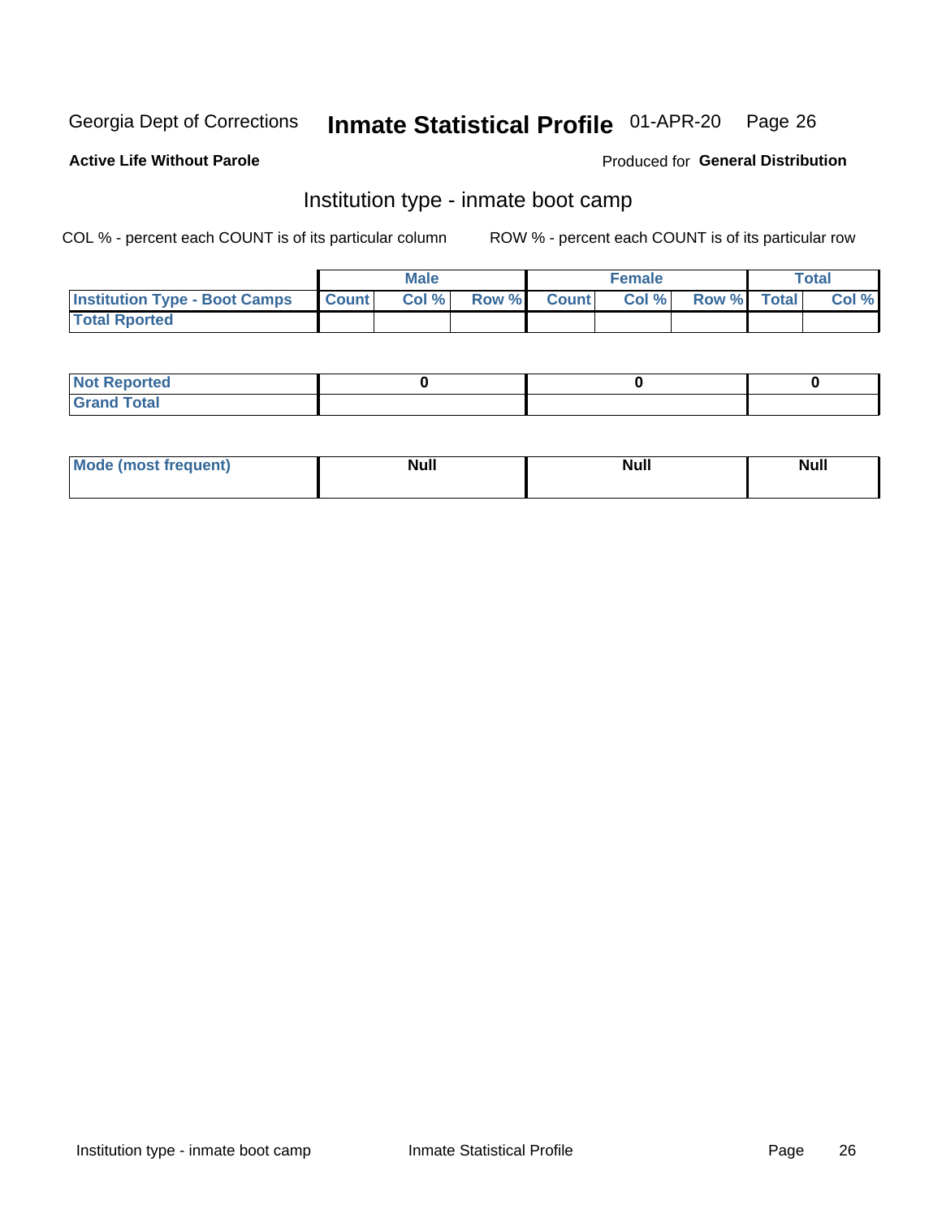Georgia Dept of Corrections **Inmate Statistical Profile** 01-APR-20

**Active Life Without Parole**

Produced for **General Distribution**

## Institution type - inmate boot camp

COL % - percent each COUNT is of its particular column

ROW % - percent each COUNT is of its particular row

| | Male | | | Female | | | Total | |
|---|---|---|---|---|---|---|---|---|
| Institution Type - Boot Camps | Count | Col % | Row % | Count | Col % | Row % | Total | Col % |
| Total Rported | | | | | | | | |

| | Male | Female | Total |
|---|---|---|---|
| Not Reported | 0 | 0 | 0 |
| Grand Total | | | |

| | Male | Female | Total |
|---|---|---|---|
| Mode (most frequent) | Null | Null | Null |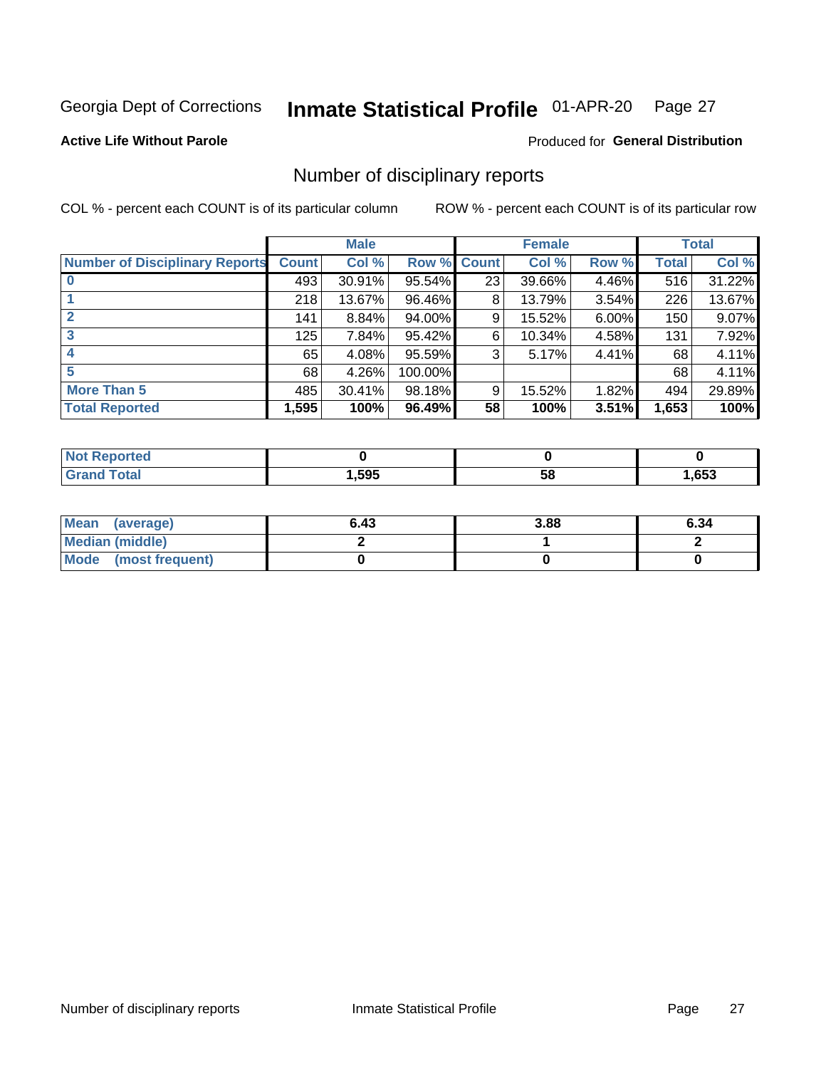Georgia Dept of Corrections **Inmate Statistical Profile** 01-APR-20

**Active Life Without Parole**

Produced for **General Distribution**

## Number of disciplinary reports

COL % - percent each COUNT is of its particular column ROW % - percent each COUNT is of its particular row

| | Male | | | Female | | | Total | |
|---|---|---|---|---|---|---|---|---|
| **Number of Disciplinary Reports** | **Count** | **Col %** | **Row %** | **Count** | **Col %** | **Row %** | **Total** | **Col %** |
| **0** | 493 | 30.91% | 95.54% | 23 | 39.66% | 4.46% | 516 | 31.22% |
| **1** | 218 | 13.67% | 96.46% | 8 | 13.79% | 3.54% | 226 | 13.67% |
| **2** | 141 | 8.84% | 94.00% | 9 | 15.52% | 6.00% | 150 | 9.07% |
| **3** | 125 | 7.84% | 95.42% | 6 | 10.34% | 4.58% | 131 | 7.92% |
| **4** | 65 | 4.08% | 95.59% | 3 | 5.17% | 4.41% | 68 | 4.11% |
| **5** | 68 | 4.26% | 100.00% | | | | 68 | 4.11% |
| **More Than 5** | 485 | 30.41% | 98.18% | 9 | 15.52% | 1.82% | 494 | 29.89% |
| **Total Reported** | **1,595** | **100%** | **96.49%** | **58** | **100%** | **3.51%** | **1,653** | **100%** |

| | Male | Female | Total |
|---|---|---|---|
| **Not Reported** | **0** | **0** | **0** |
| **Grand Total** | **1,595** | **58** | **1,653** |

| | Male | Female | Total |
|---|---|---|---|
| **Mean (average)** | **6.43** | **3.88** | **6.34** |
| **Median (middle)** | **2** | **1** | **2** |
| **Mode (most frequent)** | **0** | **0** | **0** |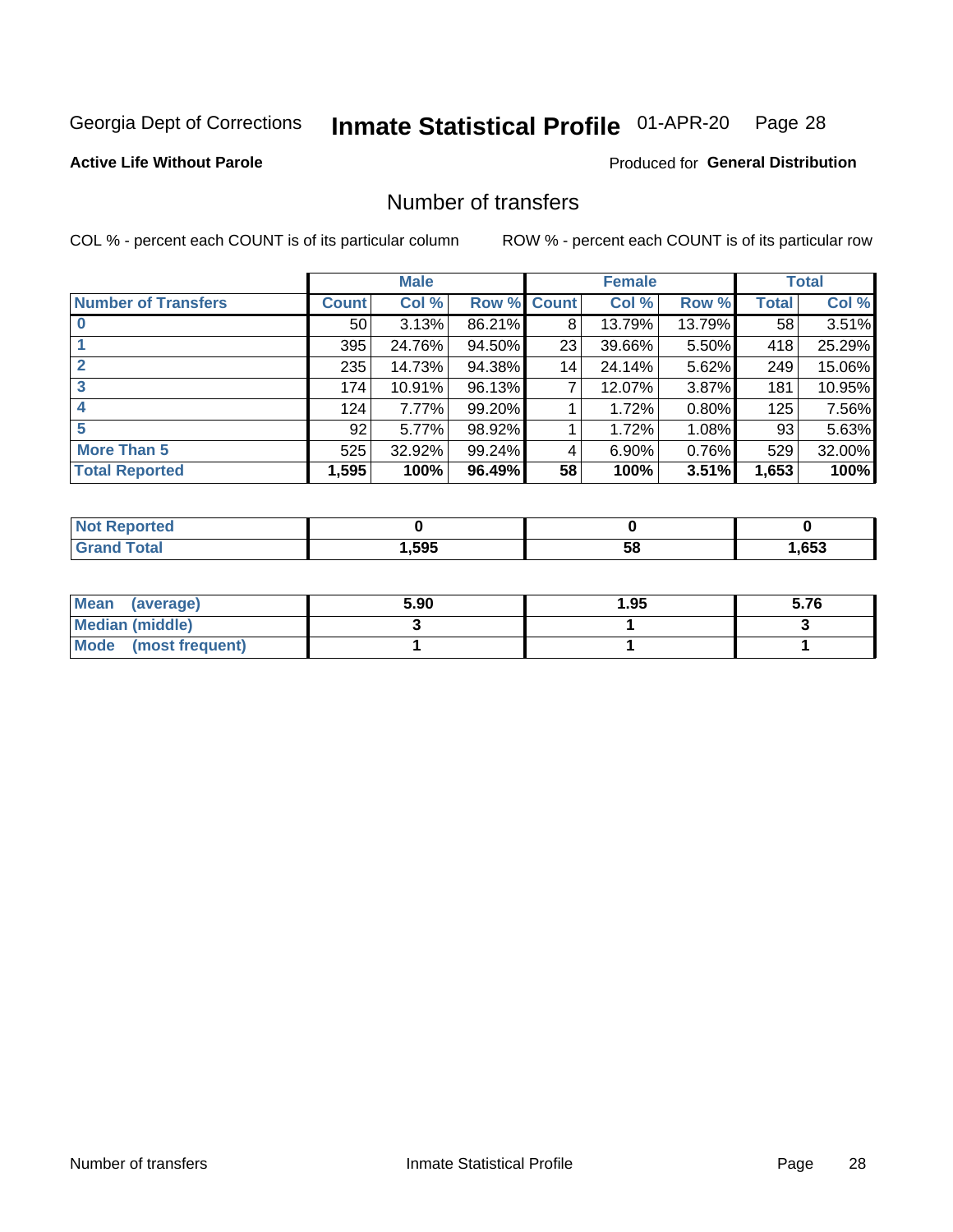Georgia Dept of Corrections **Inmate Statistical Profile** 01-APR-20 Page 28

**Active Life Without Parole**

Produced for **General Distribution**

## Number of transfers

COL % - percent each COUNT is of its particular column

ROW % - percent each COUNT is of its particular row

| | Male | | | Female | | | Total | |
|---|---|---|---|---|---|---|---|---|
| **Number of Transfers** | **Count** | **Col %** | **Row %** | **Count** | **Col %** | **Row %** | **Total** | **Col %** |
| **0** | 50 | 3.13% | 86.21% | 8 | 13.79% | 13.79% | 58 | 3.51% |
| **1** | 395 | 24.76% | 94.50% | 23 | 39.66% | 5.50% | 418 | 25.29% |
| **2** | 235 | 14.73% | 94.38% | 14 | 24.14% | 5.62% | 249 | 15.06% |
| **3** | 174 | 10.91% | 96.13% | 7 | 12.07% | 3.87% | 181 | 10.95% |
| **4** | 124 | 7.77% | 99.20% | 1 | 1.72% | 0.80% | 125 | 7.56% |
| **5** | 92 | 5.77% | 98.92% | 1 | 1.72% | 1.08% | 93 | 5.63% |
| **More Than 5** | 525 | 32.92% | 99.24% | 4 | 6.90% | 0.76% | 529 | 32.00% |
| **Total Reported** | **1,595** | **100%** | **96.49%** | **58** | **100%** | **3.51%** | **1,653** | **100%** |

| | Male | Female | Total |
|---|---|---|---|
| **Not Reported** | **0** | **0** | **0** |
| **Grand Total** | **1,595** | **58** | **1,653** |

| | Male | Female | Total |
|---|---|---|---|
| **Mean (average)** | **5.90** | **1.95** | **5.76** |
| **Median (middle)** | **3** | **1** | **3** |
| **Mode (most frequent)** | **1** | **1** | **1** |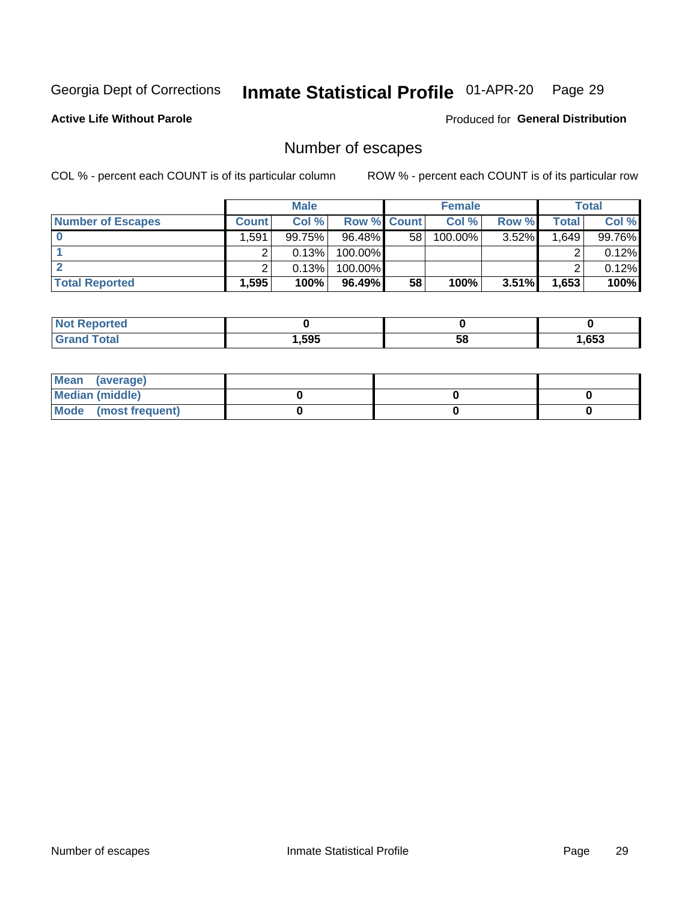Georgia Dept of Corrections **Inmate Statistical Profile** 01-APR-20

**Active Life Without Parole** Produced for **General Distribution**

## Number of escapes

COL % - percent each COUNT is of its particular column ROW % - percent each COUNT is of its particular row

| | Male | | | Female | | | Total | |
|---|---|---|---|---|---|---|---|---|
| **Number of Escapes** | **Count** | **Col %** | **Row %** | **Count** | **Col %** | **Row %** | **Total** | **Col %** |
| **0** | 1,591 | 99.75% | 96.48% | 58 | 100.00% | 3.52% | 1,649 | 99.76% |
| **1** | 2 | 0.13% | 100.00% | | | | 2 | 0.12% |
| **2** | 2 | 0.13% | 100.00% | | | | 2 | 0.12% |
| **Total Reported** | **1,595** | **100%** | **96.49%** | **58** | **100%** | **3.51%** | **1,653** | **100%** |

| | Male | Female | Total |
|---|---|---|---|
| **Not Reported** | **0** | **0** | **0** |
| **Grand Total** | **1,595** | **58** | **1,653** |

| | Male | Female | Total |
|---|---|---|---|
| **Mean (average)** | | | |
| **Median (middle)** | **0** | **0** | **0** |
| **Mode (most frequent)** | **0** | **0** | **0** |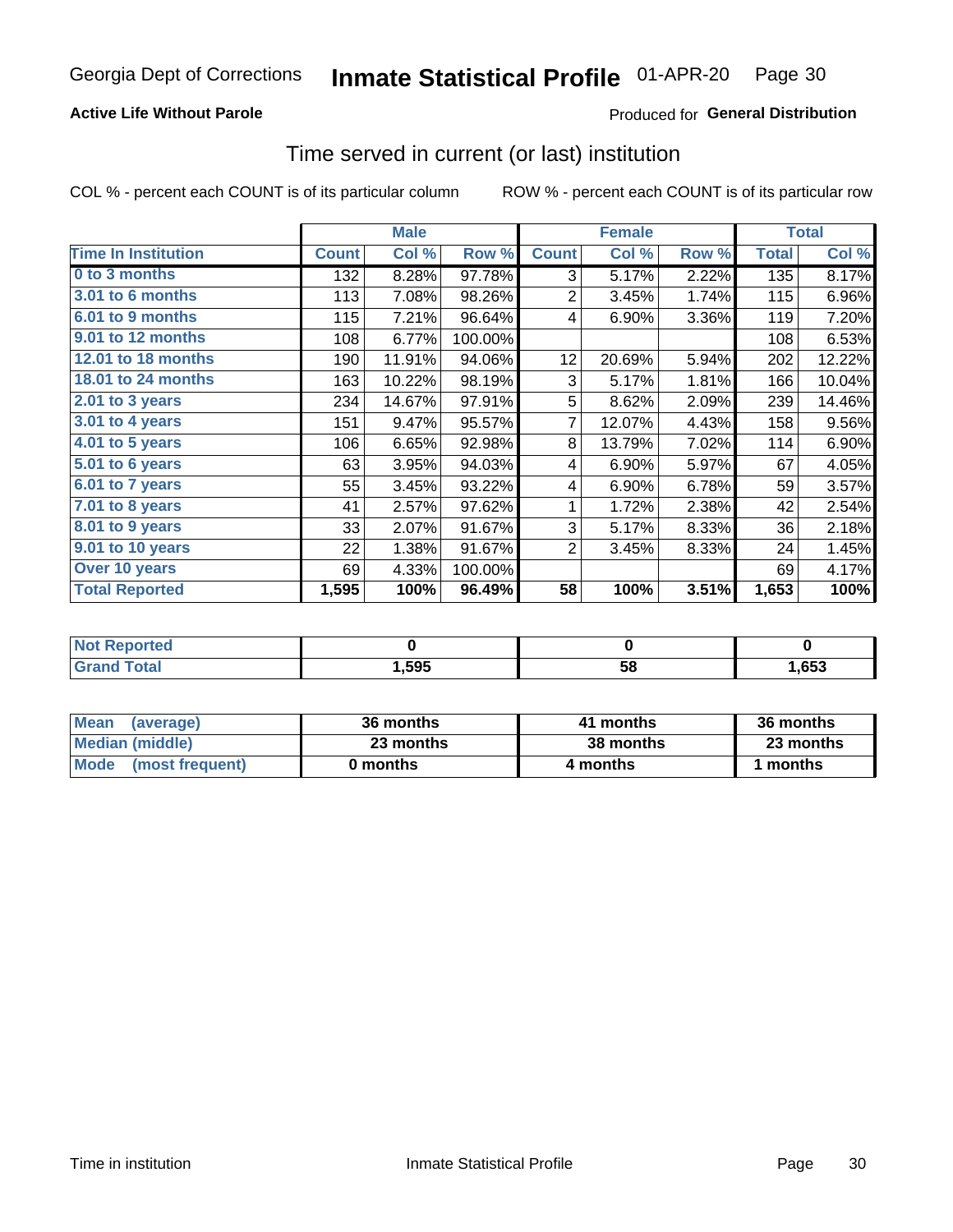Georgia Dept of Corrections **Inmate Statistical Profile** 01-APR-20

**Active Life Without Parole**

Produced for **General Distribution**

## Time served in current (or last) institution

COL % - percent each COUNT is of its particular column ROW % - percent each COUNT is of its particular row

| | Male | | | Female | | | Total | |
|---|---|---|---|---|---|---|---|---|
| **Time In Institution** | **Count** | **Col %** | **Row %** | **Count** | **Col %** | **Row %** | **Total** | **Col %** |
| **0 to 3 months** | 132 | 8.28% | 97.78% | 3 | 5.17% | 2.22% | 135 | 8.17% |
| **3.01 to 6 months** | 113 | 7.08% | 98.26% | 2 | 3.45% | 1.74% | 115 | 6.96% |
| **6.01 to 9 months** | 115 | 7.21% | 96.64% | 4 | 6.90% | 3.36% | 119 | 7.20% |
| **9.01 to 12 months** | 108 | 6.77% | 100.00% | | | | 108 | 6.53% |
| **12.01 to 18 months** | 190 | 11.91% | 94.06% | 12 | 20.69% | 5.94% | 202 | 12.22% |
| **18.01 to 24 months** | 163 | 10.22% | 98.19% | 3 | 5.17% | 1.81% | 166 | 10.04% |
| **2.01 to 3 years** | 234 | 14.67% | 97.91% | 5 | 8.62% | 2.09% | 239 | 14.46% |
| **3.01 to 4 years** | 151 | 9.47% | 95.57% | 7 | 12.07% | 4.43% | 158 | 9.56% |
| **4.01 to 5 years** | 106 | 6.65% | 92.98% | 8 | 13.79% | 7.02% | 114 | 6.90% |
| **5.01 to 6 years** | 63 | 3.95% | 94.03% | 4 | 6.90% | 5.97% | 67 | 4.05% |
| **6.01 to 7 years** | 55 | 3.45% | 93.22% | 4 | 6.90% | 6.78% | 59 | 3.57% |
| **7.01 to 8 years** | 41 | 2.57% | 97.62% | 1 | 1.72% | 2.38% | 42 | 2.54% |
| **8.01 to 9 years** | 33 | 2.07% | 91.67% | 3 | 5.17% | 8.33% | 36 | 2.18% |
| **9.01 to 10 years** | 22 | 1.38% | 91.67% | 2 | 3.45% | 8.33% | 24 | 1.45% |
| **Over 10 years** | 69 | 4.33% | 100.00% | | | | 69 | 4.17% |
| **Total Reported** | **1,595** | **100%** | **96.49%** | **58** | **100%** | **3.51%** | **1,653** | **100%** |

| | Male | Female | Total |
|---|---|---|---|
| **Not Reported** | **0** | **0** | **0** |
| **Grand Total** | **1,595** | **58** | **1,653** |

| | Male | Female | Total |
|---|---|---|---|
| **Mean (average)** | **36 months** | **41 months** | **36 months** |
| **Median (middle)** | **23 months** | **38 months** | **23 months** |
| **Mode (most frequent)** | **0 months** | **4 months** | **1 months** |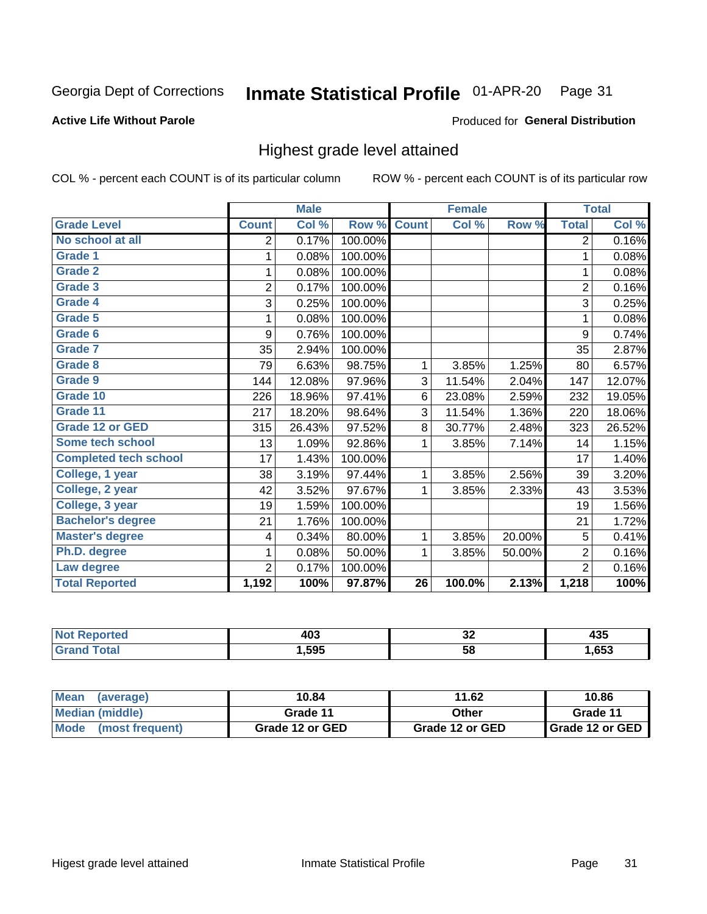Georgia Dept of Corrections **Inmate Statistical Profile** 01-APR-20

**Active Life Without Parole**

Produced for **General Distribution**

## Highest grade level attained

COL % - percent each COUNT is of its particular column ROW % - percent each COUNT is of its particular row

| | Male | | | Female | | | Total | |
|---|---|---|---|---|---|---|---|---|
| **Grade Level** | **Count** | **Col %** | **Row %** | **Count** | **Col %** | **Row %** | **Total** | **Col %** |
| No school at all | 2 | 0.17% | 100.00% | | | | 2 | 0.16% |
| Grade 1 | 1 | 0.08% | 100.00% | | | | 1 | 0.08% |
| Grade 2 | 1 | 0.08% | 100.00% | | | | 1 | 0.08% |
| Grade 3 | 2 | 0.17% | 100.00% | | | | 2 | 0.16% |
| Grade 4 | 3 | 0.25% | 100.00% | | | | 3 | 0.25% |
| Grade 5 | 1 | 0.08% | 100.00% | | | | 1 | 0.08% |
| Grade 6 | 9 | 0.76% | 100.00% | | | | 9 | 0.74% |
| Grade 7 | 35 | 2.94% | 100.00% | | | | 35 | 2.87% |
| Grade 8 | 79 | 6.63% | 98.75% | 1 | 3.85% | 1.25% | 80 | 6.57% |
| Grade 9 | 144 | 12.08% | 97.96% | 3 | 11.54% | 2.04% | 147 | 12.07% |
| Grade 10 | 226 | 18.96% | 97.41% | 6 | 23.08% | 2.59% | 232 | 19.05% |
| Grade 11 | 217 | 18.20% | 98.64% | 3 | 11.54% | 1.36% | 220 | 18.06% |
| Grade 12 or GED | 315 | 26.43% | 97.52% | 8 | 30.77% | 2.48% | 323 | 26.52% |
| Some tech school | 13 | 1.09% | 92.86% | 1 | 3.85% | 7.14% | 14 | 1.15% |
| Completed tech school | 17 | 1.43% | 100.00% | | | | 17 | 1.40% |
| College, 1 year | 38 | 3.19% | 97.44% | 1 | 3.85% | 2.56% | 39 | 3.20% |
| College, 2 year | 42 | 3.52% | 97.67% | 1 | 3.85% | 2.33% | 43 | 3.53% |
| College, 3 year | 19 | 1.59% | 100.00% | | | | 19 | 1.56% |
| Bachelor's degree | 21 | 1.76% | 100.00% | | | | 21 | 1.72% |
| Master's degree | 4 | 0.34% | 80.00% | 1 | 3.85% | 20.00% | 5 | 0.41% |
| Ph.D. degree | 1 | 0.08% | 50.00% | 1 | 3.85% | 50.00% | 2 | 0.16% |
| Law degree | 2 | 0.17% | 100.00% | | | | 2 | 0.16% |
| **Total Reported** | **1,192** | **100%** | **97.87%** | **26** | **100.0%** | **2.13%** | **1,218** | **100%** |

| | Male | Female | Total |
|---|---|---|---|
| Not Reported | 403 | 32 | 435 |
| Grand Total | 1,595 | 58 | 1,653 |

| | Male | Female | Total |
|---|---|---|---|
| Mean (average) | 10.84 | 11.62 | 10.86 |
| Median (middle) | Grade 11 | Other | Grade 11 |
| Mode (most frequent) | Grade 12 or GED | Grade 12 or GED | Grade 12 or GED |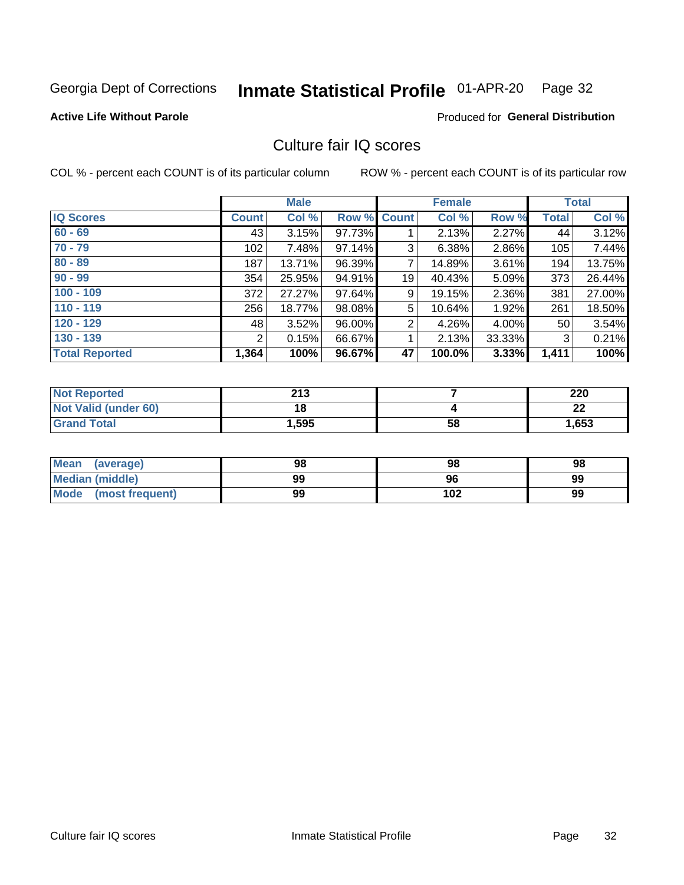Georgia Dept of Corrections **Inmate Statistical Profile** 01-APR-20 Page 32

**Active Life Without Parole**

Produced for **General Distribution**

## Culture fair IQ scores

COL % - percent each COUNT is of its particular column ROW % - percent each COUNT is of its particular row

| | Male | | | Female | | | Total | |
|---|---|---|---|---|---|---|---|---|
| **IQ Scores** | **Count** | **Col %** | **Row %** | **Count** | **Col %** | **Row %** | **Total** | **Col %** |
| **60 - 69** | 43 | 3.15% | 97.73% | 1 | 2.13% | 2.27% | 44 | 3.12% |
| **70 - 79** | 102 | 7.48% | 97.14% | 3 | 6.38% | 2.86% | 105 | 7.44% |
| **80 - 89** | 187 | 13.71% | 96.39% | 7 | 14.89% | 3.61% | 194 | 13.75% |
| **90 - 99** | 354 | 25.95% | 94.91% | 19 | 40.43% | 5.09% | 373 | 26.44% |
| **100 - 109** | 372 | 27.27% | 97.64% | 9 | 19.15% | 2.36% | 381 | 27.00% |
| **110 - 119** | 256 | 18.77% | 98.08% | 5 | 10.64% | 1.92% | 261 | 18.50% |
| **120 - 129** | 48 | 3.52% | 96.00% | 2 | 4.26% | 4.00% | 50 | 3.54% |
| **130 - 139** | 2 | 0.15% | 66.67% | 1 | 2.13% | 33.33% | 3 | 0.21% |
| **Total Reported** | **1,364** | **100%** | **96.67%** | **47** | **100.0%** | **3.33%** | **1,411** | **100%** |

| | Male | Female | Total |
|---|---|---|---|
| **Not Reported** | **213** | **7** | **220** |
| **Not Valid (under 60)** | **18** | **4** | **22** |
| **Grand Total** | **1,595** | **58** | **1,653** |

| | Male | Female | Total |
|---|---|---|---|
| **Mean (average)** | **98** | **98** | **98** |
| **Median (middle)** | **99** | **96** | **99** |
| **Mode (most frequent)** | **99** | **102** | **99** |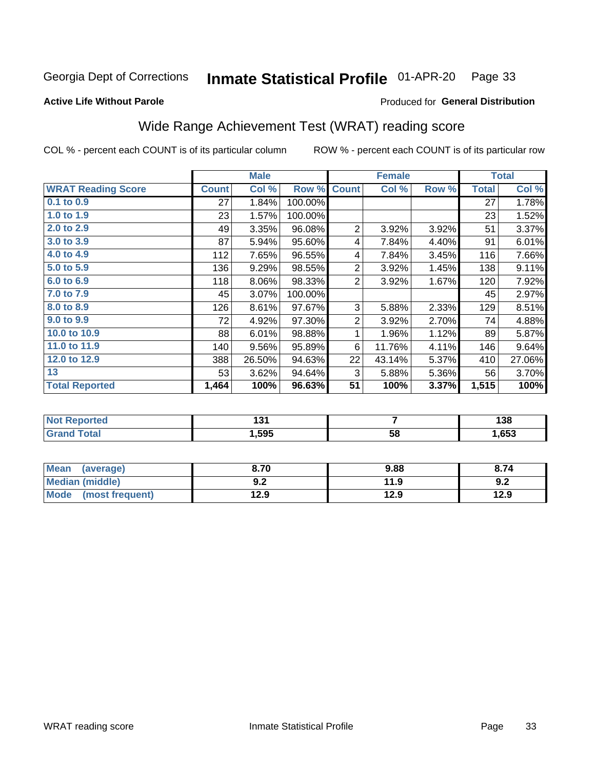Georgia Dept of Corrections **Inmate Statistical Profile** 01-APR-20

**Active Life Without Parole**

Produced for **General Distribution**

## Wide Range Achievement Test (WRAT) reading score

COL % - percent each COUNT is of its particular column ROW % - percent each COUNT is of its particular row

| | Male | | | Female | | | Total | |
|---|---|---|---|---|---|---|---|---|
| **WRAT Reading Score** | **Count** | **Col %** | **Row %** | **Count** | **Col %** | **Row %** | **Total** | **Col %** |
| 0.1 to 0.9 | 27 | 1.84% | 100.00% | | | | 27 | 1.78% |
| 1.0 to 1.9 | 23 | 1.57% | 100.00% | | | | 23 | 1.52% |
| 2.0 to 2.9 | 49 | 3.35% | 96.08% | 2 | 3.92% | 3.92% | 51 | 3.37% |
| 3.0 to 3.9 | 87 | 5.94% | 95.60% | 4 | 7.84% | 4.40% | 91 | 6.01% |
| 4.0 to 4.9 | 112 | 7.65% | 96.55% | 4 | 7.84% | 3.45% | 116 | 7.66% |
| 5.0 to 5.9 | 136 | 9.29% | 98.55% | 2 | 3.92% | 1.45% | 138 | 9.11% |
| 6.0 to 6.9 | 118 | 8.06% | 98.33% | 2 | 3.92% | 1.67% | 120 | 7.92% |
| 7.0 to 7.9 | 45 | 3.07% | 100.00% | | | | 45 | 2.97% |
| 8.0 to 8.9 | 126 | 8.61% | 97.67% | 3 | 5.88% | 2.33% | 129 | 8.51% |
| 9.0 to 9.9 | 72 | 4.92% | 97.30% | 2 | 3.92% | 2.70% | 74 | 4.88% |
| 10.0 to 10.9 | 88 | 6.01% | 98.88% | 1 | 1.96% | 1.12% | 89 | 5.87% |
| 11.0 to 11.9 | 140 | 9.56% | 95.89% | 6 | 11.76% | 4.11% | 146 | 9.64% |
| 12.0 to 12.9 | 388 | 26.50% | 94.63% | 22 | 43.14% | 5.37% | 410 | 27.06% |
| 13 | 53 | 3.62% | 94.64% | 3 | 5.88% | 5.36% | 56 | 3.70% |
| **Total Reported** | **1,464** | **100%** | **96.63%** | **51** | **100%** | **3.37%** | **1,515** | **100%** |

| | Male | Female | Total |
|---|---|---|---|
| Not Reported | **131** | **7** | **138** |
| Grand Total | **1,595** | **58** | **1,653** |

| | Male | Female | Total |
|---|---|---|---|
| Mean (average) | **8.70** | **9.88** | **8.74** |
| Median (middle) | **9.2** | **11.9** | **9.2** |
| Mode (most frequent) | **12.9** | **12.9** | **12.9** |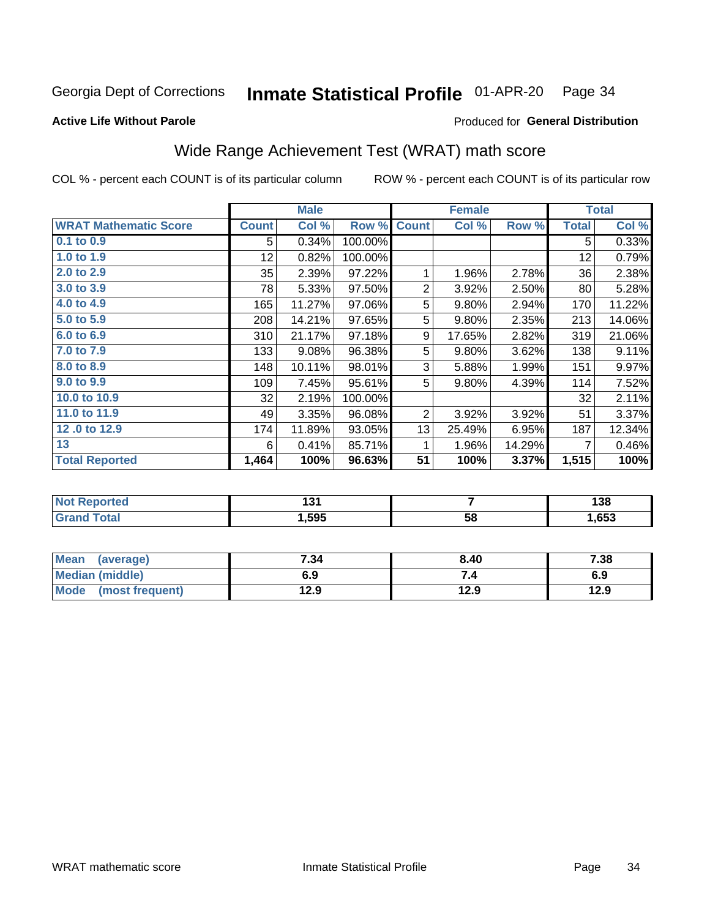Georgia Dept of Corrections **Inmate Statistical Profile** 01-APR-20

**Active Life Without Parole**

Produced for **General Distribution**

## Wide Range Achievement Test (WRAT) math score

COL % - percent each COUNT is of its particular column

ROW % - percent each COUNT is of its particular row

| | Male | | | Female | | | Total | |
|---|---|---|---|---|---|---|---|---|
| **WRAT Mathematic Score** | **Count** | **Col %** | **Row %** | **Count** | **Col %** | **Row %** | **Total** | **Col %** |
| 0.1 to 0.9 | 5 | 0.34% | 100.00% | | | | 5 | 0.33% |
| 1.0 to 1.9 | 12 | 0.82% | 100.00% | | | | 12 | 0.79% |
| 2.0 to 2.9 | 35 | 2.39% | 97.22% | 1 | 1.96% | 2.78% | 36 | 2.38% |
| 3.0 to 3.9 | 78 | 5.33% | 97.50% | 2 | 3.92% | 2.50% | 80 | 5.28% |
| 4.0 to 4.9 | 165 | 11.27% | 97.06% | 5 | 9.80% | 2.94% | 170 | 11.22% |
| 5.0 to 5.9 | 208 | 14.21% | 97.65% | 5 | 9.80% | 2.35% | 213 | 14.06% |
| 6.0 to 6.9 | 310 | 21.17% | 97.18% | 9 | 17.65% | 2.82% | 319 | 21.06% |
| 7.0 to 7.9 | 133 | 9.08% | 96.38% | 5 | 9.80% | 3.62% | 138 | 9.11% |
| 8.0 to 8.9 | 148 | 10.11% | 98.01% | 3 | 5.88% | 1.99% | 151 | 9.97% |
| 9.0 to 9.9 | 109 | 7.45% | 95.61% | 5 | 9.80% | 4.39% | 114 | 7.52% |
| 10.0 to 10.9 | 32 | 2.19% | 100.00% | | | | 32 | 2.11% |
| 11.0 to 11.9 | 49 | 3.35% | 96.08% | 2 | 3.92% | 3.92% | 51 | 3.37% |
| 12 .0 to 12.9 | 174 | 11.89% | 93.05% | 13 | 25.49% | 6.95% | 187 | 12.34% |
| 13 | 6 | 0.41% | 85.71% | 1 | 1.96% | 14.29% | 7 | 0.46% |
| **Total Reported** | **1,464** | **100%** | **96.63%** | **51** | **100%** | **3.37%** | **1,515** | **100%** |

| | Male | Female | Total |
|---|---|---|---|
| Not Reported | 131 | 7 | 138 |
| Grand Total | 1,595 | 58 | 1,653 |

| | Male | Female | Total |
|---|---|---|---|
| Mean (average) | 7.34 | 8.40 | 7.38 |
| Median (middle) | 6.9 | 7.4 | 6.9 |
| Mode (most frequent) | 12.9 | 12.9 | 12.9 |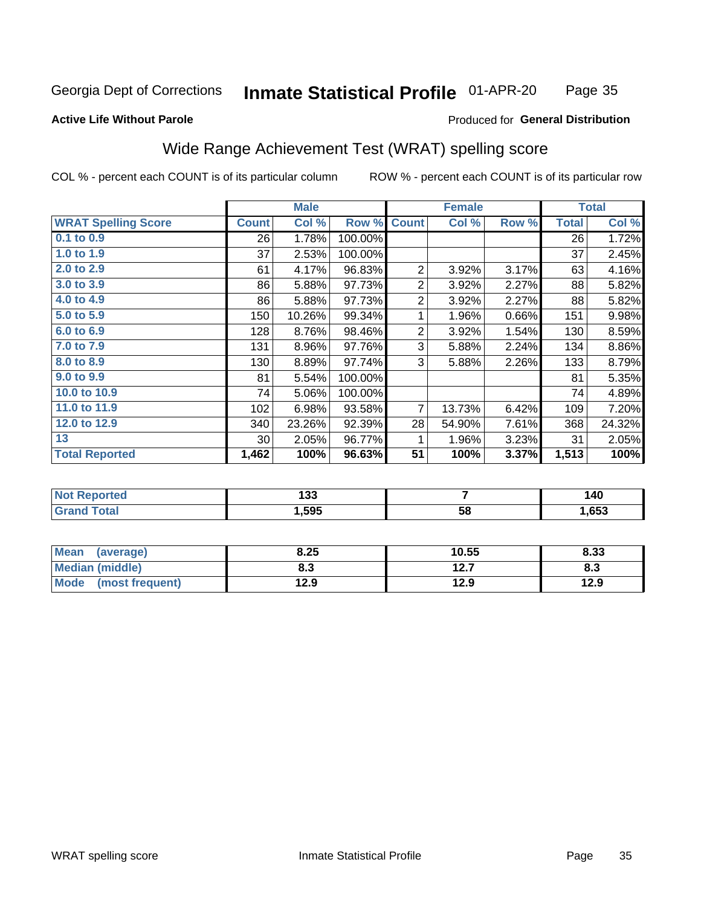Georgia Dept of Corrections **Inmate Statistical Profile** 01-APR-20

**Active Life Without Parole**

Produced for **General Distribution**

## Wide Range Achievement Test (WRAT) spelling score

COL % - percent each COUNT is of its particular column ROW % - percent each COUNT is of its particular row

| | Male | | | Female | | | Total | |
|---|---|---|---|---|---|---|---|---|
| **WRAT Spelling Score** | **Count** | **Col %** | **Row %** | **Count** | **Col %** | **Row %** | **Total** | **Col %** |
| 0.1 to 0.9 | 26 | 1.78% | 100.00% | | | | 26 | 1.72% |
| 1.0 to 1.9 | 37 | 2.53% | 100.00% | | | | 37 | 2.45% |
| 2.0 to 2.9 | 61 | 4.17% | 96.83% | 2 | 3.92% | 3.17% | 63 | 4.16% |
| 3.0 to 3.9 | 86 | 5.88% | 97.73% | 2 | 3.92% | 2.27% | 88 | 5.82% |
| 4.0 to 4.9 | 86 | 5.88% | 97.73% | 2 | 3.92% | 2.27% | 88 | 5.82% |
| 5.0 to 5.9 | 150 | 10.26% | 99.34% | 1 | 1.96% | 0.66% | 151 | 9.98% |
| 6.0 to 6.9 | 128 | 8.76% | 98.46% | 2 | 3.92% | 1.54% | 130 | 8.59% |
| 7.0 to 7.9 | 131 | 8.96% | 97.76% | 3 | 5.88% | 2.24% | 134 | 8.86% |
| 8.0 to 8.9 | 130 | 8.89% | 97.74% | 3 | 5.88% | 2.26% | 133 | 8.79% |
| 9.0 to 9.9 | 81 | 5.54% | 100.00% | | | | 81 | 5.35% |
| 10.0 to 10.9 | 74 | 5.06% | 100.00% | | | | 74 | 4.89% |
| 11.0 to 11.9 | 102 | 6.98% | 93.58% | 7 | 13.73% | 6.42% | 109 | 7.20% |
| 12.0 to 12.9 | 340 | 23.26% | 92.39% | 28 | 54.90% | 7.61% | 368 | 24.32% |
| 13 | 30 | 2.05% | 96.77% | 1 | 1.96% | 3.23% | 31 | 2.05% |
| **Total Reported** | **1,462** | **100%** | **96.63%** | **51** | **100%** | **3.37%** | **1,513** | **100%** |

| | Male | Female | Total |
|---|---|---|---|
| Not Reported | 133 | 7 | 140 |
| Grand Total | 1,595 | 58 | 1,653 |

| | Male | Female | Total |
|---|---|---|---|
| Mean (average) | 8.25 | 10.55 | 8.33 |
| Median (middle) | 8.3 | 12.7 | 8.3 |
| Mode (most frequent) | 12.9 | 12.9 | 12.9 |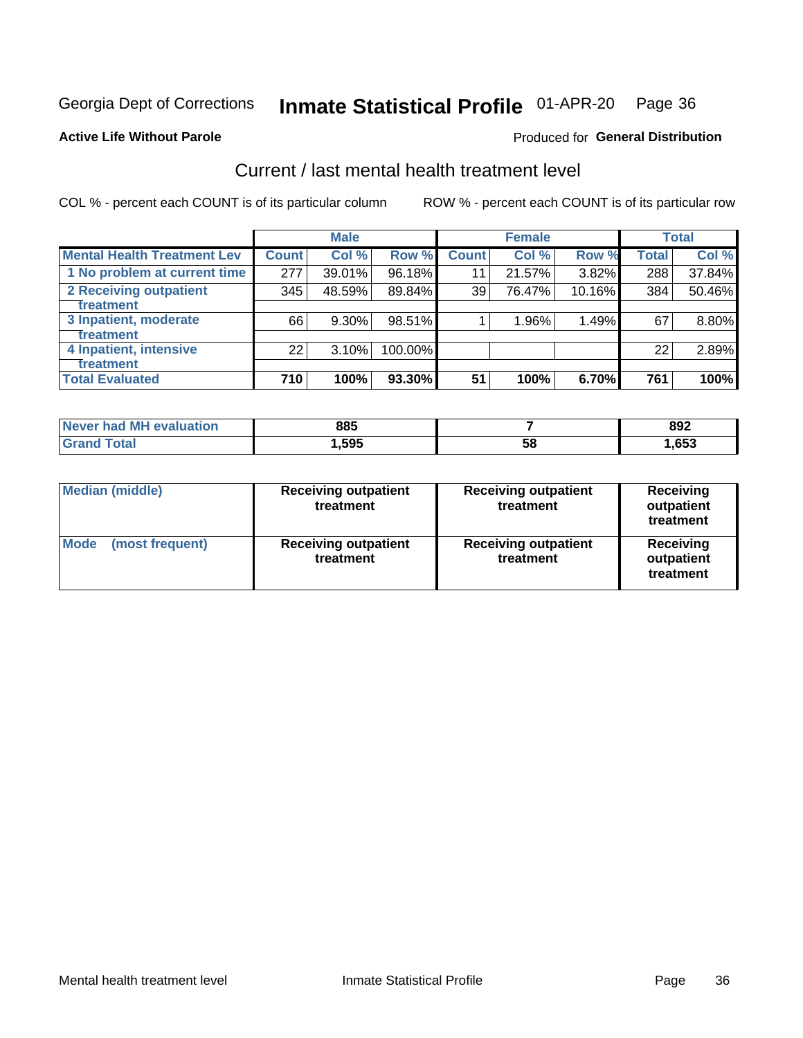Georgia Dept of Corrections **Inmate Statistical Profile** 01-APR-20

**Active Life Without Parole**

Produced for **General Distribution**

## Current / last mental health treatment level

COL % - percent each COUNT is of its particular column

ROW % - percent each COUNT is of its particular row

| | Male | | | Female | | | Total | |
|---|---|---|---|---|---|---|---|---|
| **Mental Health Treatment Lev** | **Count** | **Col %** | **Row %** | **Count** | **Col %** | **Row %** | **Total** | **Col %** |
| 1 No problem at current time | 277 | 39.01% | 96.18% | 11 | 21.57% | 3.82% | 288 | 37.84% |
| 2 Receiving outpatient treatment | 345 | 48.59% | 89.84% | 39 | 76.47% | 10.16% | 384 | 50.46% |
| 3 Inpatient, moderate treatment | 66 | 9.30% | 98.51% | 1 | 1.96% | 1.49% | 67 | 8.80% |
| 4 Inpatient, intensive treatment | 22 | 3.10% | 100.00% | | | | 22 | 2.89% |
| **Total Evaluated** | **710** | **100%** | **93.30%** | **51** | **100%** | **6.70%** | **761** | **100%** |

| | Male | Female | Total |
|---|---|---|---|
| Never had MH evaluation | 885 | 7 | 892 |
| Grand Total | 1,595 | 58 | 1,653 |

| | Male | Female | Total |
|---|---|---|---|
| Median (middle) | Receiving outpatient treatment | Receiving outpatient treatment | Receiving outpatient treatment |
| Mode (most frequent) | Receiving outpatient treatment | Receiving outpatient treatment | Receiving outpatient treatment |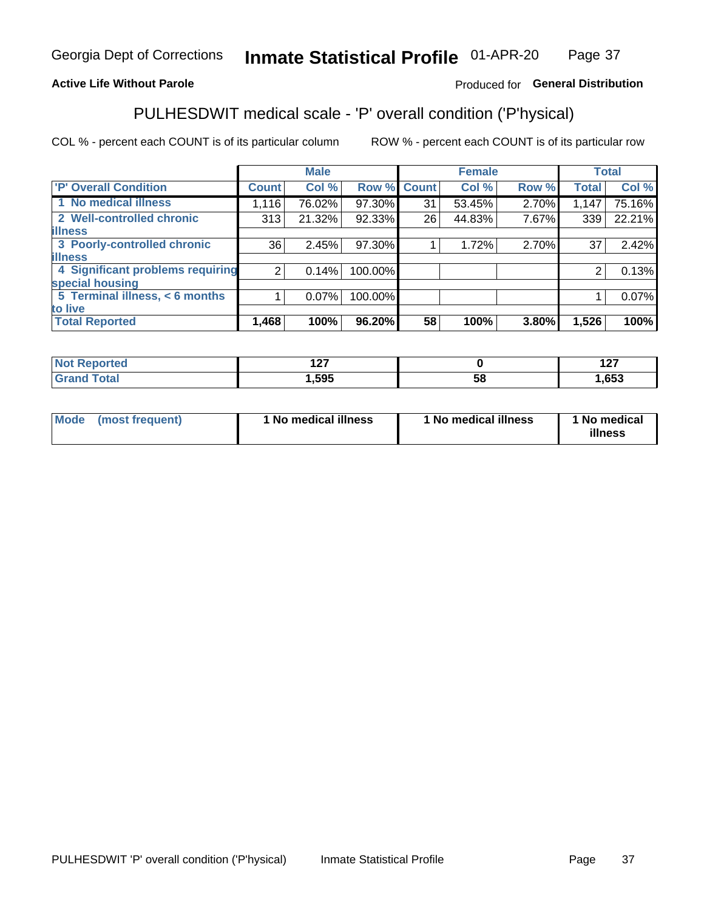**Active Life Without Parole**

Produced for **General Distribution**

## PULHESDWIT medical scale - 'P' overall condition ('P'hysical)

COL % - percent each COUNT is of its particular column

ROW % - percent each COUNT is of its particular row

| | Male | | | Female | | | Total | |
|---|---|---|---|---|---|---|---|---|
| 'P' Overall Condition | Count | Col % | Row % | Count | Col % | Row % | Total | Col % |
| 1 No medical illness | 1,116 | 76.02% | 97.30% | 31 | 53.45% | 2.70% | 1,147 | 75.16% |
| 2 Well-controlled chronic illness | 313 | 21.32% | 92.33% | 26 | 44.83% | 7.67% | 339 | 22.21% |
| 3 Poorly-controlled chronic illness | 36 | 2.45% | 97.30% | 1 | 1.72% | 2.70% | 37 | 2.42% |
| 4 Significant problems requiring special housing | 2 | 0.14% | 100.00% | | | | 2 | 0.13% |
| 5 Terminal illness, < 6 months to live | 1 | 0.07% | 100.00% | | | | 1 | 0.07% |
| **Total Reported** | **1,468** | **100%** | **96.20%** | **58** | **100%** | **3.80%** | **1,526** | **100%** |

| | Male | Female | Total |
|---|---|---|---|
| Not Reported | 127 | 0 | 127 |
| Grand Total | 1,595 | 58 | 1,653 |

| | Male | Female | Total |
|---|---|---|---|
| Mode (most frequent) | 1 No medical illness | 1 No medical illness | 1 No medical illness |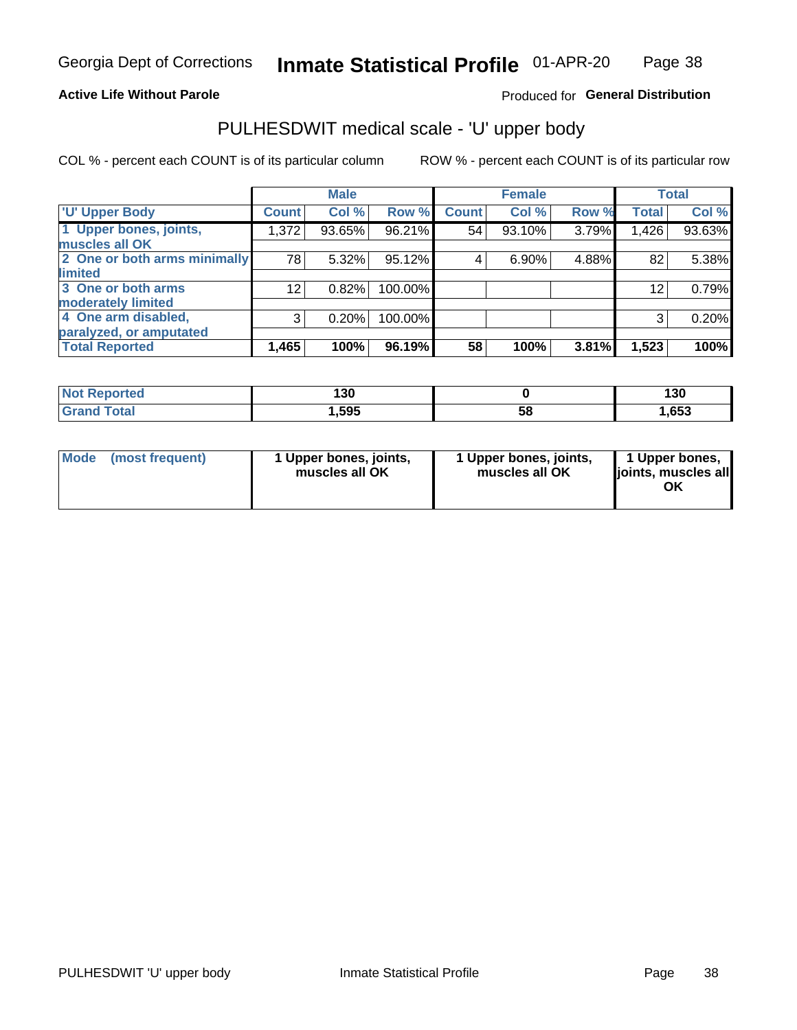Georgia Dept of Corrections **Inmate Statistical Profile** 01-APR-20

**Active Life Without Parole**

Produced for **General Distribution**

## PULHESDWIT medical scale - 'U' upper body

COL % - percent each COUNT is of its particular column

ROW % - percent each COUNT is of its particular row

| | Male | | | Female | | | Total | |
|---|---|---|---|---|---|---|---|---|
| 'U' Upper Body | Count | Col % | Row % | Count | Col % | Row % | Total | Col % |
| 1 Upper bones, joints, muscles all OK | 1,372 | 93.65% | 96.21% | 54 | 93.10% | 3.79% | 1,426 | 93.63% |
| 2 One or both arms minimally limited | 78 | 5.32% | 95.12% | 4 | 6.90% | 4.88% | 82 | 5.38% |
| 3 One or both arms moderately limited | 12 | 0.82% | 100.00% | | | | 12 | 0.79% |
| 4 One arm disabled, paralyzed, or amputated | 3 | 0.20% | 100.00% | | | | 3 | 0.20% |
| **Total Reported** | **1,465** | **100%** | **96.19%** | **58** | **100%** | **3.81%** | **1,523** | **100%** |

| | Male | Female | Total |
|---|---|---|---|
| Not Reported | 130 | 0 | 130 |
| Grand Total | 1,595 | 58 | 1,653 |

| | Male | Female | Total |
|---|---|---|---|
| Mode (most frequent) | 1 Upper bones, joints, muscles all OK | 1 Upper bones, joints, muscles all OK | 1 Upper bones, joints, muscles all OK |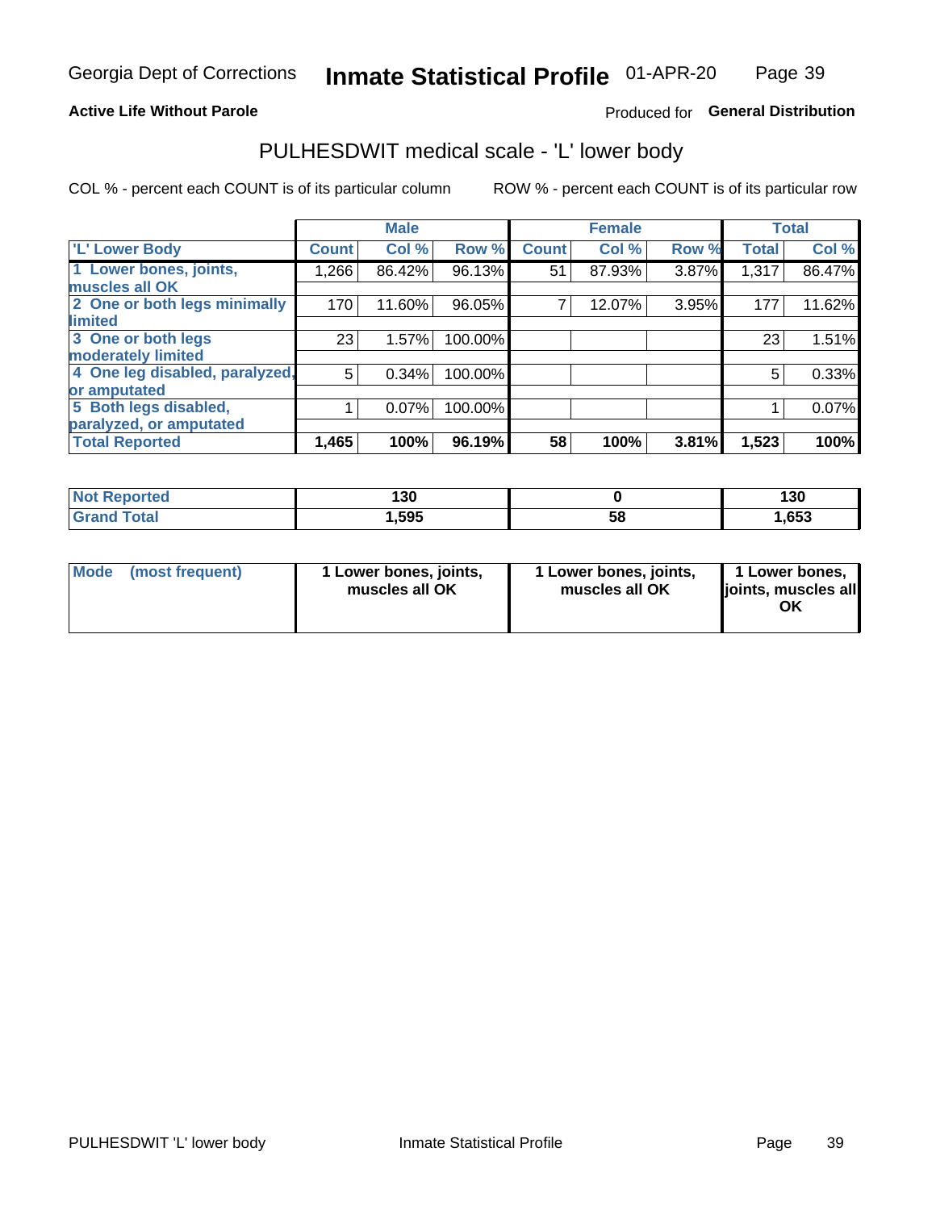**Active Life Without Parole**

Produced for **General Distribution**

## PULHESDWIT medical scale - 'L' lower body

COL % - percent each COUNT is of its particular column

ROW % - percent each COUNT is of its particular row

| | Male | | | Female | | | Total | |
|---|---|---|---|---|---|---|---|---|
| 'L' Lower Body | Count | Col % | Row % | Count | Col % | Row % | Total | Col % |
| 1 Lower bones, joints, muscles all OK | 1,266 | 86.42% | 96.13% | 51 | 87.93% | 3.87% | 1,317 | 86.47% |
| 2 One or both legs minimally limited | 170 | 11.60% | 96.05% | 7 | 12.07% | 3.95% | 177 | 11.62% |
| 3 One or both legs moderately limited | 23 | 1.57% | 100.00% | | | | 23 | 1.51% |
| 4 One leg disabled, paralyzed, or amputated | 5 | 0.34% | 100.00% | | | | 5 | 0.33% |
| 5 Both legs disabled, paralyzed, or amputated | 1 | 0.07% | 100.00% | | | | 1 | 0.07% |
| **Total Reported** | **1,465** | **100%** | **96.19%** | **58** | **100%** | **3.81%** | **1,523** | **100%** |

| | Male | Female | Total |
|---|---|---|---|
| Not Reported | 130 | 0 | 130 |
| Grand Total | 1,595 | 58 | 1,653 |

| | Male | Female | Total |
|---|---|---|---|
| Mode (most frequent) | 1 Lower bones, joints, muscles all OK | 1 Lower bones, joints, muscles all OK | 1 Lower bones, joints, muscles all OK |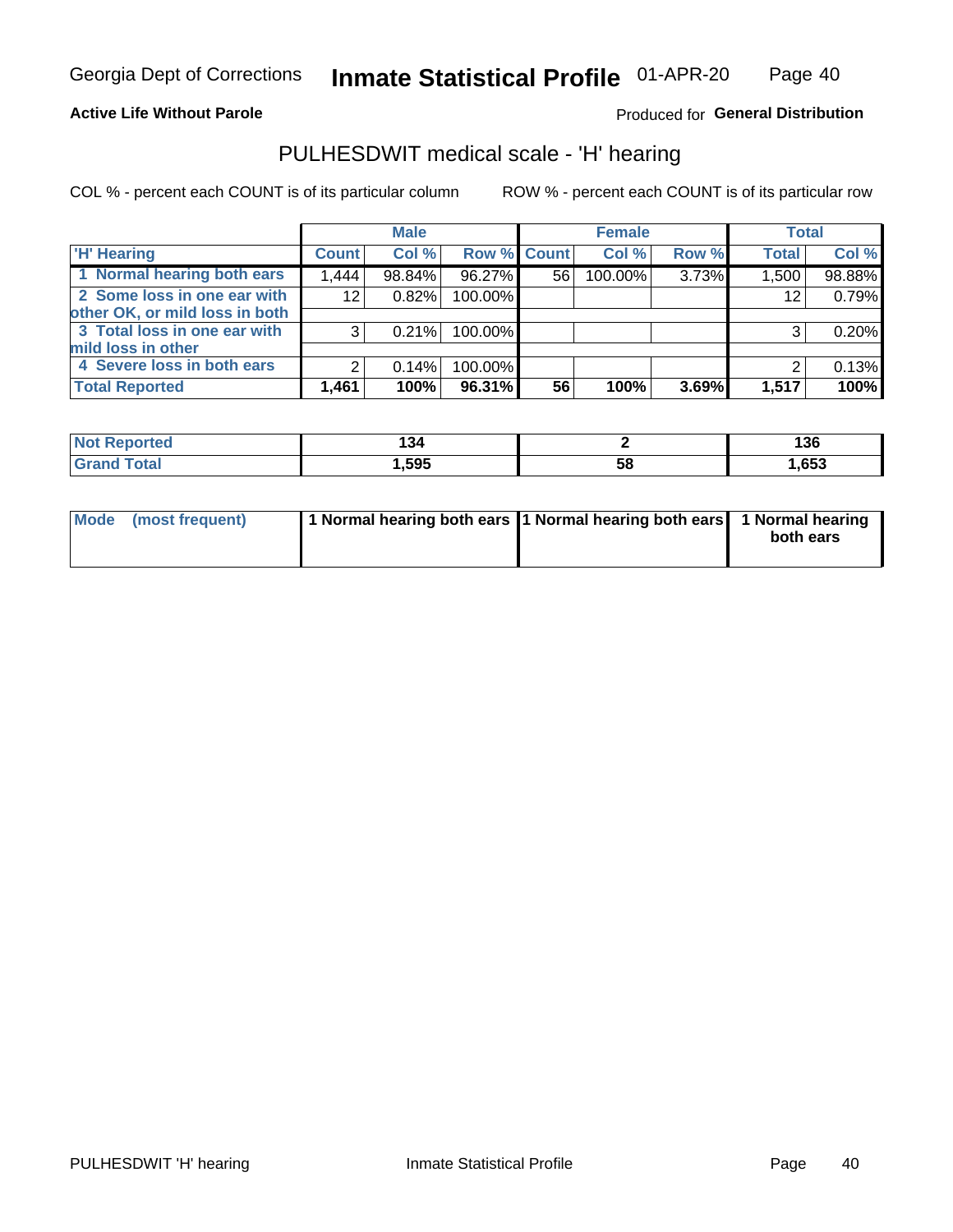Georgia Dept of Corrections **Inmate Statistical Profile** 01-APR-20

**Active Life Without Parole**

Produced for **General Distribution**

## PULHESDWIT medical scale - 'H' hearing

COL % - percent each COUNT is of its particular column

ROW % - percent each COUNT is of its particular row

| | Male | | | Female | | | Total | |
|---|---|---|---|---|---|---|---|---|
| 'H' Hearing | Count | Col % | Row % | Count | Col % | Row % | Total | Col % |
| 1 Normal hearing both ears | 1,444 | 98.84% | 96.27% | 56 | 100.00% | 3.73% | 1,500 | 98.88% |
| 2 Some loss in one ear with other OK, or mild loss in both | 12 | 0.82% | 100.00% | | | | 12 | 0.79% |
| 3 Total loss in one ear with mild loss in other | 3 | 0.21% | 100.00% | | | | 3 | 0.20% |
| 4 Severe loss in both ears | 2 | 0.14% | 100.00% | | | | 2 | 0.13% |
| **Total Reported** | **1,461** | **100%** | **96.31%** | **56** | **100%** | **3.69%** | **1,517** | **100%** |

| | Male | Female | Total |
|---|---|---|---|
| Not Reported | 134 | 2 | 136 |
| Grand Total | 1,595 | 58 | 1,653 |

| | Male | Female | Total |
|---|---|---|---|
| Mode (most frequent) | 1 Normal hearing both ears | 1 Normal hearing both ears | 1 Normal hearing both ears |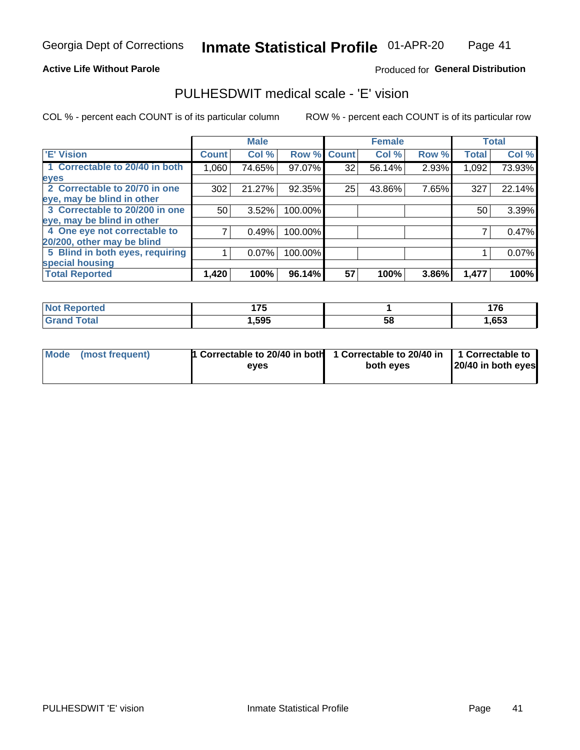**Active Life Without Parole**

Produced for **General Distribution**

## PULHESDWIT medical scale - 'E' vision

COL % - percent each COUNT is of its particular column

ROW % - percent each COUNT is of its particular row

| | Male | | | Female | | | Total | |
|---|---|---|---|---|---|---|---|---|
| 'E' Vision | Count | Col % | Row % | Count | Col % | Row % | Total | Col % |
| 1 Correctable to 20/40 in both eyes | 1,060 | 74.65% | 97.07% | 32 | 56.14% | 2.93% | 1,092 | 73.93% |
| 2 Correctable to 20/70 in one eye, may be blind in other | 302 | 21.27% | 92.35% | 25 | 43.86% | 7.65% | 327 | 22.14% |
| 3 Correctable to 20/200 in one eye, may be blind in other | 50 | 3.52% | 100.00% | | | | 50 | 3.39% |
| 4 One eye not correctable to 20/200, other may be blind | 7 | 0.49% | 100.00% | | | | 7 | 0.47% |
| 5 Blind in both eyes, requiring special housing | 1 | 0.07% | 100.00% | | | | 1 | 0.07% |
| **Total Reported** | **1,420** | **100%** | **96.14%** | **57** | **100%** | **3.86%** | **1,477** | **100%** |

| | Male | Female | Total |
|---|---|---|---|
| **Not Reported** | **175** | **1** | **176** |
| **Grand Total** | **1,595** | **58** | **1,653** |

| | Male | Female | Total |
|---|---|---|---|
| **Mode (most frequent)** | **1 Correctable to 20/40 in both eyes** | **1 Correctable to 20/40 in both eyes** | **1 Correctable to 20/40 in both eyes** |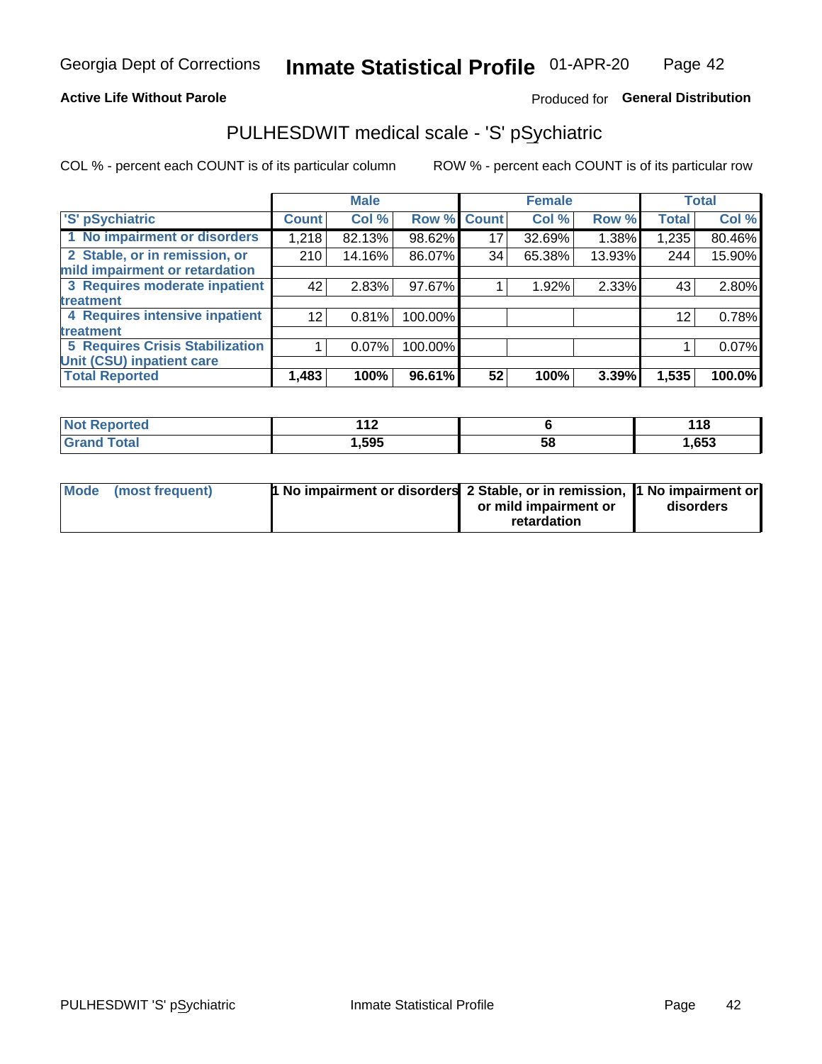Georgia Dept of Corrections **Inmate Statistical Profile** 01-APR-20

**Active Life Without Parole** Produced for **General Distribution**

## PULHESDWIT medical scale - 'S' pSychiatric

COL % - percent each COUNT is of its particular column ROW % - percent each COUNT is of its particular row

| | Male | | | Female | | | Total | |
|---|---|---|---|---|---|---|---|---|
| 'S' pSychiatric | Count | Col % | Row % | Count | Col % | Row % | Total | Col % |
| 1 No impairment or disorders | 1,218 | 82.13% | 98.62% | 17 | 32.69% | 1.38% | 1,235 | 80.46% |
| 2 Stable, or in remission, or mild impairment or retardation | 210 | 14.16% | 86.07% | 34 | 65.38% | 13.93% | 244 | 15.90% |
| 3 Requires moderate inpatient treatment | 42 | 2.83% | 97.67% | 1 | 1.92% | 2.33% | 43 | 2.80% |
| 4 Requires intensive inpatient treatment | 12 | 0.81% | 100.00% | | | | 12 | 0.78% |
| 5 Requires Crisis Stabilization Unit (CSU) inpatient care | 1 | 0.07% | 100.00% | | | | 1 | 0.07% |
| **Total Reported** | **1,483** | **100%** | **96.61%** | **52** | **100%** | **3.39%** | **1,535** | **100.0%** |

| | Male | Female | Total |
|---|---|---|---|
| Not Reported | 112 | 6 | 118 |
| Grand Total | 1,595 | 58 | 1,653 |

| | Male | Female | Total |
|---|---|---|---|
| Mode (most frequent) | 1 No impairment or disorders | 2 Stable, or in remission, or mild impairment or retardation | 1 No impairment or disorders |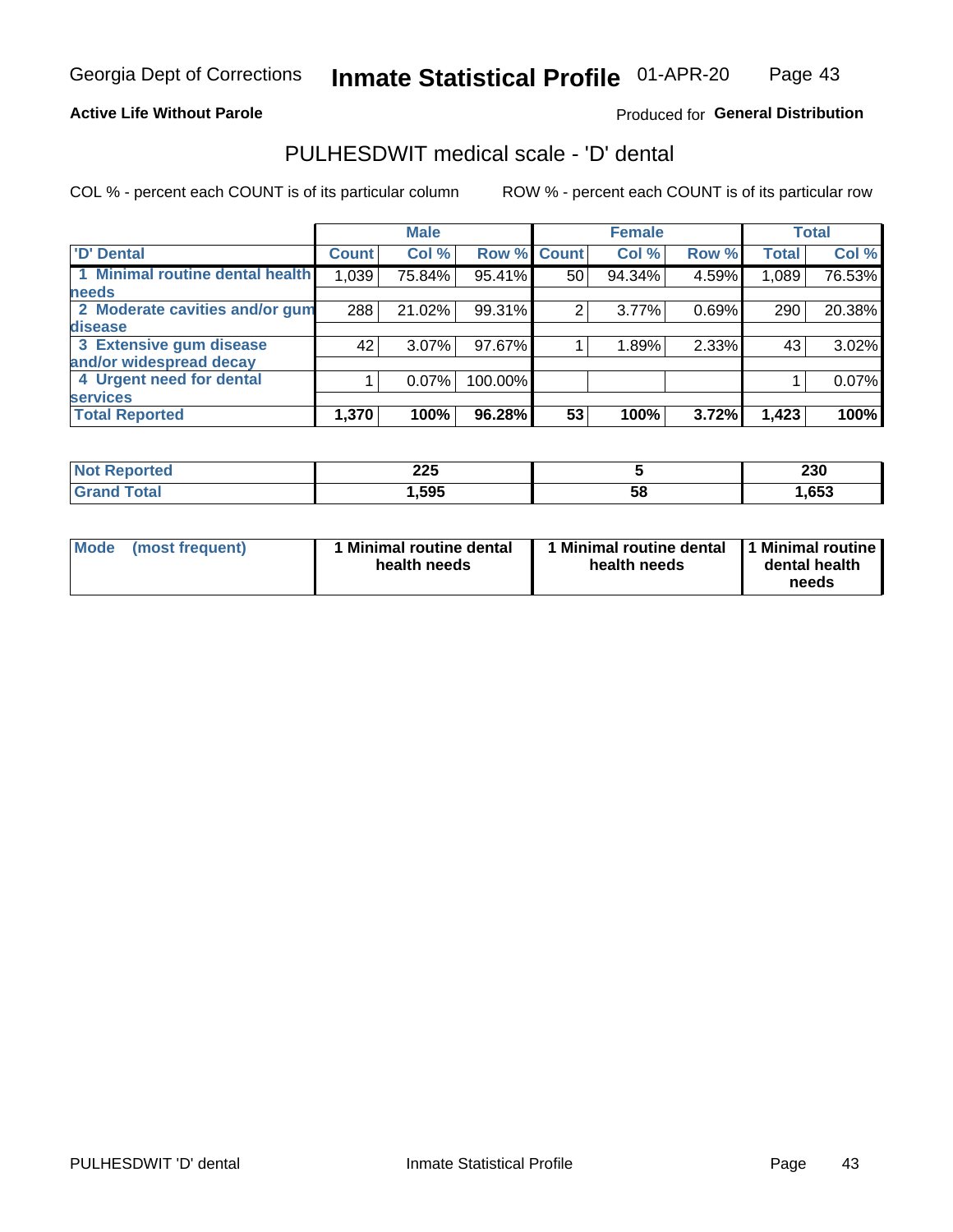Georgia Dept of Corrections **Inmate Statistical Profile** 01-APR-20

**Active Life Without Parole**

Produced for **General Distribution**

## PULHESDWIT medical scale - 'D' dental

COL % - percent each COUNT is of its particular column

ROW % - percent each COUNT is of its particular row

| | Male | | | Female | | | Total | |
|---|---|---|---|---|---|---|---|---|
| 'D' Dental | Count | Col % | Row % | Count | Col % | Row % | Total | Col % |
| 1 Minimal routine dental health needs | 1,039 | 75.84% | 95.41% | 50 | 94.34% | 4.59% | 1,089 | 76.53% |
| 2 Moderate cavities and/or gum disease | 288 | 21.02% | 99.31% | 2 | 3.77% | 0.69% | 290 | 20.38% |
| 3 Extensive gum disease and/or widespread decay | 42 | 3.07% | 97.67% | 1 | 1.89% | 2.33% | 43 | 3.02% |
| 4 Urgent need for dental services | 1 | 0.07% | 100.00% | | | | 1 | 0.07% |
| **Total Reported** | **1,370** | **100%** | **96.28%** | **53** | **100%** | **3.72%** | **1,423** | **100%** |

| | Male | Female | Total |
|---|---|---|---|
| Not Reported | 225 | 5 | 230 |
| Grand Total | 1,595 | 58 | 1,653 |

| | Male | Female | Total |
|---|---|---|---|
| Mode (most frequent) | 1 Minimal routine dental health needs | 1 Minimal routine dental health needs | 1 Minimal routine dental health needs |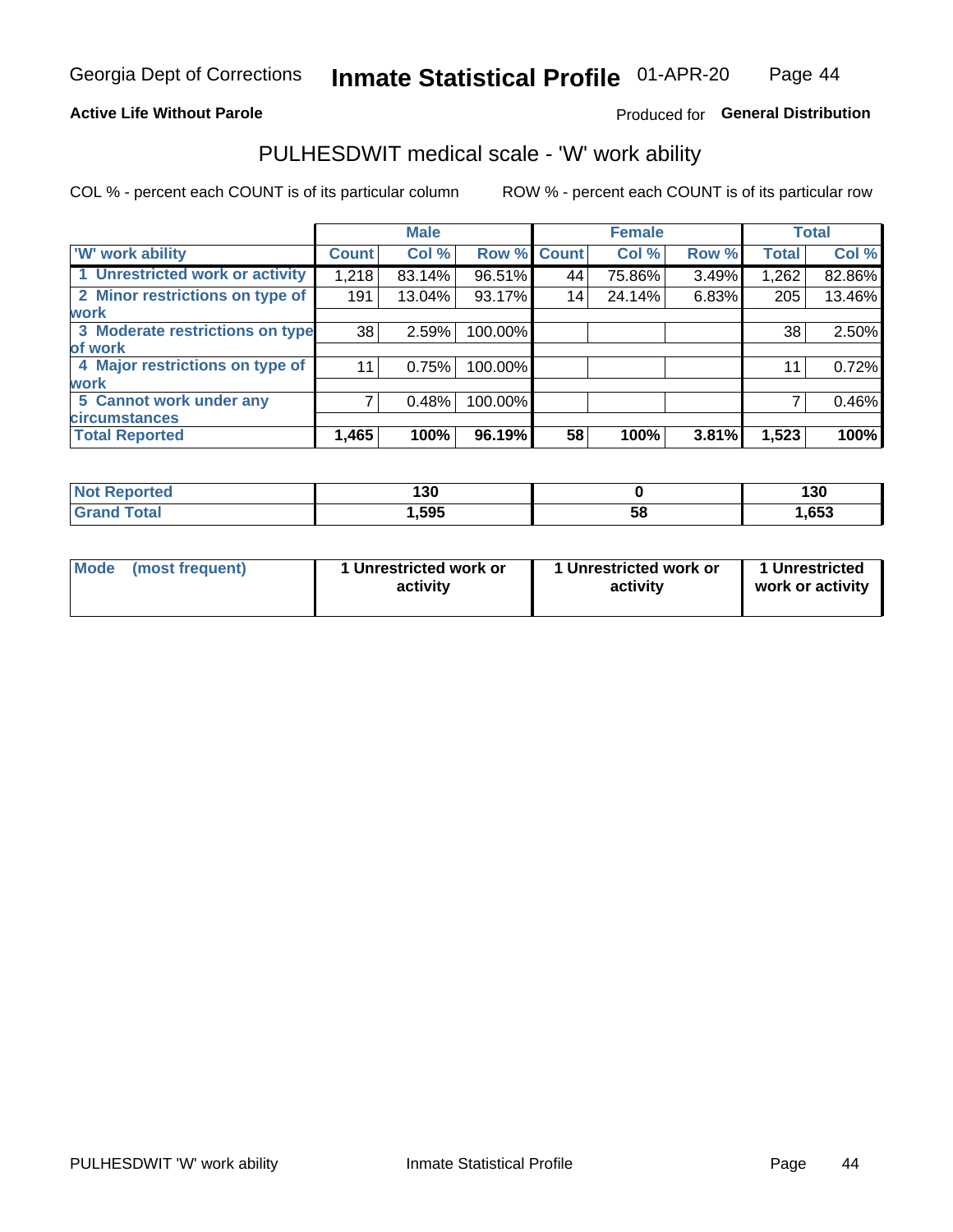Georgia Dept of Corrections **Inmate Statistical Profile** 01-APR-20

**Active Life Without Parole**

Produced for **General Distribution**

## PULHESDWIT medical scale - 'W' work ability

COL % - percent each COUNT is of its particular column

ROW % - percent each COUNT is of its particular row

| | Male | | | Female | | | Total | |
|---|---|---|---|---|---|---|---|---|
| 'W' work ability | Count | Col % | Row % | Count | Col % | Row % | Total | Col % |
| 1 Unrestricted work or activity | 1,218 | 83.14% | 96.51% | 44 | 75.86% | 3.49% | 1,262 | 82.86% |
| 2 Minor restrictions on type of work | 191 | 13.04% | 93.17% | 14 | 24.14% | 6.83% | 205 | 13.46% |
| 3 Moderate restrictions on type of work | 38 | 2.59% | 100.00% | | | | 38 | 2.50% |
| 4 Major restrictions on type of work | 11 | 0.75% | 100.00% | | | | 11 | 0.72% |
| 5 Cannot work under any circumstances | 7 | 0.48% | 100.00% | | | | 7 | 0.46% |
| **Total Reported** | **1,465** | **100%** | **96.19%** | **58** | **100%** | **3.81%** | **1,523** | **100%** |

| | Male | Female | Total |
|---|---|---|---|
| Not Reported | 130 | 0 | 130 |
| Grand Total | 1,595 | 58 | 1,653 |

| | Male | Female | Total |
|---|---|---|---|
| Mode (most frequent) | 1 Unrestricted work or activity | 1 Unrestricted work or activity | 1 Unrestricted work or activity |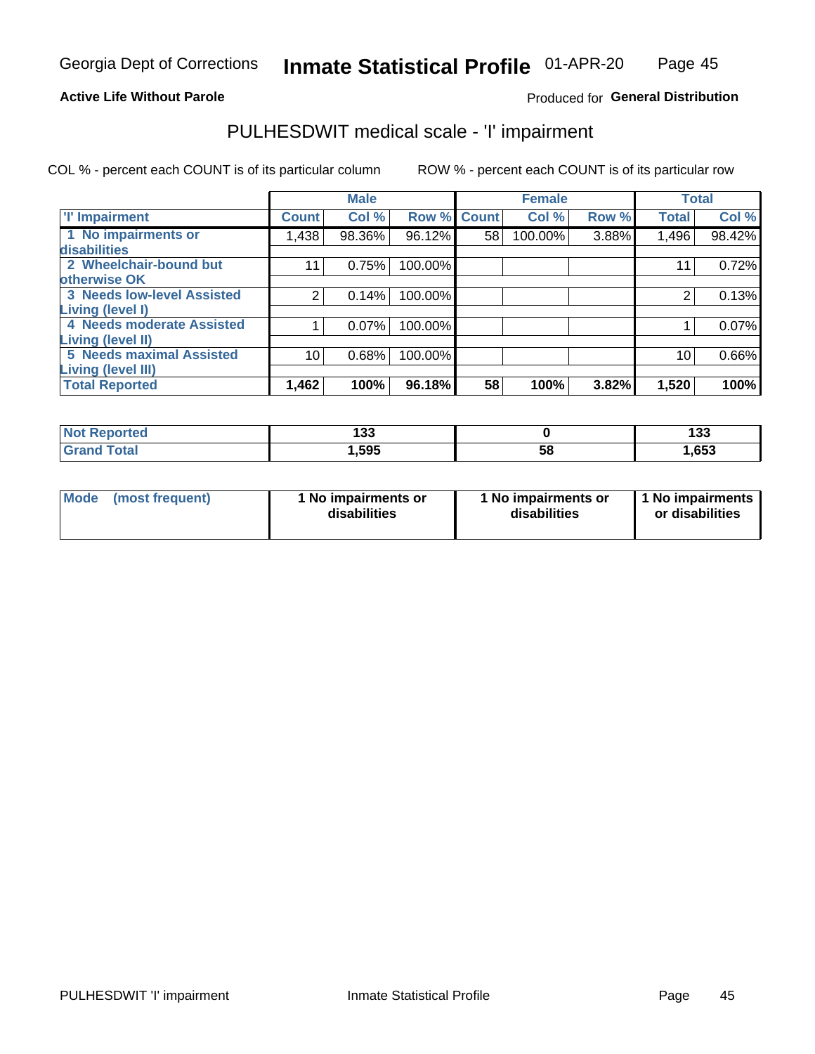Georgia Dept of Corrections **Inmate Statistical Profile** 01-APR-20

**Active Life Without Parole**

Produced for **General Distribution**

## PULHESDWIT medical scale - 'I' impairment

COL % - percent each COUNT is of its particular column ROW % - percent each COUNT is of its particular row

| | Male | | | Female | | | Total | |
|---|---|---|---|---|---|---|---|---|
| 'I' Impairment | Count | Col % | Row % | Count | Col % | Row % | Total | Col % |
| 1 No impairments or disabilities | 1,438 | 98.36% | 96.12% | 58 | 100.00% | 3.88% | 1,496 | 98.42% |
| 2 Wheelchair-bound but otherwise OK | 11 | 0.75% | 100.00% | | | | 11 | 0.72% |
| 3 Needs low-level Assisted Living (level I) | 2 | 0.14% | 100.00% | | | | 2 | 0.13% |
| 4 Needs moderate Assisted Living (level II) | 1 | 0.07% | 100.00% | | | | 1 | 0.07% |
| 5 Needs maximal Assisted Living (level III) | 10 | 0.68% | 100.00% | | | | 10 | 0.66% |
| **Total Reported** | **1,462** | **100%** | **96.18%** | **58** | **100%** | **3.82%** | **1,520** | **100%** |

| | Male | Female | Total |
|---|---|---|---|
| Not Reported | 133 | 0 | 133 |
| Grand Total | 1,595 | 58 | 1,653 |

| | Male | Female | Total |
|---|---|---|---|
| Mode (most frequent) | 1 No impairments or disabilities | 1 No impairments or disabilities | 1 No impairments or disabilities |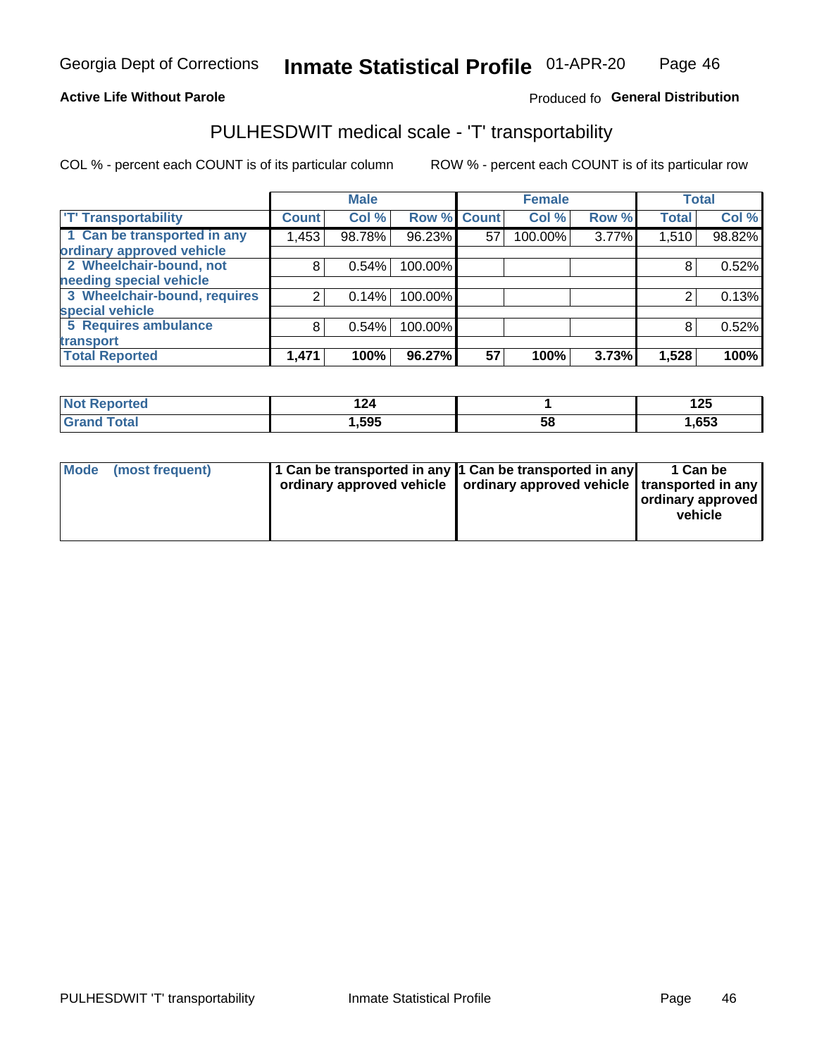Georgia Dept of Corrections **Inmate Statistical Profile** 01-APR-20

**Active Life Without Parole**

Produced fo **General Distribution**

## PULHESDWIT medical scale - 'T' transportability

COL % - percent each COUNT is of its particular column    ROW % - percent each COUNT is of its particular row

| | Male | | | Female | | | Total | |
|---|---|---|---|---|---|---|---|---|
| 'T' Transportability | Count | Col % | Row % | Count | Col % | Row % | Total | Col % |
| 1 Can be transported in any ordinary approved vehicle | 1,453 | 98.78% | 96.23% | 57 | 100.00% | 3.77% | 1,510 | 98.82% |
| 2 Wheelchair-bound, not needing special vehicle | 8 | 0.54% | 100.00% | | | | 8 | 0.52% |
| 3 Wheelchair-bound, requires special vehicle | 2 | 0.14% | 100.00% | | | | 2 | 0.13% |
| 5 Requires ambulance transport | 8 | 0.54% | 100.00% | | | | 8 | 0.52% |
| **Total Reported** | **1,471** | **100%** | **96.27%** | **57** | **100%** | **3.73%** | **1,528** | **100%** |

| | Male | Female | Total |
|---|---|---|---|
| Not Reported | 124 | 1 | 125 |
| Grand Total | 1,595 | 58 | 1,653 |

| | Male | Female | Total |
|---|---|---|---|
| Mode (most frequent) | 1 Can be transported in any ordinary approved vehicle | 1 Can be transported in any ordinary approved vehicle | 1 Can be transported in any ordinary approved vehicle |

PULHESDWIT 'T' transportability    Inmate Statistical Profile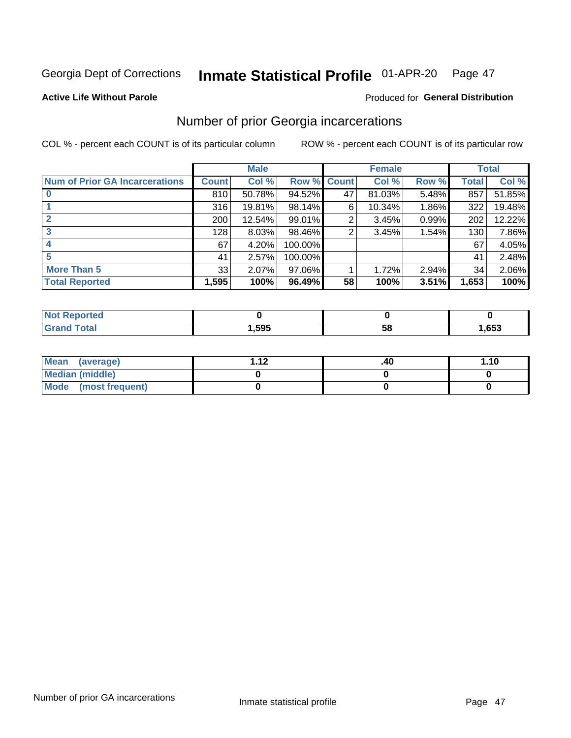Georgia Dept of Corrections **Inmate Statistical Profile** 01-APR-20

**Active Life Without Parole**

Produced for **General Distribution**

## Number of prior Georgia incarcerations

COL % - percent each COUNT is of its particular column ROW % - percent each COUNT is of its particular row

| | Male | | | Female | | | Total | |
|---|---|---|---|---|---|---|---|---|
| **Num of Prior GA Incarcerations** | **Count** | **Col %** | **Row %** | **Count** | **Col %** | **Row %** | **Total** | **Col %** |
| **0** | 810 | 50.78% | 94.52% | 47 | 81.03% | 5.48% | 857 | 51.85% |
| **1** | 316 | 19.81% | 98.14% | 6 | 10.34% | 1.86% | 322 | 19.48% |
| **2** | 200 | 12.54% | 99.01% | 2 | 3.45% | 0.99% | 202 | 12.22% |
| **3** | 128 | 8.03% | 98.46% | 2 | 3.45% | 1.54% | 130 | 7.86% |
| **4** | 67 | 4.20% | 100.00% | | | | 67 | 4.05% |
| **5** | 41 | 2.57% | 100.00% | | | | 41 | 2.48% |
| **More Than 5** | 33 | 2.07% | 97.06% | 1 | 1.72% | 2.94% | 34 | 2.06% |
| **Total Reported** | **1,595** | **100%** | **96.49%** | **58** | **100%** | **3.51%** | **1,653** | **100%** |

| | Male | Female | Total |
|---|---|---|---|
| **Not Reported** | **0** | **0** | **0** |
| **Grand Total** | **1,595** | **58** | **1,653** |

| | Male | Female | Total |
|---|---|---|---|
| **Mean (average)** | **1.12** | **.40** | **1.10** |
| **Median (middle)** | **0** | **0** | **0** |
| **Mode (most frequent)** | **0** | **0** | **0** |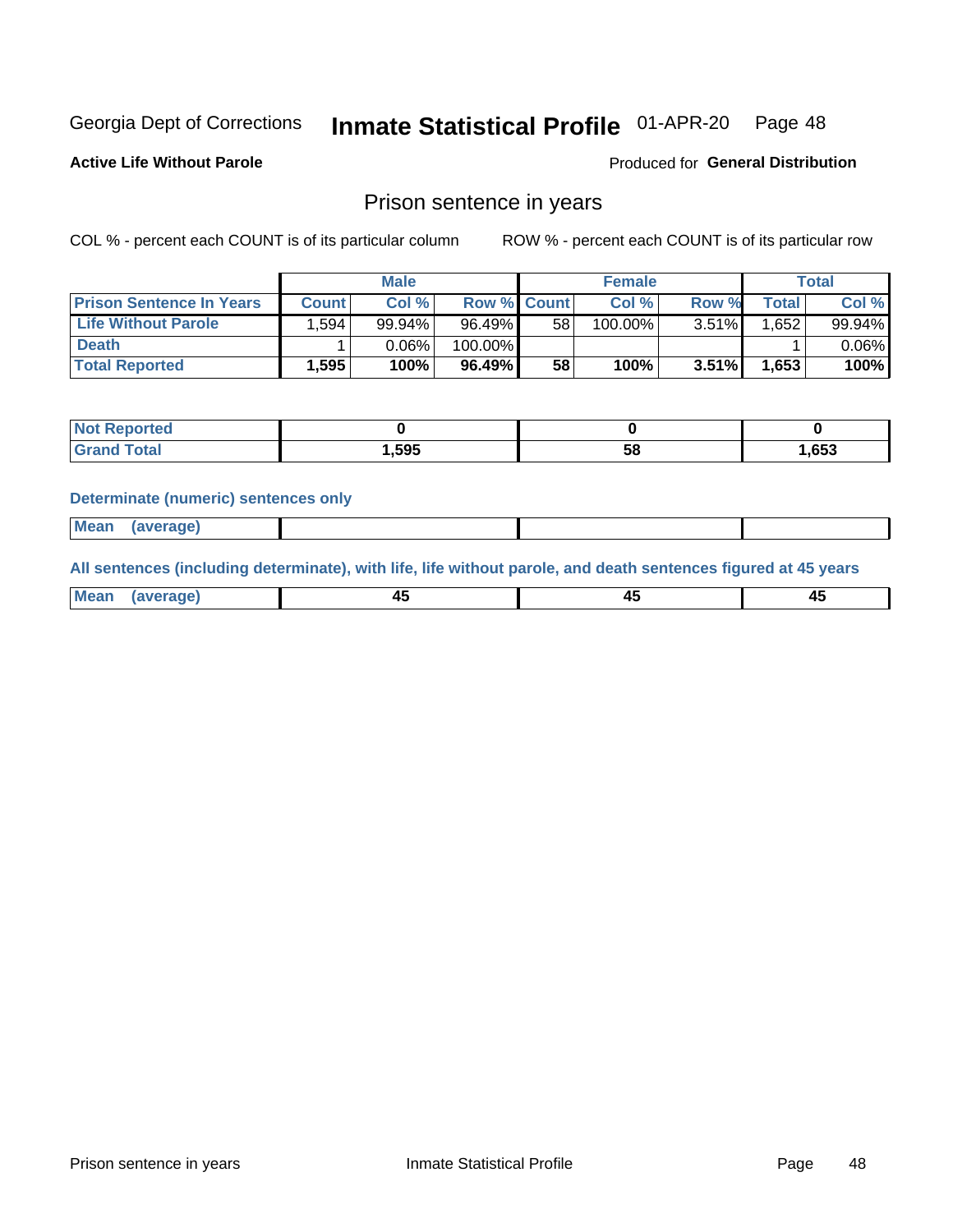Georgia Dept of Corrections **Inmate Statistical Profile** 01-APR-20

**Active Life Without Parole**

Produced for **General Distribution**

## Prison sentence in years

COL % - percent each COUNT is of its particular column

ROW % - percent each COUNT is of its particular row

| | Male | | | Female | | | Total | |
|---|---|---|---|---|---|---|---|---|
| **Prison Sentence In Years** | **Count** | **Col %** | **Row %** | **Count** | **Col %** | **Row %** | **Total** | **Col %** |
| **Life Without Parole** | 1,594 | 99.94% | 96.49% | 58 | 100.00% | 3.51% | 1,652 | 99.94% |
| **Death** | 1 | 0.06% | 100.00% | | | | 1 | 0.06% |
| **Total Reported** | **1,595** | **100%** | **96.49%** | **58** | **100%** | **3.51%** | **1,653** | **100%** |

| | Male | Female | Total |
|---|---|---|---|
| **Not Reported** | **0** | **0** | **0** |
| **Grand Total** | **1,595** | **58** | **1,653** |

### Determinate (numeric) sentences only

| | Male | Female | Total |
|---|---|---|---|
| **Mean (average)** | | | |

### All sentences (including determinate), with life, life without parole, and death sentences figured at 45 years

| | Male | Female | Total |
|---|---|---|---|
| **Mean (average)** | **45** | **45** | **45** |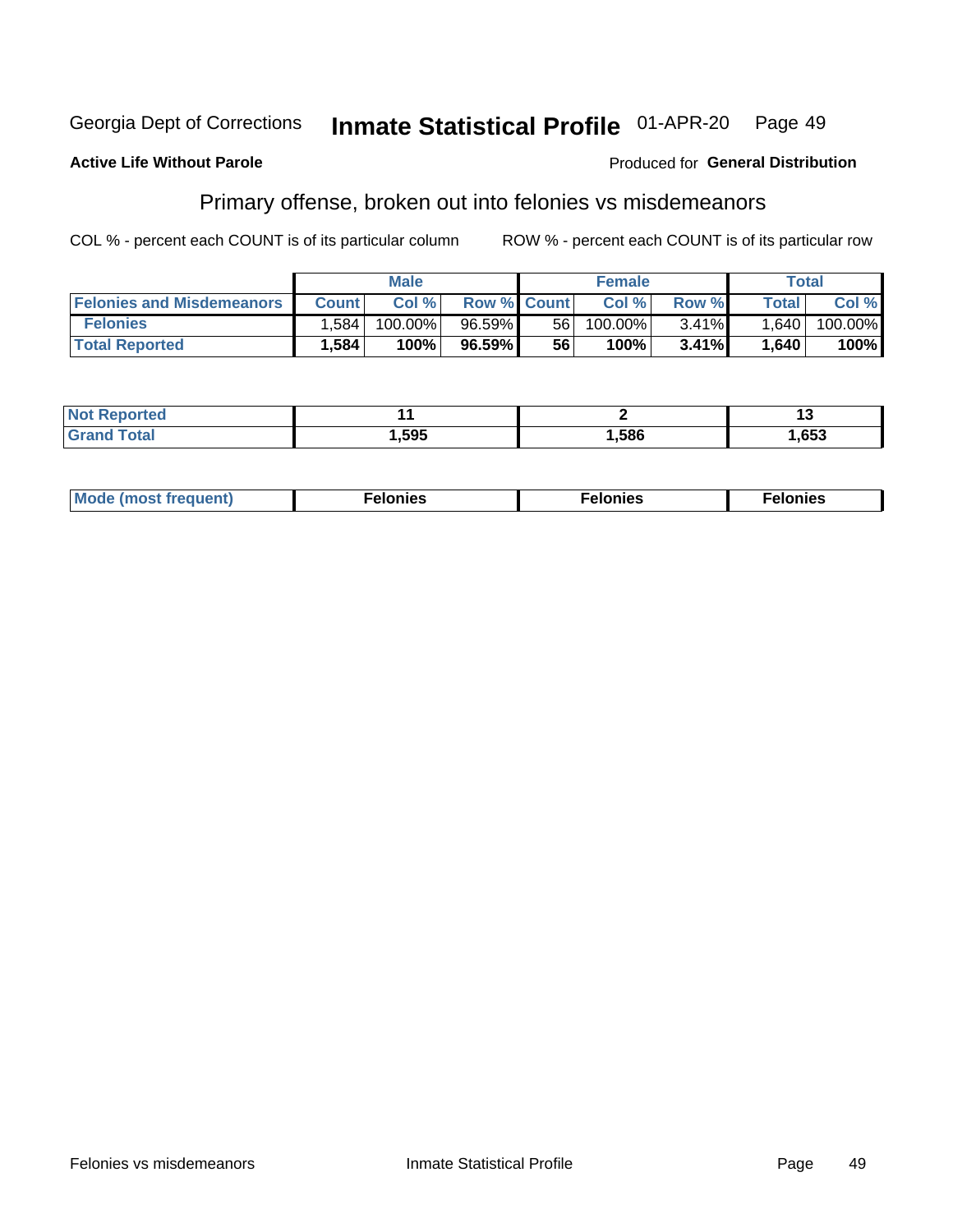Georgia Dept of Corrections **Inmate Statistical Profile** 01-APR-20

**Active Life Without Parole**

Produced for **General Distribution**

## Primary offense, broken out into felonies vs misdemeanors

COL % - percent each COUNT is of its particular column      ROW % - percent each COUNT is of its particular row

| | Male | | | Female | | | Total | |
|---|---|---|---|---|---|---|---|---|
| **Felonies and Misdemeanors** | **Count** | **Col %** | **Row %** | **Count** | **Col %** | **Row %** | **Total** | **Col %** |
| **Felonies** | 1,584 | 100.00% | 96.59% | 56 | 100.00% | 3.41% | 1,640 | 100.00% |
| **Total Reported** | **1,584** | **100%** | **96.59%** | **56** | **100%** | **3.41%** | **1,640** | **100%** |

| | Male | Female | Total |
|---|---|---|---|
| **Not Reported** | **11** | **2** | **13** |
| **Grand Total** | **1,595** | **1,586** | **1,653** |

| | Male | Female | Total |
|---|---|---|---|
| **Mode (most frequent)** | **Felonies** | **Felonies** | **Felonies** |

Felonies vs misdemeanors      Inmate Statistical Profile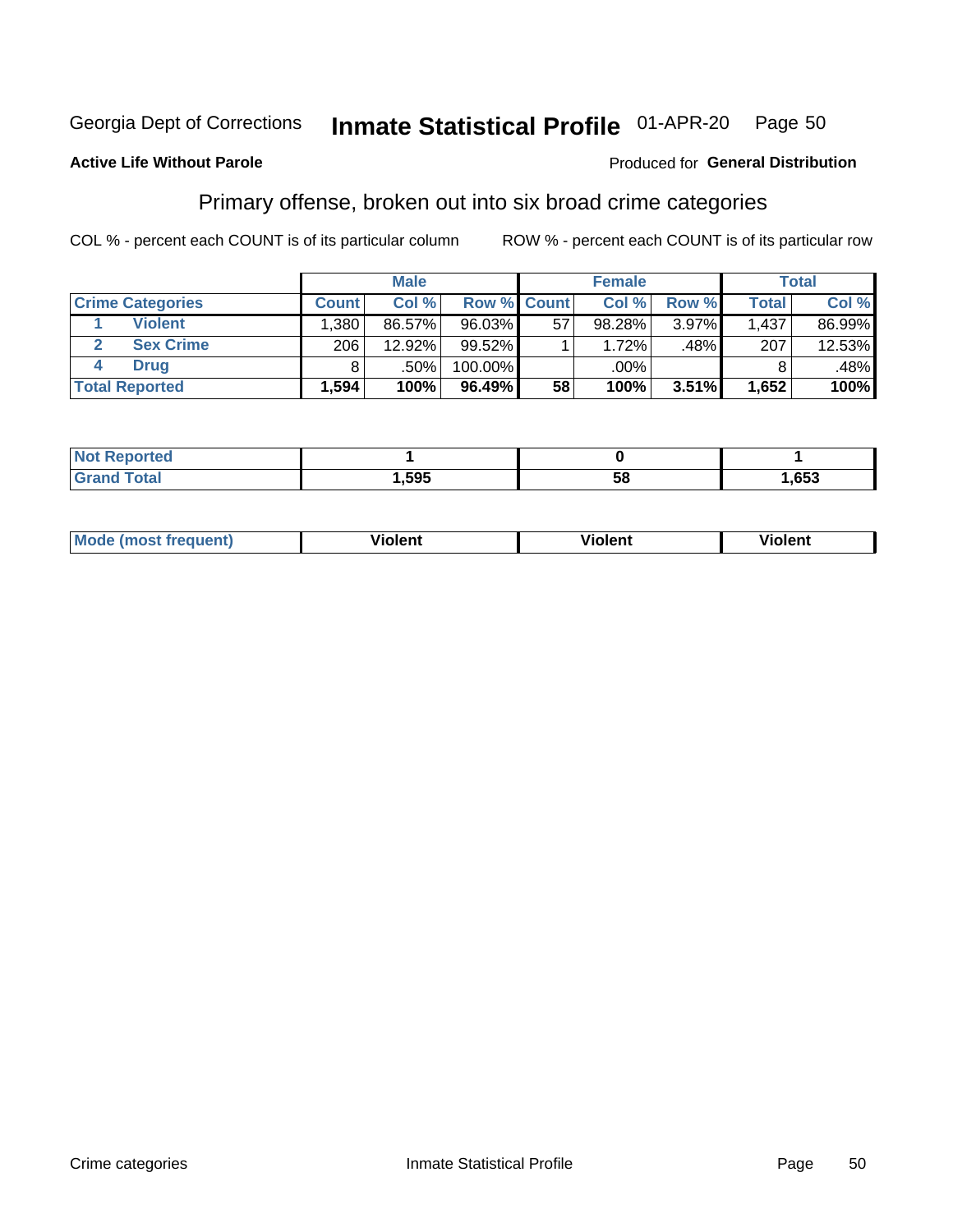Georgia Dept of Corrections **Inmate Statistical Profile** 01-APR-20 Page 50

**Active Life Without Parole**

Produced for **General Distribution**

## Primary offense, broken out into six broad crime categories

COL % - percent each COUNT is of its particular column

ROW % - percent each COUNT is of its particular row

| | | Male | | | Female | | | Total | |
|---|---|---|---|---|---|---|---|---|---|
| **Crime Categories** | | **Count** | **Col %** | **Row %** | **Count** | **Col %** | **Row %** | **Total** | **Col %** |
| 1 | **Violent** | 1,380 | 86.57% | 96.03% | 57 | 98.28% | 3.97% | 1,437 | 86.99% |
| 2 | **Sex Crime** | 206 | 12.92% | 99.52% | 1 | 1.72% | .48% | 207 | 12.53% |
| 4 | **Drug** | 8 | .50% | 100.00% | | .00% | | 8 | .48% |
| **Total Reported** | | **1,594** | **100%** | **96.49%** | **58** | **100%** | **3.51%** | **1,652** | **100%** |

| | Male | Female | Total |
|---|---|---|---|
| **Not Reported** | **1** | **0** | **1** |
| **Grand Total** | **1,595** | **58** | **1,653** |

| | Male | Female | Total |
|---|---|---|---|
| **Mode (most frequent)** | **Violent** | **Violent** | **Violent** |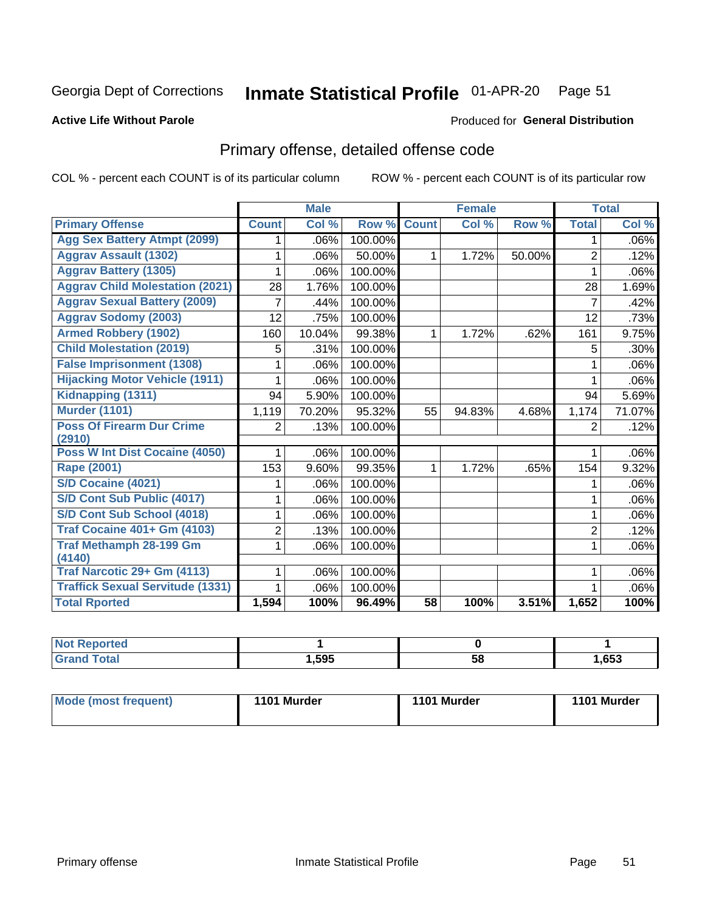Georgia Dept of Corrections **Inmate Statistical Profile** 01-APR-20

**Active Life Without Parole**

Produced for **General Distribution**

## Primary offense, detailed offense code

COL % - percent each COUNT is of its particular column

ROW % - percent each COUNT is of its particular row

| | Male | | | Female | | | Total | |
|---|---|---|---|---|---|---|---|---|
| **Primary Offense** | **Count** | **Col %** | **Row %** | **Count** | **Col %** | **Row %** | **Total** | **Col %** |
| Agg Sex Battery Atmpt (2099) | 1 | .06% | 100.00% | | | | 1 | .06% |
| Aggrav Assault (1302) | 1 | .06% | 50.00% | 1 | 1.72% | 50.00% | 2 | .12% |
| Aggrav Battery (1305) | 1 | .06% | 100.00% | | | | 1 | .06% |
| Aggrav Child Molestation (2021) | 28 | 1.76% | 100.00% | | | | 28 | 1.69% |
| Aggrav Sexual Battery (2009) | 7 | .44% | 100.00% | | | | 7 | .42% |
| Aggrav Sodomy (2003) | 12 | .75% | 100.00% | | | | 12 | .73% |
| Armed Robbery (1902) | 160 | 10.04% | 99.38% | 1 | 1.72% | .62% | 161 | 9.75% |
| Child Molestation (2019) | 5 | .31% | 100.00% | | | | 5 | .30% |
| False Imprisonment (1308) | 1 | .06% | 100.00% | | | | 1 | .06% |
| Hijacking Motor Vehicle (1911) | 1 | .06% | 100.00% | | | | 1 | .06% |
| Kidnapping (1311) | 94 | 5.90% | 100.00% | | | | 94 | 5.69% |
| Murder (1101) | 1,119 | 70.20% | 95.32% | 55 | 94.83% | 4.68% | 1,174 | 71.07% |
| Poss Of Firearm Dur Crime (2910) | 2 | .13% | 100.00% | | | | 2 | .12% |
| Poss W Int Dist Cocaine (4050) | 1 | .06% | 100.00% | | | | 1 | .06% |
| Rape (2001) | 153 | 9.60% | 99.35% | 1 | 1.72% | .65% | 154 | 9.32% |
| S/D Cocaine (4021) | 1 | .06% | 100.00% | | | | 1 | .06% |
| S/D Cont Sub Public (4017) | 1 | .06% | 100.00% | | | | 1 | .06% |
| S/D Cont Sub School (4018) | 1 | .06% | 100.00% | | | | 1 | .06% |
| Traf Cocaine 401+ Gm (4103) | 2 | .13% | 100.00% | | | | 2 | .12% |
| Traf Methamph 28-199 Gm (4140) | 1 | .06% | 100.00% | | | | 1 | .06% |
| Traf Narcotic 29+ Gm (4113) | 1 | .06% | 100.00% | | | | 1 | .06% |
| Traffick Sexual Servitude (1331) | 1 | .06% | 100.00% | | | | 1 | .06% |
| **Total Rported** | **1,594** | **100%** | **96.49%** | **58** | **100%** | **3.51%** | **1,652** | **100%** |

| | Male | Female | Total |
|---|---|---|---|
| **Not Reported** | **1** | **0** | **1** |
| **Grand Total** | **1,595** | **58** | **1,653** |

| | Male | Female | Total |
|---|---|---|---|
| **Mode (most frequent)** | **1101 Murder** | **1101 Murder** | **1101 Murder** |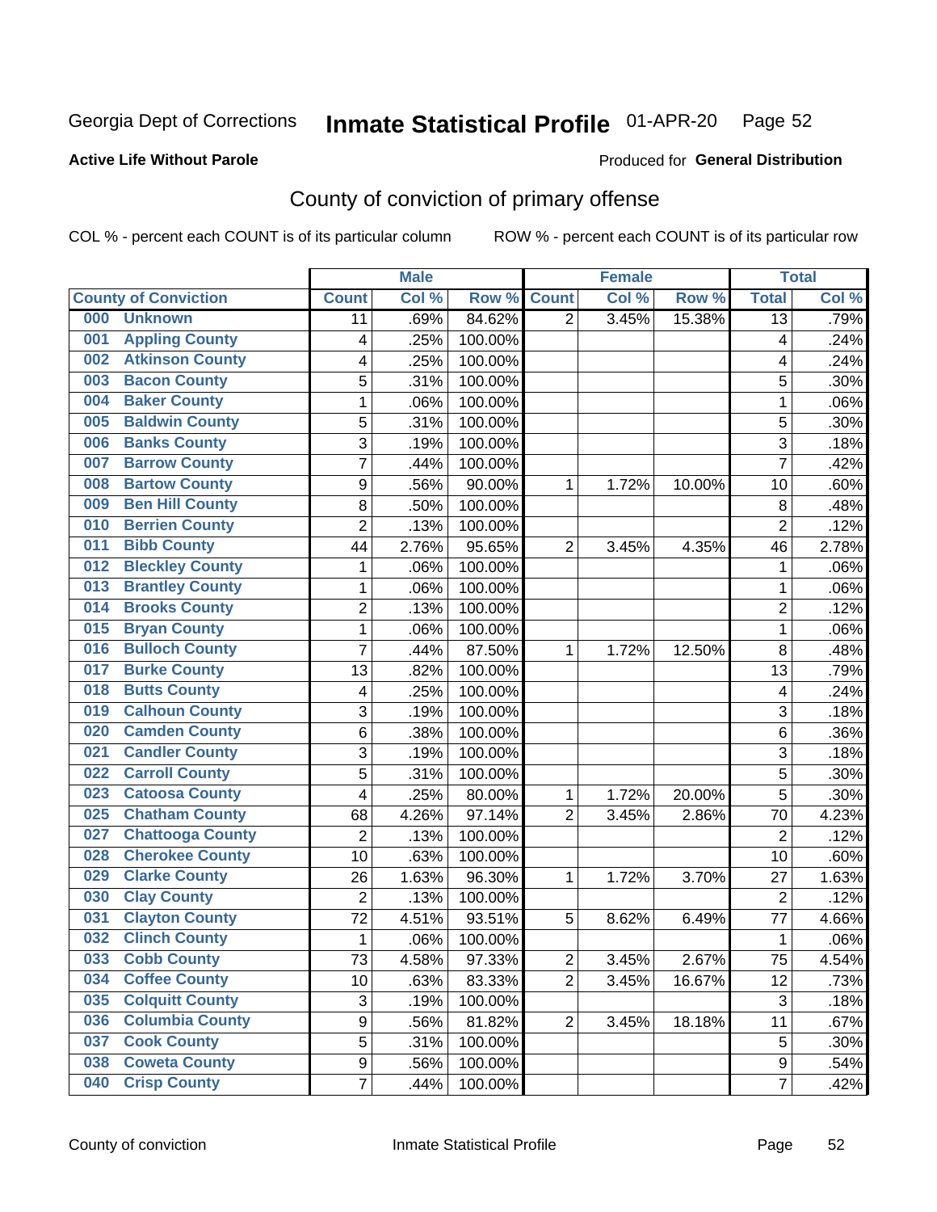Georgia Dept of Corrections **Inmate Statistical Profile** 01-APR-20 Page 52

**Active Life Without Parole**

Produced for **General Distribution**

## County of conviction of primary offense

COL % - percent each COUNT is of its particular column ROW % - percent each COUNT is of its particular row

| County of Conviction | Male | | | Female | | | Total | |
|---|---|---|---|---|---|---|---|---|
| | Count | Col % | Row % | Count | Col % | Row % | Total | Col % |
| 000 Unknown | 11 | .69% | 84.62% | 2 | 3.45% | 15.38% | 13 | .79% |
| 001 Appling County | 4 | .25% | 100.00% | | | | 4 | .24% |
| 002 Atkinson County | 4 | .25% | 100.00% | | | | 4 | .24% |
| 003 Bacon County | 5 | .31% | 100.00% | | | | 5 | .30% |
| 004 Baker County | 1 | .06% | 100.00% | | | | 1 | .06% |
| 005 Baldwin County | 5 | .31% | 100.00% | | | | 5 | .30% |
| 006 Banks County | 3 | .19% | 100.00% | | | | 3 | .18% |
| 007 Barrow County | 7 | .44% | 100.00% | | | | 7 | .42% |
| 008 Bartow County | 9 | .56% | 90.00% | 1 | 1.72% | 10.00% | 10 | .60% |
| 009 Ben Hill County | 8 | .50% | 100.00% | | | | 8 | .48% |
| 010 Berrien County | 2 | .13% | 100.00% | | | | 2 | .12% |
| 011 Bibb County | 44 | 2.76% | 95.65% | 2 | 3.45% | 4.35% | 46 | 2.78% |
| 012 Bleckley County | 1 | .06% | 100.00% | | | | 1 | .06% |
| 013 Brantley County | 1 | .06% | 100.00% | | | | 1 | .06% |
| 014 Brooks County | 2 | .13% | 100.00% | | | | 2 | .12% |
| 015 Bryan County | 1 | .06% | 100.00% | | | | 1 | .06% |
| 016 Bulloch County | 7 | .44% | 87.50% | 1 | 1.72% | 12.50% | 8 | .48% |
| 017 Burke County | 13 | .82% | 100.00% | | | | 13 | .79% |
| 018 Butts County | 4 | .25% | 100.00% | | | | 4 | .24% |
| 019 Calhoun County | 3 | .19% | 100.00% | | | | 3 | .18% |
| 020 Camden County | 6 | .38% | 100.00% | | | | 6 | .36% |
| 021 Candler County | 3 | .19% | 100.00% | | | | 3 | .18% |
| 022 Carroll County | 5 | .31% | 100.00% | | | | 5 | .30% |
| 023 Catoosa County | 4 | .25% | 80.00% | 1 | 1.72% | 20.00% | 5 | .30% |
| 025 Chatham County | 68 | 4.26% | 97.14% | 2 | 3.45% | 2.86% | 70 | 4.23% |
| 027 Chattooga County | 2 | .13% | 100.00% | | | | 2 | .12% |
| 028 Cherokee County | 10 | .63% | 100.00% | | | | 10 | .60% |
| 029 Clarke County | 26 | 1.63% | 96.30% | 1 | 1.72% | 3.70% | 27 | 1.63% |
| 030 Clay County | 2 | .13% | 100.00% | | | | 2 | .12% |
| 031 Clayton County | 72 | 4.51% | 93.51% | 5 | 8.62% | 6.49% | 77 | 4.66% |
| 032 Clinch County | 1 | .06% | 100.00% | | | | 1 | .06% |
| 033 Cobb County | 73 | 4.58% | 97.33% | 2 | 3.45% | 2.67% | 75 | 4.54% |
| 034 Coffee County | 10 | .63% | 83.33% | 2 | 3.45% | 16.67% | 12 | .73% |
| 035 Colquitt County | 3 | .19% | 100.00% | | | | 3 | .18% |
| 036 Columbia County | 9 | .56% | 81.82% | 2 | 3.45% | 18.18% | 11 | .67% |
| 037 Cook County | 5 | .31% | 100.00% | | | | 5 | .30% |
| 038 Coweta County | 9 | .56% | 100.00% | | | | 9 | .54% |
| 040 Crisp County | 7 | .44% | 100.00% | | | | 7 | .42% |

County of conviction Inmate Statistical Profile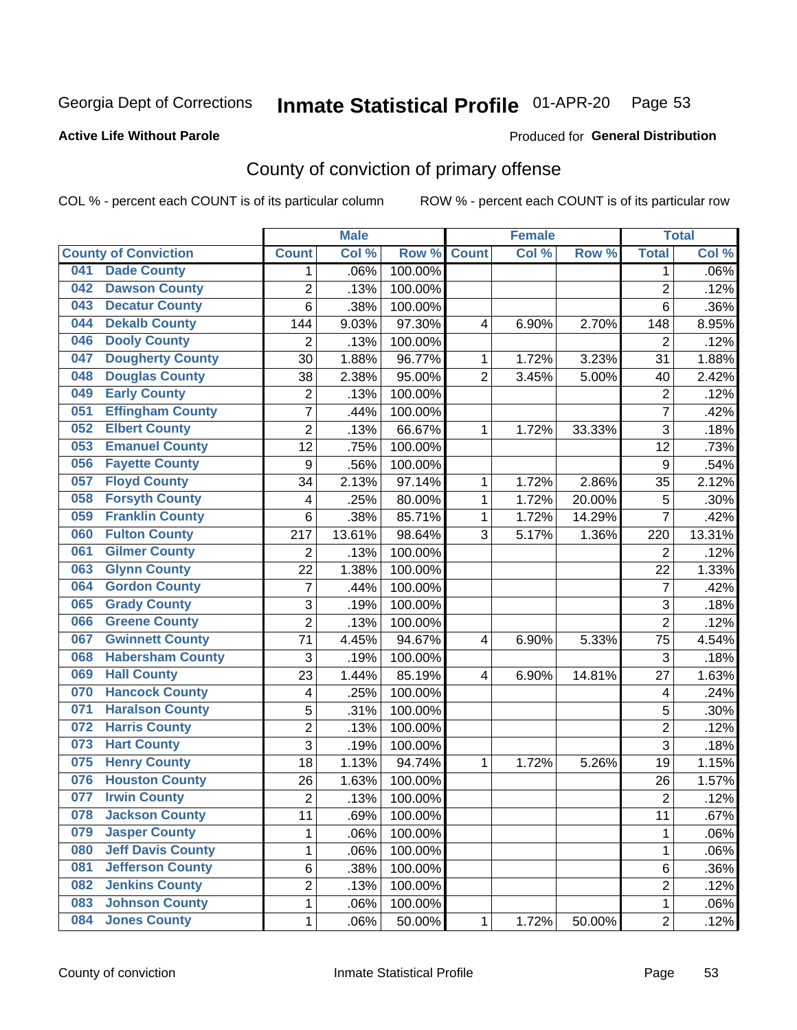Georgia Dept of Corrections **Inmate Statistical Profile** 01-APR-20

**Active Life Without Parole**

Produced for **General Distribution**

## County of conviction of primary offense

COL % - percent each COUNT is of its particular column ROW % - percent each COUNT is of its particular row

| County of Conviction | Male | | | Female | | | Total | |
|---|---|---|---|---|---|---|---|---|
| | Count | Col % | Row % | Count | Col % | Row % | Total | Col % |
| 041 Dade County | 1 | .06% | 100.00% | | | | 1 | .06% |
| 042 Dawson County | 2 | .13% | 100.00% | | | | 2 | .12% |
| 043 Decatur County | 6 | .38% | 100.00% | | | | 6 | .36% |
| 044 Dekalb County | 144 | 9.03% | 97.30% | 4 | 6.90% | 2.70% | 148 | 8.95% |
| 046 Dooly County | 2 | .13% | 100.00% | | | | 2 | .12% |
| 047 Dougherty County | 30 | 1.88% | 96.77% | 1 | 1.72% | 3.23% | 31 | 1.88% |
| 048 Douglas County | 38 | 2.38% | 95.00% | 2 | 3.45% | 5.00% | 40 | 2.42% |
| 049 Early County | 2 | .13% | 100.00% | | | | 2 | .12% |
| 051 Effingham County | 7 | .44% | 100.00% | | | | 7 | .42% |
| 052 Elbert County | 2 | .13% | 66.67% | 1 | 1.72% | 33.33% | 3 | .18% |
| 053 Emanuel County | 12 | .75% | 100.00% | | | | 12 | .73% |
| 056 Fayette County | 9 | .56% | 100.00% | | | | 9 | .54% |
| 057 Floyd County | 34 | 2.13% | 97.14% | 1 | 1.72% | 2.86% | 35 | 2.12% |
| 058 Forsyth County | 4 | .25% | 80.00% | 1 | 1.72% | 20.00% | 5 | .30% |
| 059 Franklin County | 6 | .38% | 85.71% | 1 | 1.72% | 14.29% | 7 | .42% |
| 060 Fulton County | 217 | 13.61% | 98.64% | 3 | 5.17% | 1.36% | 220 | 13.31% |
| 061 Gilmer County | 2 | .13% | 100.00% | | | | 2 | .12% |
| 063 Glynn County | 22 | 1.38% | 100.00% | | | | 22 | 1.33% |
| 064 Gordon County | 7 | .44% | 100.00% | | | | 7 | .42% |
| 065 Grady County | 3 | .19% | 100.00% | | | | 3 | .18% |
| 066 Greene County | 2 | .13% | 100.00% | | | | 2 | .12% |
| 067 Gwinnett County | 71 | 4.45% | 94.67% | 4 | 6.90% | 5.33% | 75 | 4.54% |
| 068 Habersham County | 3 | .19% | 100.00% | | | | 3 | .18% |
| 069 Hall County | 23 | 1.44% | 85.19% | 4 | 6.90% | 14.81% | 27 | 1.63% |
| 070 Hancock County | 4 | .25% | 100.00% | | | | 4 | .24% |
| 071 Haralson County | 5 | .31% | 100.00% | | | | 5 | .30% |
| 072 Harris County | 2 | .13% | 100.00% | | | | 2 | .12% |
| 073 Hart County | 3 | .19% | 100.00% | | | | 3 | .18% |
| 075 Henry County | 18 | 1.13% | 94.74% | 1 | 1.72% | 5.26% | 19 | 1.15% |
| 076 Houston County | 26 | 1.63% | 100.00% | | | | 26 | 1.57% |
| 077 Irwin County | 2 | .13% | 100.00% | | | | 2 | .12% |
| 078 Jackson County | 11 | .69% | 100.00% | | | | 11 | .67% |
| 079 Jasper County | 1 | .06% | 100.00% | | | | 1 | .06% |
| 080 Jeff Davis County | 1 | .06% | 100.00% | | | | 1 | .06% |
| 081 Jefferson County | 6 | .38% | 100.00% | | | | 6 | .36% |
| 082 Jenkins County | 2 | .13% | 100.00% | | | | 2 | .12% |
| 083 Johnson County | 1 | .06% | 100.00% | | | | 1 | .06% |
| 084 Jones County | 1 | .06% | 50.00% | 1 | 1.72% | 50.00% | 2 | .12% |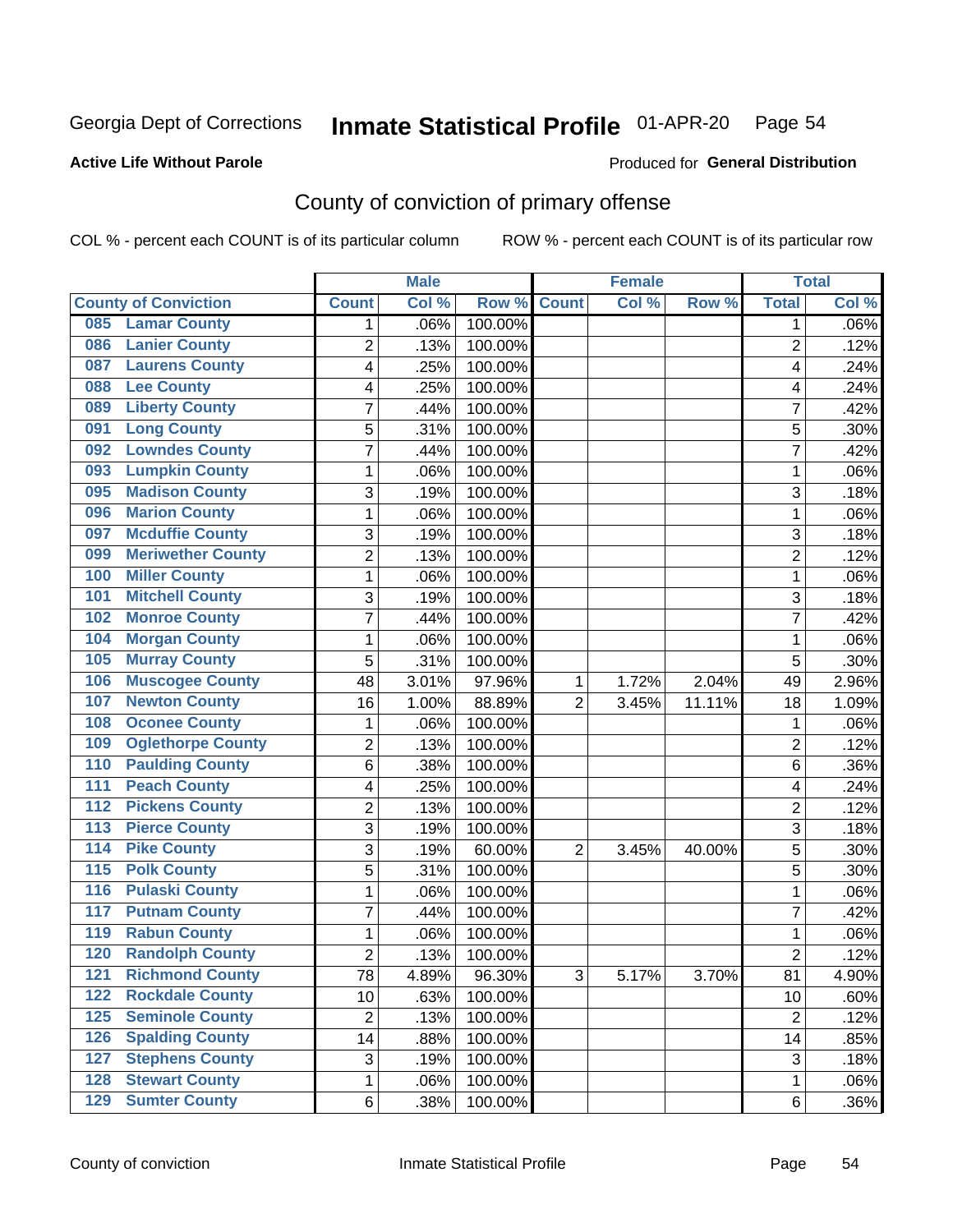Georgia Dept of Corrections **Inmate Statistical Profile** 01-APR-20

**Active Life Without Parole**

Produced for **General Distribution**

## County of conviction of primary offense

COL % - percent each COUNT is of its particular column ROW % - percent each COUNT is of its particular row

| | Male | | | Female | | | Total | |
|---|---|---|---|---|---|---|---|---|
| County of Conviction | Count | Col % | Row % | Count | Col % | Row % | Total | Col % |
| 085 Lamar County | 1 | .06% | 100.00% | | | | 1 | .06% |
| 086 Lanier County | 2 | .13% | 100.00% | | | | 2 | .12% |
| 087 Laurens County | 4 | .25% | 100.00% | | | | 4 | .24% |
| 088 Lee County | 4 | .25% | 100.00% | | | | 4 | .24% |
| 089 Liberty County | 7 | .44% | 100.00% | | | | 7 | .42% |
| 091 Long County | 5 | .31% | 100.00% | | | | 5 | .30% |
| 092 Lowndes County | 7 | .44% | 100.00% | | | | 7 | .42% |
| 093 Lumpkin County | 1 | .06% | 100.00% | | | | 1 | .06% |
| 095 Madison County | 3 | .19% | 100.00% | | | | 3 | .18% |
| 096 Marion County | 1 | .06% | 100.00% | | | | 1 | .06% |
| 097 Mcduffie County | 3 | .19% | 100.00% | | | | 3 | .18% |
| 099 Meriwether County | 2 | .13% | 100.00% | | | | 2 | .12% |
| 100 Miller County | 1 | .06% | 100.00% | | | | 1 | .06% |
| 101 Mitchell County | 3 | .19% | 100.00% | | | | 3 | .18% |
| 102 Monroe County | 7 | .44% | 100.00% | | | | 7 | .42% |
| 104 Morgan County | 1 | .06% | 100.00% | | | | 1 | .06% |
| 105 Murray County | 5 | .31% | 100.00% | | | | 5 | .30% |
| 106 Muscogee County | 48 | 3.01% | 97.96% | 1 | 1.72% | 2.04% | 49 | 2.96% |
| 107 Newton County | 16 | 1.00% | 88.89% | 2 | 3.45% | 11.11% | 18 | 1.09% |
| 108 Oconee County | 1 | .06% | 100.00% | | | | 1 | .06% |
| 109 Oglethorpe County | 2 | .13% | 100.00% | | | | 2 | .12% |
| 110 Paulding County | 6 | .38% | 100.00% | | | | 6 | .36% |
| 111 Peach County | 4 | .25% | 100.00% | | | | 4 | .24% |
| 112 Pickens County | 2 | .13% | 100.00% | | | | 2 | .12% |
| 113 Pierce County | 3 | .19% | 100.00% | | | | 3 | .18% |
| 114 Pike County | 3 | .19% | 60.00% | 2 | 3.45% | 40.00% | 5 | .30% |
| 115 Polk County | 5 | .31% | 100.00% | | | | 5 | .30% |
| 116 Pulaski County | 1 | .06% | 100.00% | | | | 1 | .06% |
| 117 Putnam County | 7 | .44% | 100.00% | | | | 7 | .42% |
| 119 Rabun County | 1 | .06% | 100.00% | | | | 1 | .06% |
| 120 Randolph County | 2 | .13% | 100.00% | | | | 2 | .12% |
| 121 Richmond County | 78 | 4.89% | 96.30% | 3 | 5.17% | 3.70% | 81 | 4.90% |
| 122 Rockdale County | 10 | .63% | 100.00% | | | | 10 | .60% |
| 125 Seminole County | 2 | .13% | 100.00% | | | | 2 | .12% |
| 126 Spalding County | 14 | .88% | 100.00% | | | | 14 | .85% |
| 127 Stephens County | 3 | .19% | 100.00% | | | | 3 | .18% |
| 128 Stewart County | 1 | .06% | 100.00% | | | | 1 | .06% |
| 129 Sumter County | 6 | .38% | 100.00% | | | | 6 | .36% |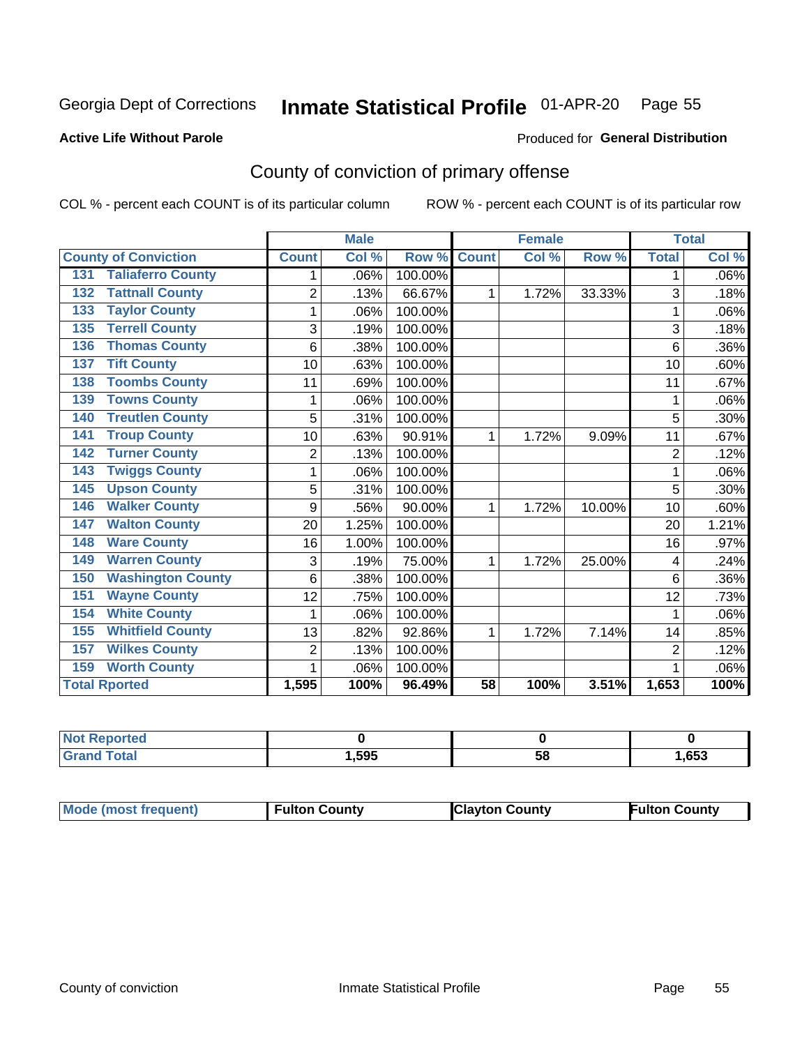Georgia Dept of Corrections **Inmate Statistical Profile** 01-APR-20

**Active Life Without Parole**

Produced for **General Distribution**

## County of conviction of primary offense

COL % - percent each COUNT is of its particular column ROW % - percent each COUNT is of its particular row

| | | Male | | | Female | | | Total | |
|---|---|---|---|---|---|---|---|---|---|
| **County of Conviction** | | **Count** | **Col %** | **Row %** | **Count** | **Col %** | **Row %** | **Total** | **Col %** |
| 131 | Taliaferro County | 1 | .06% | 100.00% | | | | 1 | .06% |
| 132 | Tattnall County | 2 | .13% | 66.67% | 1 | 1.72% | 33.33% | 3 | .18% |
| 133 | Taylor County | 1 | .06% | 100.00% | | | | 1 | .06% |
| 135 | Terrell County | 3 | .19% | 100.00% | | | | 3 | .18% |
| 136 | Thomas County | 6 | .38% | 100.00% | | | | 6 | .36% |
| 137 | Tift County | 10 | .63% | 100.00% | | | | 10 | .60% |
| 138 | Toombs County | 11 | .69% | 100.00% | | | | 11 | .67% |
| 139 | Towns County | 1 | .06% | 100.00% | | | | 1 | .06% |
| 140 | Treutlen County | 5 | .31% | 100.00% | | | | 5 | .30% |
| 141 | Troup County | 10 | .63% | 90.91% | 1 | 1.72% | 9.09% | 11 | .67% |
| 142 | Turner County | 2 | .13% | 100.00% | | | | 2 | .12% |
| 143 | Twiggs County | 1 | .06% | 100.00% | | | | 1 | .06% |
| 145 | Upson County | 5 | .31% | 100.00% | | | | 5 | .30% |
| 146 | Walker County | 9 | .56% | 90.00% | 1 | 1.72% | 10.00% | 10 | .60% |
| 147 | Walton County | 20 | 1.25% | 100.00% | | | | 20 | 1.21% |
| 148 | Ware County | 16 | 1.00% | 100.00% | | | | 16 | .97% |
| 149 | Warren County | 3 | .19% | 75.00% | 1 | 1.72% | 25.00% | 4 | .24% |
| 150 | Washington County | 6 | .38% | 100.00% | | | | 6 | .36% |
| 151 | Wayne County | 12 | .75% | 100.00% | | | | 12 | .73% |
| 154 | White County | 1 | .06% | 100.00% | | | | 1 | .06% |
| 155 | Whitfield County | 13 | .82% | 92.86% | 1 | 1.72% | 7.14% | 14 | .85% |
| 157 | Wilkes County | 2 | .13% | 100.00% | | | | 2 | .12% |
| 159 | Worth County | 1 | .06% | 100.00% | | | | 1 | .06% |
| **Total Rported** | | **1,595** | **100%** | **96.49%** | **58** | **100%** | **3.51%** | **1,653** | **100%** |

| | Male | Female | Total |
|---|---|---|---|
| **Not Reported** | **0** | **0** | **0** |
| **Grand Total** | **1,595** | **58** | **1,653** |

| | Male | Female | Total |
|---|---|---|---|
| **Mode (most frequent)** | **Fulton County** | **Clayton County** | **Fulton County** |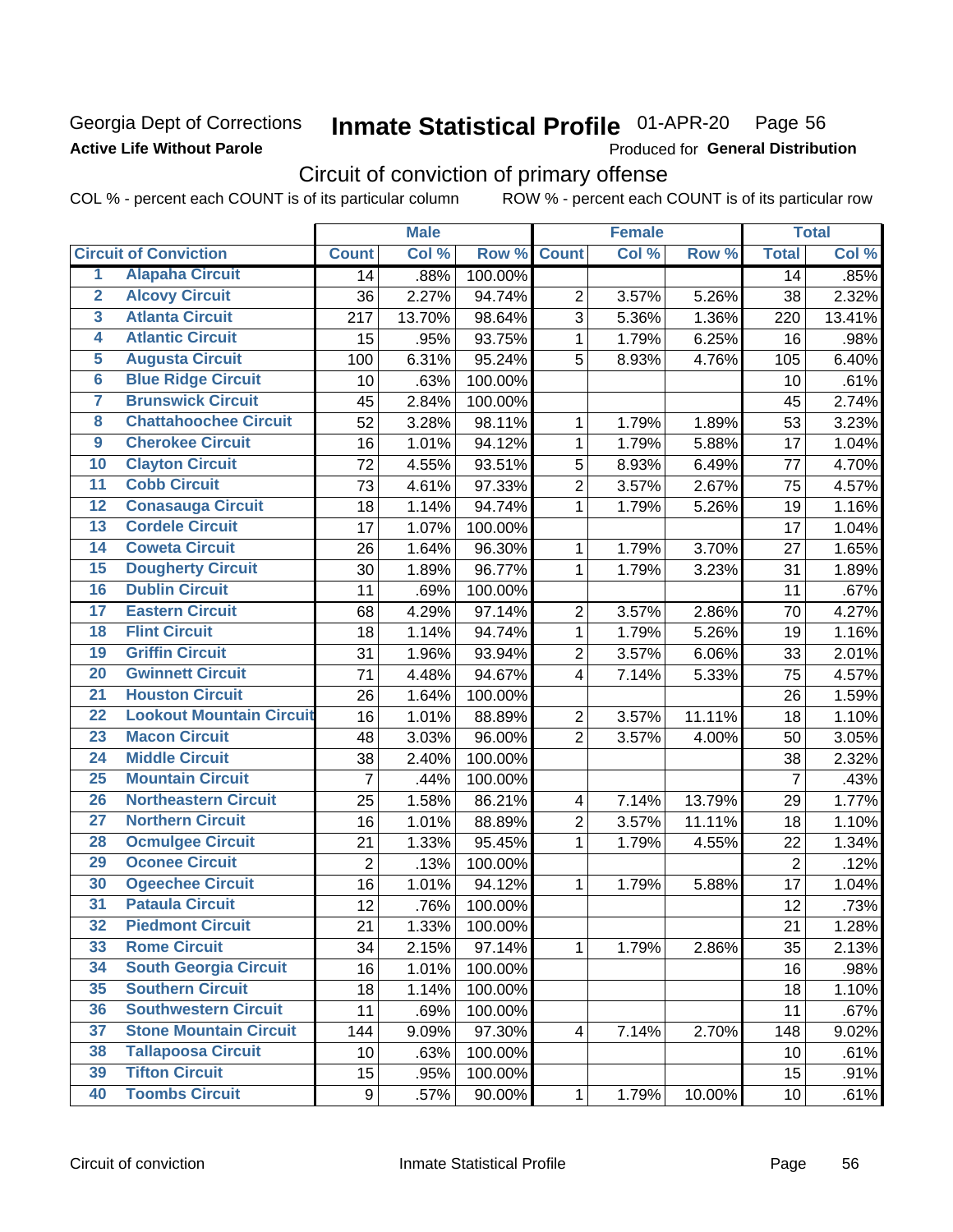Georgia Dept of Corrections
**Active Life Without Parole**

# Inmate Statistical Profile 01-APR-20 Page 56

Produced for **General Distribution**

## Circuit of conviction of primary offense

COL % - percent each COUNT is of its particular column ROW % - percent each COUNT is of its particular row

| | | Male | | | Female | | | Total | |
|---|---|---|---|---|---|---|---|---|---|
| | Circuit of Conviction | Count | Col % | Row % | Count | Col % | Row % | Total | Col % |
| 1 | Alapaha Circuit | 14 | .88% | 100.00% | | | | 14 | .85% |
| 2 | Alcovy Circuit | 36 | 2.27% | 94.74% | 2 | 3.57% | 5.26% | 38 | 2.32% |
| 3 | Atlanta Circuit | 217 | 13.70% | 98.64% | 3 | 5.36% | 1.36% | 220 | 13.41% |
| 4 | Atlantic Circuit | 15 | .95% | 93.75% | 1 | 1.79% | 6.25% | 16 | .98% |
| 5 | Augusta Circuit | 100 | 6.31% | 95.24% | 5 | 8.93% | 4.76% | 105 | 6.40% |
| 6 | Blue Ridge Circuit | 10 | .63% | 100.00% | | | | 10 | .61% |
| 7 | Brunswick Circuit | 45 | 2.84% | 100.00% | | | | 45 | 2.74% |
| 8 | Chattahoochee Circuit | 52 | 3.28% | 98.11% | 1 | 1.79% | 1.89% | 53 | 3.23% |
| 9 | Cherokee Circuit | 16 | 1.01% | 94.12% | 1 | 1.79% | 5.88% | 17 | 1.04% |
| 10 | Clayton Circuit | 72 | 4.55% | 93.51% | 5 | 8.93% | 6.49% | 77 | 4.70% |
| 11 | Cobb Circuit | 73 | 4.61% | 97.33% | 2 | 3.57% | 2.67% | 75 | 4.57% |
| 12 | Conasauga Circuit | 18 | 1.14% | 94.74% | 1 | 1.79% | 5.26% | 19 | 1.16% |
| 13 | Cordele Circuit | 17 | 1.07% | 100.00% | | | | 17 | 1.04% |
| 14 | Coweta Circuit | 26 | 1.64% | 96.30% | 1 | 1.79% | 3.70% | 27 | 1.65% |
| 15 | Dougherty Circuit | 30 | 1.89% | 96.77% | 1 | 1.79% | 3.23% | 31 | 1.89% |
| 16 | Dublin Circuit | 11 | .69% | 100.00% | | | | 11 | .67% |
| 17 | Eastern Circuit | 68 | 4.29% | 97.14% | 2 | 3.57% | 2.86% | 70 | 4.27% |
| 18 | Flint Circuit | 18 | 1.14% | 94.74% | 1 | 1.79% | 5.26% | 19 | 1.16% |
| 19 | Griffin Circuit | 31 | 1.96% | 93.94% | 2 | 3.57% | 6.06% | 33 | 2.01% |
| 20 | Gwinnett Circuit | 71 | 4.48% | 94.67% | 4 | 7.14% | 5.33% | 75 | 4.57% |
| 21 | Houston Circuit | 26 | 1.64% | 100.00% | | | | 26 | 1.59% |
| 22 | Lookout Mountain Circuit | 16 | 1.01% | 88.89% | 2 | 3.57% | 11.11% | 18 | 1.10% |
| 23 | Macon Circuit | 48 | 3.03% | 96.00% | 2 | 3.57% | 4.00% | 50 | 3.05% |
| 24 | Middle Circuit | 38 | 2.40% | 100.00% | | | | 38 | 2.32% |
| 25 | Mountain Circuit | 7 | .44% | 100.00% | | | | 7 | .43% |
| 26 | Northeastern Circuit | 25 | 1.58% | 86.21% | 4 | 7.14% | 13.79% | 29 | 1.77% |
| 27 | Northern Circuit | 16 | 1.01% | 88.89% | 2 | 3.57% | 11.11% | 18 | 1.10% |
| 28 | Ocmulgee Circuit | 21 | 1.33% | 95.45% | 1 | 1.79% | 4.55% | 22 | 1.34% |
| 29 | Oconee Circuit | 2 | .13% | 100.00% | | | | 2 | .12% |
| 30 | Ogeechee Circuit | 16 | 1.01% | 94.12% | 1 | 1.79% | 5.88% | 17 | 1.04% |
| 31 | Pataula Circuit | 12 | .76% | 100.00% | | | | 12 | .73% |
| 32 | Piedmont Circuit | 21 | 1.33% | 100.00% | | | | 21 | 1.28% |
| 33 | Rome Circuit | 34 | 2.15% | 97.14% | 1 | 1.79% | 2.86% | 35 | 2.13% |
| 34 | South Georgia Circuit | 16 | 1.01% | 100.00% | | | | 16 | .98% |
| 35 | Southern Circuit | 18 | 1.14% | 100.00% | | | | 18 | 1.10% |
| 36 | Southwestern Circuit | 11 | .69% | 100.00% | | | | 11 | .67% |
| 37 | Stone Mountain Circuit | 144 | 9.09% | 97.30% | 4 | 7.14% | 2.70% | 148 | 9.02% |
| 38 | Tallapoosa Circuit | 10 | .63% | 100.00% | | | | 10 | .61% |
| 39 | Tifton Circuit | 15 | .95% | 100.00% | | | | 15 | .91% |
| 40 | Toombs Circuit | 9 | .57% | 90.00% | 1 | 1.79% | 10.00% | 10 | .61% |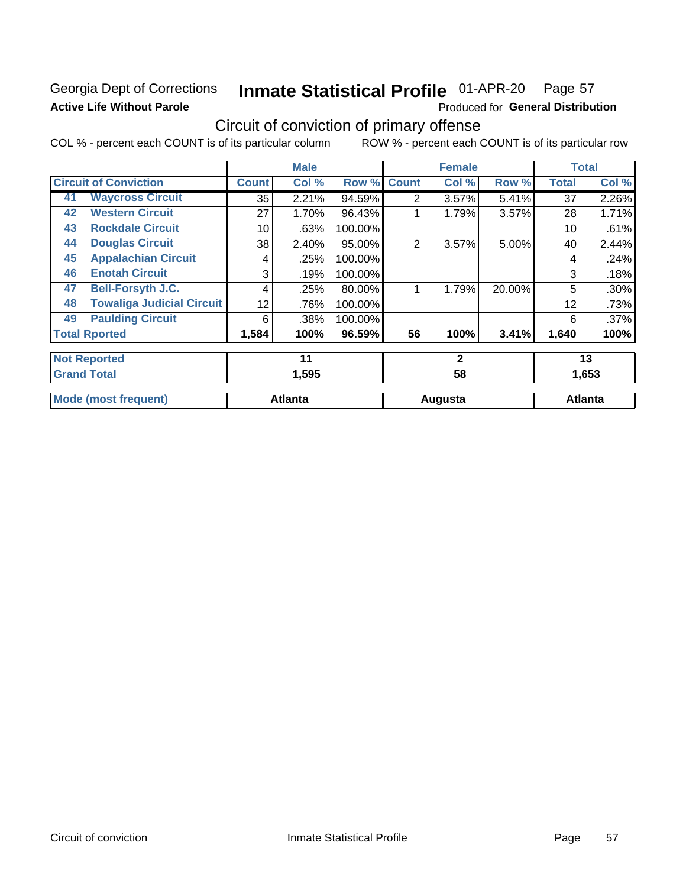Georgia Dept of Corrections

**Active Life Without Parole**

# Inmate Statistical Profile 01-APR-20 Page 57

Produced for **General Distribution**

## Circuit of conviction of primary offense

COL % - percent each COUNT is of its particular column ROW % - percent each COUNT is of its particular row

| Circuit of Conviction | | Male | | | Female | | | Total | |
|---|---|---|---|---|---|---|---|---|---|
| | | Count | Col % | Row % | Count | Col % | Row % | Total | Col % |
| 41 | Waycross Circuit | 35 | 2.21% | 94.59% | 2 | 3.57% | 5.41% | 37 | 2.26% |
| 42 | Western Circuit | 27 | 1.70% | 96.43% | 1 | 1.79% | 3.57% | 28 | 1.71% |
| 43 | Rockdale Circuit | 10 | .63% | 100.00% | | | | 10 | .61% |
| 44 | Douglas Circuit | 38 | 2.40% | 95.00% | 2 | 3.57% | 5.00% | 40 | 2.44% |
| 45 | Appalachian Circuit | 4 | .25% | 100.00% | | | | 4 | .24% |
| 46 | Enotah Circuit | 3 | .19% | 100.00% | | | | 3 | .18% |
| 47 | Bell-Forsyth J.C. | 4 | .25% | 80.00% | 1 | 1.79% | 20.00% | 5 | .30% |
| 48 | Towaliga Judicial Circuit | 12 | .76% | 100.00% | | | | 12 | .73% |
| 49 | Paulding Circuit | 6 | .38% | 100.00% | | | | 6 | .37% |
| Total Rported | | 1,584 | 100% | 96.59% | 56 | 100% | 3.41% | 1,640 | 100% |
| Not Reported | | 11 | | | 2 | | | 13 | |
| Grand Total | | 1,595 | | | 58 | | | 1,653 | |
| Mode (most frequent) | | Atlanta | | | Augusta | | | Atlanta | |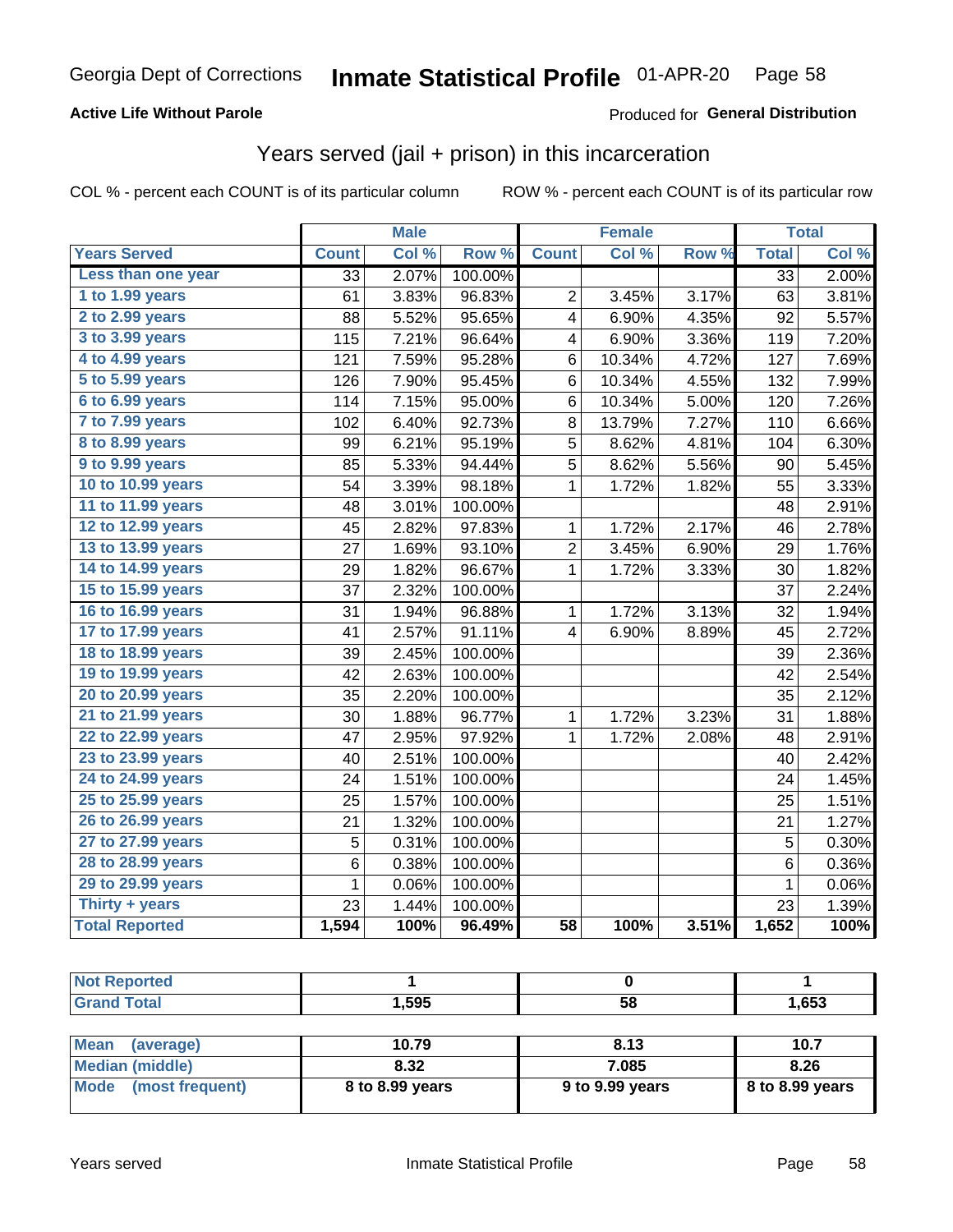Georgia Dept of Corrections **Inmate Statistical Profile** 01-APR-20

**Active Life Without Parole**

Produced for **General Distribution**

## Years served (jail + prison) in this incarceration

COL % - percent each COUNT is of its particular column

ROW % - percent each COUNT is of its particular row

| | Male | | | Female | | | Total | |
|---|---|---|---|---|---|---|---|---|
| Years Served | Count | Col % | Row % | Count | Col % | Row % | Total | Col % |
| Less than one year | 33 | 2.07% | 100.00% | | | | 33 | 2.00% |
| 1 to 1.99 years | 61 | 3.83% | 96.83% | 2 | 3.45% | 3.17% | 63 | 3.81% |
| 2 to 2.99 years | 88 | 5.52% | 95.65% | 4 | 6.90% | 4.35% | 92 | 5.57% |
| 3 to 3.99 years | 115 | 7.21% | 96.64% | 4 | 6.90% | 3.36% | 119 | 7.20% |
| 4 to 4.99 years | 121 | 7.59% | 95.28% | 6 | 10.34% | 4.72% | 127 | 7.69% |
| 5 to 5.99 years | 126 | 7.90% | 95.45% | 6 | 10.34% | 4.55% | 132 | 7.99% |
| 6 to 6.99 years | 114 | 7.15% | 95.00% | 6 | 10.34% | 5.00% | 120 | 7.26% |
| 7 to 7.99 years | 102 | 6.40% | 92.73% | 8 | 13.79% | 7.27% | 110 | 6.66% |
| 8 to 8.99 years | 99 | 6.21% | 95.19% | 5 | 8.62% | 4.81% | 104 | 6.30% |
| 9 to 9.99 years | 85 | 5.33% | 94.44% | 5 | 8.62% | 5.56% | 90 | 5.45% |
| 10 to 10.99 years | 54 | 3.39% | 98.18% | 1 | 1.72% | 1.82% | 55 | 3.33% |
| 11 to 11.99 years | 48 | 3.01% | 100.00% | | | | 48 | 2.91% |
| 12 to 12.99 years | 45 | 2.82% | 97.83% | 1 | 1.72% | 2.17% | 46 | 2.78% |
| 13 to 13.99 years | 27 | 1.69% | 93.10% | 2 | 3.45% | 6.90% | 29 | 1.76% |
| 14 to 14.99 years | 29 | 1.82% | 96.67% | 1 | 1.72% | 3.33% | 30 | 1.82% |
| 15 to 15.99 years | 37 | 2.32% | 100.00% | | | | 37 | 2.24% |
| 16 to 16.99 years | 31 | 1.94% | 96.88% | 1 | 1.72% | 3.13% | 32 | 1.94% |
| 17 to 17.99 years | 41 | 2.57% | 91.11% | 4 | 6.90% | 8.89% | 45 | 2.72% |
| 18 to 18.99 years | 39 | 2.45% | 100.00% | | | | 39 | 2.36% |
| 19 to 19.99 years | 42 | 2.63% | 100.00% | | | | 42 | 2.54% |
| 20 to 20.99 years | 35 | 2.20% | 100.00% | | | | 35 | 2.12% |
| 21 to 21.99 years | 30 | 1.88% | 96.77% | 1 | 1.72% | 3.23% | 31 | 1.88% |
| 22 to 22.99 years | 47 | 2.95% | 97.92% | 1 | 1.72% | 2.08% | 48 | 2.91% |
| 23 to 23.99 years | 40 | 2.51% | 100.00% | | | | 40 | 2.42% |
| 24 to 24.99 years | 24 | 1.51% | 100.00% | | | | 24 | 1.45% |
| 25 to 25.99 years | 25 | 1.57% | 100.00% | | | | 25 | 1.51% |
| 26 to 26.99 years | 21 | 1.32% | 100.00% | | | | 21 | 1.27% |
| 27 to 27.99 years | 5 | 0.31% | 100.00% | | | | 5 | 0.30% |
| 28 to 28.99 years | 6 | 0.38% | 100.00% | | | | 6 | 0.36% |
| 29 to 29.99 years | 1 | 0.06% | 100.00% | | | | 1 | 0.06% |
| Thirty + years | 23 | 1.44% | 100.00% | | | | 23 | 1.39% |
| **Total Reported** | **1,594** | **100%** | **96.49%** | **58** | **100%** | **3.51%** | **1,652** | **100%** |

| | Male | Female | Total |
|---|---|---|---|
| Not Reported | 1 | 0 | 1 |
| Grand Total | 1,595 | 58 | 1,653 |

| | Male | Female | Total |
|---|---|---|---|
| Mean (average) | 10.79 | 8.13 | 10.7 |
| Median (middle) | 8.32 | 7.085 | 8.26 |
| Mode (most frequent) | 8 to 8.99 years | 9 to 9.99 years | 8 to 8.99 years |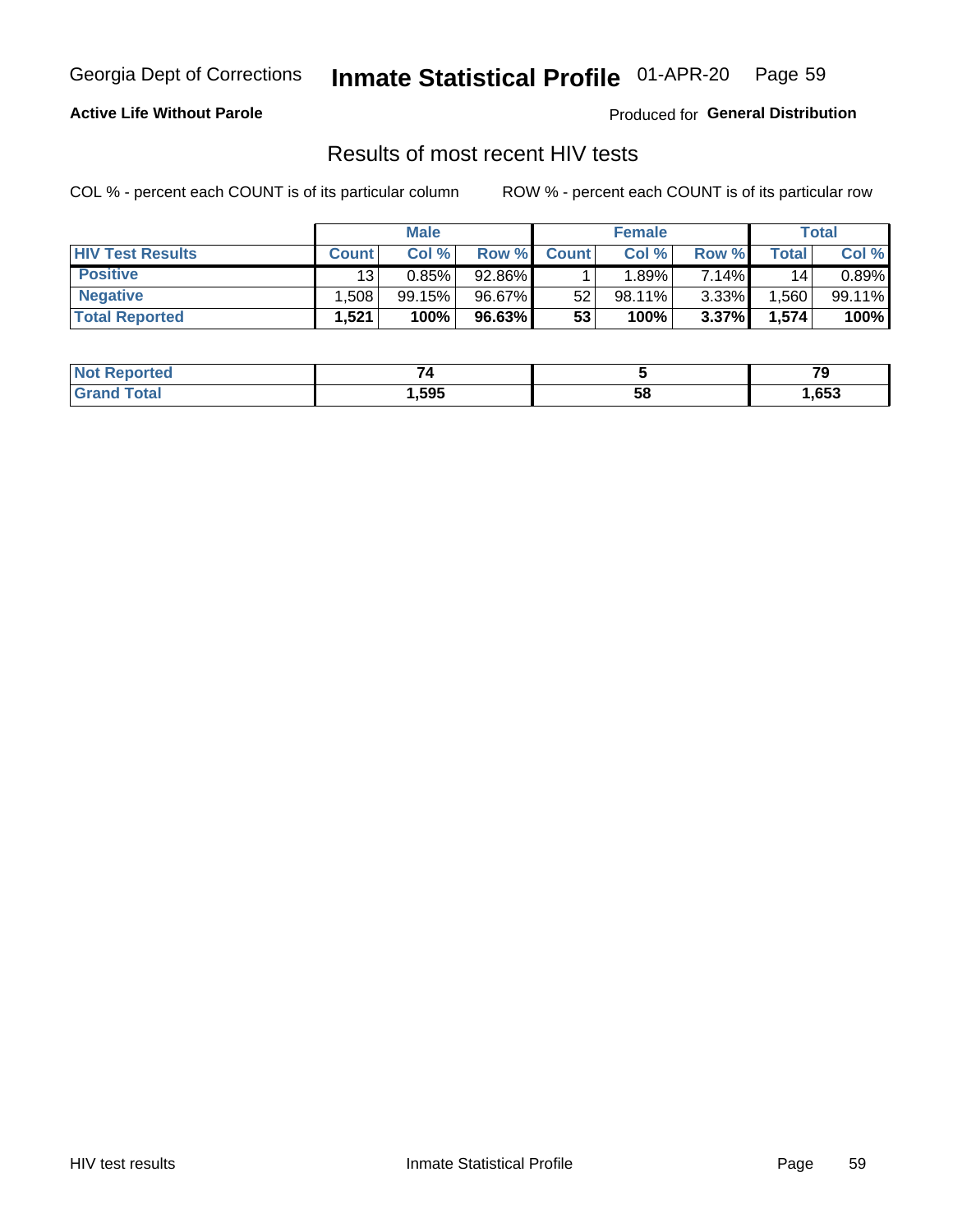Georgia Dept of Corrections **Inmate Statistical Profile** 01-APR-20

**Active Life Without Parole**

Produced for **General Distribution**

## Results of most recent HIV tests

COL % - percent each COUNT is of its particular column

ROW % - percent each COUNT is of its particular row

| | Male | | | Female | | | Total | |
|---|---|---|---|---|---|---|---|---|
| **HIV Test Results** | **Count** | **Col %** | **Row %** | **Count** | **Col %** | **Row %** | **Total** | **Col %** |
| **Positive** | 13 | 0.85% | 92.86% | 1 | 1.89% | 7.14% | 14 | 0.89% |
| **Negative** | 1,508 | 99.15% | 96.67% | 52 | 98.11% | 3.33% | 1,560 | 99.11% |
| **Total Reported** | **1,521** | **100%** | **96.63%** | **53** | **100%** | **3.37%** | **1,574** | **100%** |

| | Male | Female | Total |
|---|---|---|---|
| **Not Reported** | **74** | **5** | **79** |
| **Grand Total** | **1,595** | **58** | **1,653** |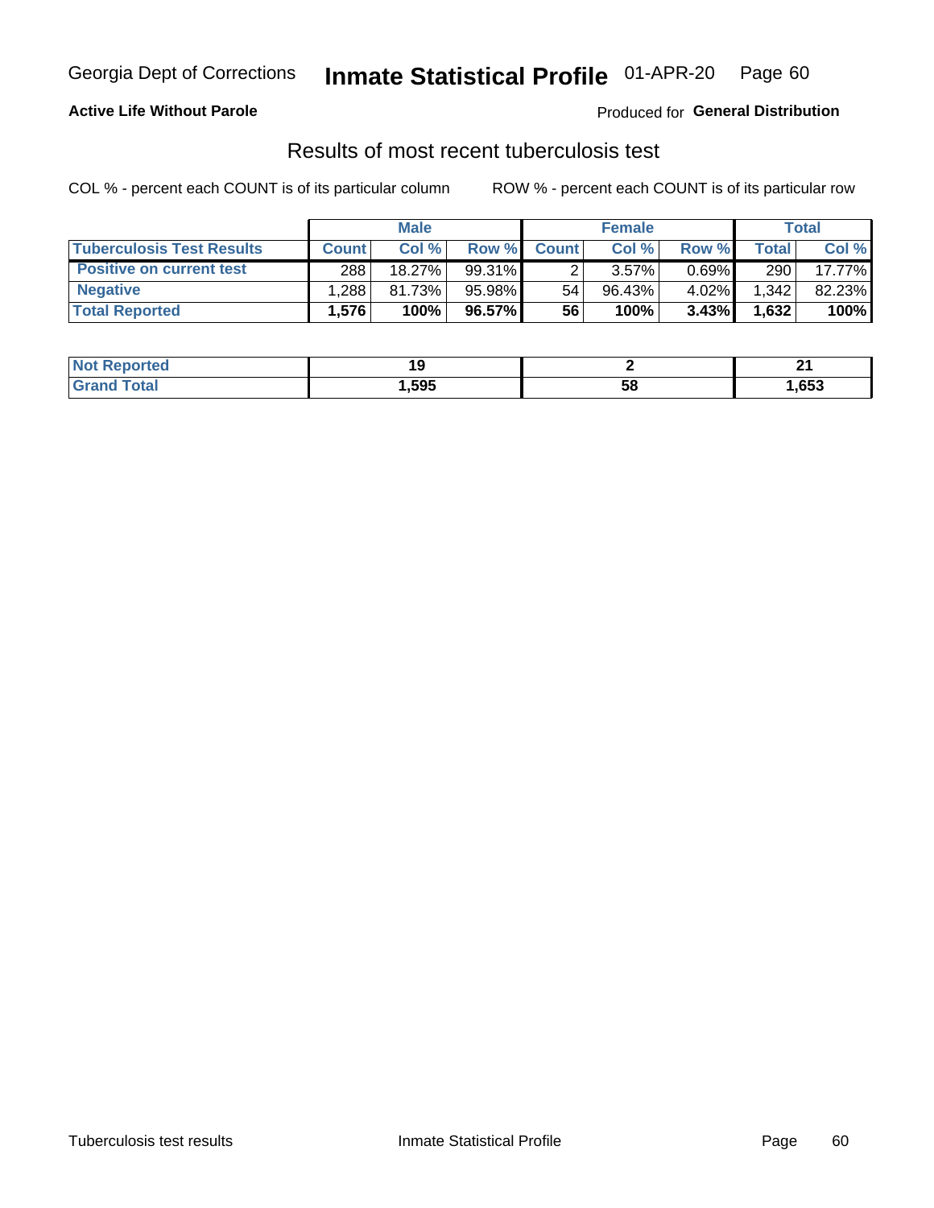Georgia Dept of Corrections **Inmate Statistical Profile** 01-APR-20

**Active Life Without Parole**

Produced for **General Distribution**

## Results of most recent tuberculosis test

COL % - percent each COUNT is of its particular column

ROW % - percent each COUNT is of its particular row

| | Male | | | Female | | | Total | |
|---|---|---|---|---|---|---|---|---|
| **Tuberculosis Test Results** | **Count** | **Col %** | **Row %** | **Count** | **Col %** | **Row %** | **Total** | **Col %** |
| **Positive on current test** | 288 | 18.27% | 99.31% | 2 | 3.57% | 0.69% | 290 | 17.77% |
| **Negative** | 1,288 | 81.73% | 95.98% | 54 | 96.43% | 4.02% | 1,342 | 82.23% |
| **Total Reported** | **1,576** | **100%** | **96.57%** | **56** | **100%** | **3.43%** | **1,632** | **100%** |

| | Male | Female | Total |
|---|---|---|---|
| **Not Reported** | **19** | **2** | **21** |
| **Grand Total** | **1,595** | **58** | **1,653** |

Tuberculosis test results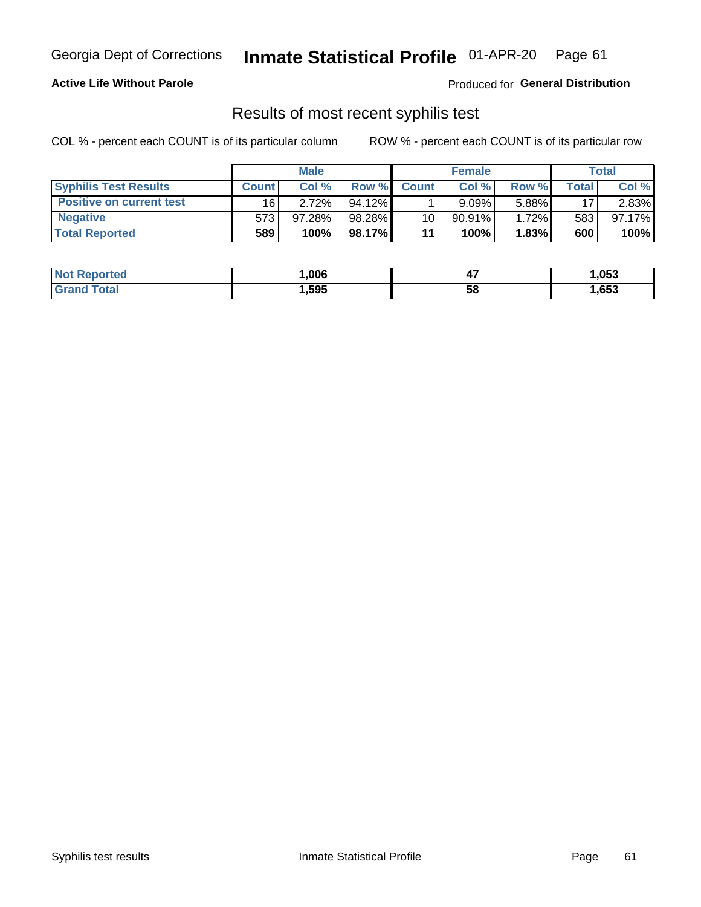Georgia Dept of Corrections **Inmate Statistical Profile** 01-APR-20

**Active Life Without Parole**

Produced for **General Distribution**

## Results of most recent syphilis test

COL % - percent each COUNT is of its particular column ROW % - percent each COUNT is of its particular row

| | Male | | | Female | | | Total | |
|---|---|---|---|---|---|---|---|---|
| **Syphilis Test Results** | **Count** | **Col %** | **Row %** | **Count** | **Col %** | **Row %** | **Total** | **Col %** |
| **Positive on current test** | 16 | 2.72% | 94.12% | 1 | 9.09% | 5.88% | 17 | 2.83% |
| **Negative** | 573 | 97.28% | 98.28% | 10 | 90.91% | 1.72% | 583 | 97.17% |
| **Total Reported** | **589** | **100%** | **98.17%** | **11** | **100%** | **1.83%** | **600** | **100%** |

| | Male | Female | Total |
|---|---|---|---|
| **Not Reported** | **1,006** | **47** | **1,053** |
| **Grand Total** | **1,595** | **58** | **1,653** |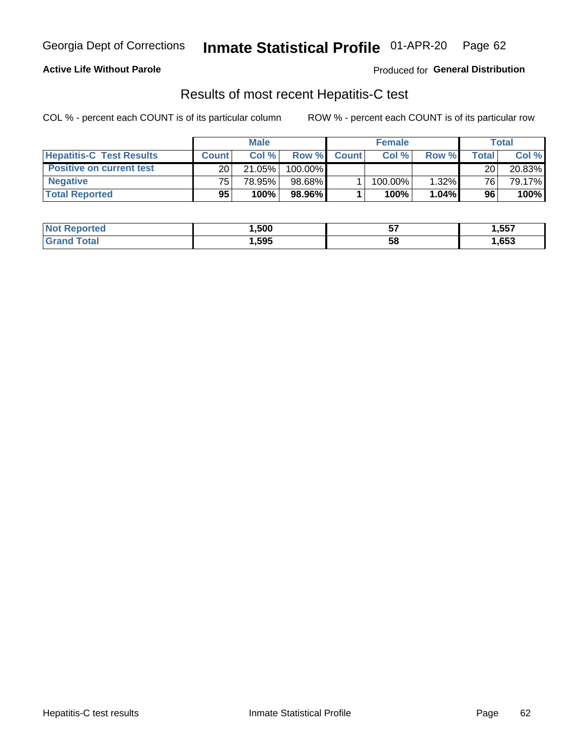Georgia Dept of Corrections **Inmate Statistical Profile** 01-APR-20

**Active Life Without Parole**

Produced for **General Distribution**

## Results of most recent Hepatitis-C test

COL % - percent each COUNT is of its particular column

ROW % - percent each COUNT is of its particular row

| | Male | | | Female | | | Total | |
|---|---|---|---|---|---|---|---|---|
| **Hepatitis-C Test Results** | **Count** | **Col %** | **Row %** | **Count** | **Col %** | **Row %** | **Total** | **Col %** |
| **Positive on current test** | 20 | 21.05% | 100.00% | | | | 20 | 20.83% |
| **Negative** | 75 | 78.95% | 98.68% | 1 | 100.00% | 1.32% | 76 | 79.17% |
| **Total Reported** | **95** | **100%** | **98.96%** | **1** | **100%** | **1.04%** | **96** | **100%** |

| | Male | Female | Total |
|---|---|---|---|
| **Not Reported** | **1,500** | **57** | **1,557** |
| **Grand Total** | **1,595** | **58** | **1,653** |